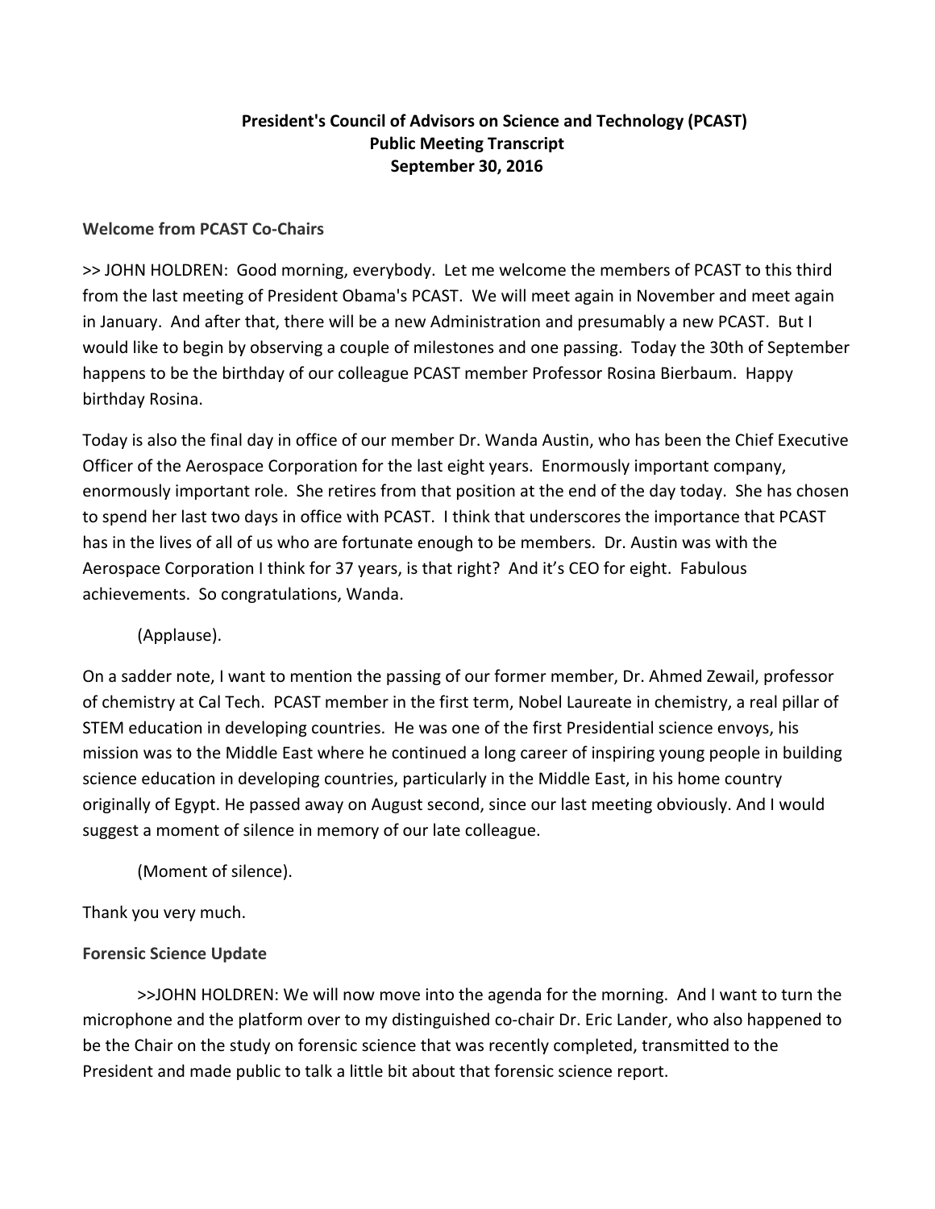**President's Council of Advisors on Science and Technology (PCAST)**
**Public Meeting Transcript**
**September 30, 2016**

## Welcome from PCAST Co-Chairs

>> JOHN HOLDREN: Good morning, everybody. Let me welcome the members of PCAST to this third from the last meeting of President Obama's PCAST. We will meet again in November and meet again in January. And after that, there will be a new Administration and presumably a new PCAST. But I would like to begin by observing a couple of milestones and one passing. Today the 30th of September happens to be the birthday of our colleague PCAST member Professor Rosina Bierbaum. Happy birthday Rosina.

Today is also the final day in office of our member Dr. Wanda Austin, who has been the Chief Executive Officer of the Aerospace Corporation for the last eight years. Enormously important company, enormously important role. She retires from that position at the end of the day today. She has chosen to spend her last two days in office with PCAST. I think that underscores the importance that PCAST has in the lives of all of us who are fortunate enough to be members. Dr. Austin was with the Aerospace Corporation I think for 37 years, is that right? And it's CEO for eight. Fabulous achievements. So congratulations, Wanda.

(Applause).

On a sadder note, I want to mention the passing of our former member, Dr. Ahmed Zewail, professor of chemistry at Cal Tech. PCAST member in the first term, Nobel Laureate in chemistry, a real pillar of STEM education in developing countries. He was one of the first Presidential science envoys, his mission was to the Middle East where he continued a long career of inspiring young people in building science education in developing countries, particularly in the Middle East, in his home country originally of Egypt. He passed away on August second, since our last meeting obviously. And I would suggest a moment of silence in memory of our late colleague.

(Moment of silence).

Thank you very much.

## Forensic Science Update

>>JOHN HOLDREN: We will now move into the agenda for the morning. And I want to turn the microphone and the platform over to my distinguished co-chair Dr. Eric Lander, who also happened to be the Chair on the study on forensic science that was recently completed, transmitted to the President and made public to talk a little bit about that forensic science report.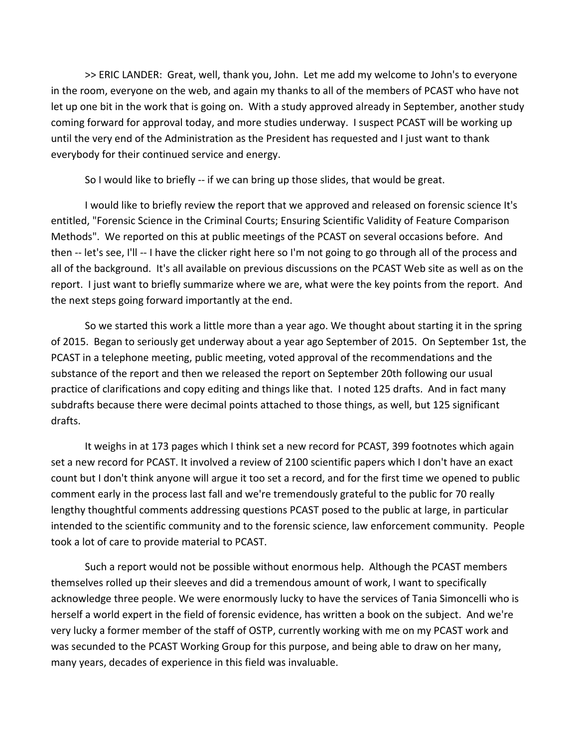>> ERIC LANDER: Great, well, thank you, John. Let me add my welcome to John's to everyone in the room, everyone on the web, and again my thanks to all of the members of PCAST who have not let up one bit in the work that is going on. With a study approved already in September, another study coming forward for approval today, and more studies underway. I suspect PCAST will be working up until the very end of the Administration as the President has requested and I just want to thank everybody for their continued service and energy.

So I would like to briefly -- if we can bring up those slides, that would be great.

I would like to briefly review the report that we approved and released on forensic science It's entitled, "Forensic Science in the Criminal Courts; Ensuring Scientific Validity of Feature Comparison Methods". We reported on this at public meetings of the PCAST on several occasions before. And then -- let's see, I'll -- I have the clicker right here so I'm not going to go through all of the process and all of the background. It's all available on previous discussions on the PCAST Web site as well as on the report. I just want to briefly summarize where we are, what were the key points from the report. And the next steps going forward importantly at the end.

So we started this work a little more than a year ago. We thought about starting it in the spring of 2015. Began to seriously get underway about a year ago September of 2015. On September 1st, the PCAST in a telephone meeting, public meeting, voted approval of the recommendations and the substance of the report and then we released the report on September 20th following our usual practice of clarifications and copy editing and things like that. I noted 125 drafts. And in fact many subdrafts because there were decimal points attached to those things, as well, but 125 significant drafts.

It weighs in at 173 pages which I think set a new record for PCAST, 399 footnotes which again set a new record for PCAST. It involved a review of 2100 scientific papers which I don't have an exact count but I don't think anyone will argue it too set a record, and for the first time we opened to public comment early in the process last fall and we're tremendously grateful to the public for 70 really lengthy thoughtful comments addressing questions PCAST posed to the public at large, in particular intended to the scientific community and to the forensic science, law enforcement community. People took a lot of care to provide material to PCAST.

Such a report would not be possible without enormous help. Although the PCAST members themselves rolled up their sleeves and did a tremendous amount of work, I want to specifically acknowledge three people. We were enormously lucky to have the services of Tania Simoncelli who is herself a world expert in the field of forensic evidence, has written a book on the subject. And we're very lucky a former member of the staff of OSTP, currently working with me on my PCAST work and was secunded to the PCAST Working Group for this purpose, and being able to draw on her many, many years, decades of experience in this field was invaluable.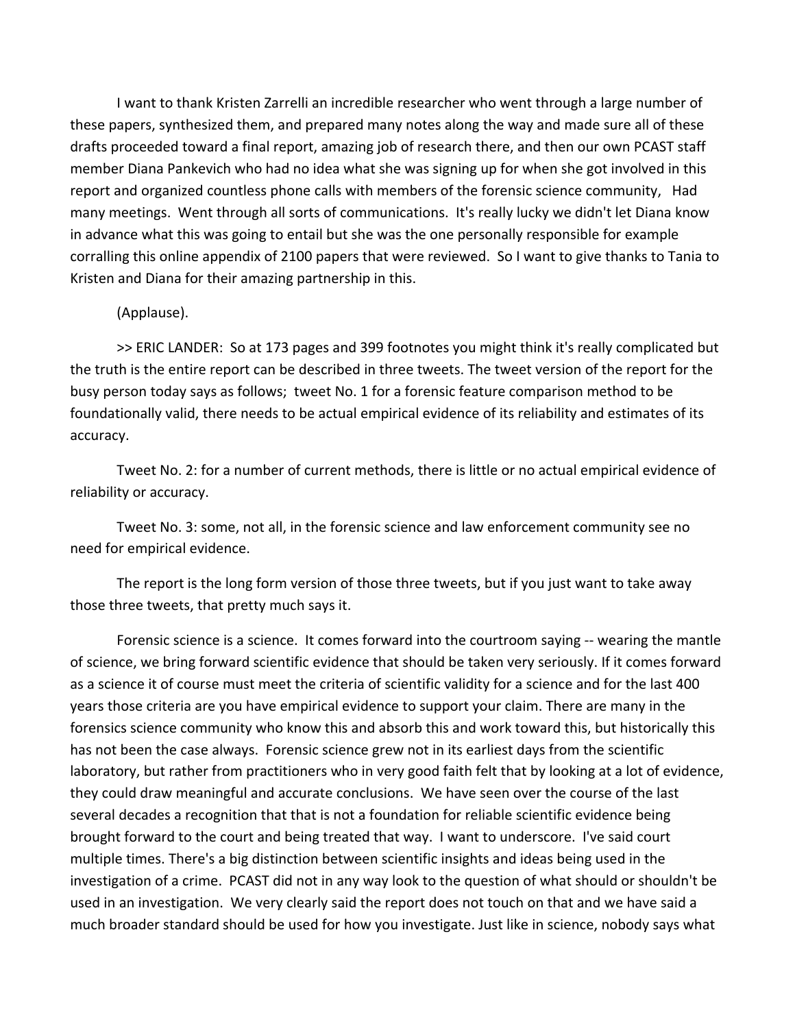I want to thank Kristen Zarrelli an incredible researcher who went through a large number of these papers, synthesized them, and prepared many notes along the way and made sure all of these drafts proceeded toward a final report, amazing job of research there, and then our own PCAST staff member Diana Pankevich who had no idea what she was signing up for when she got involved in this report and organized countless phone calls with members of the forensic science community,   Had many meetings.  Went through all sorts of communications.  It's really lucky we didn't let Diana know in advance what this was going to entail but she was the one personally responsible for example corralling this online appendix of 2100 papers that were reviewed.  So I want to give thanks to Tania to Kristen and Diana for their amazing partnership in this.

(Applause).

>> ERIC LANDER:  So at 173 pages and 399 footnotes you might think it's really complicated but the truth is the entire report can be described in three tweets. The tweet version of the report for the busy person today says as follows;  tweet No. 1 for a forensic feature comparison method to be foundationally valid, there needs to be actual empirical evidence of its reliability and estimates of its accuracy.

Tweet No. 2: for a number of current methods, there is little or no actual empirical evidence of reliability or accuracy.

Tweet No. 3: some, not all, in the forensic science and law enforcement community see no need for empirical evidence.

The report is the long form version of those three tweets, but if you just want to take away those three tweets, that pretty much says it.

Forensic science is a science.  It comes forward into the courtroom saying -- wearing the mantle of science, we bring forward scientific evidence that should be taken very seriously. If it comes forward as a science it of course must meet the criteria of scientific validity for a science and for the last 400 years those criteria are you have empirical evidence to support your claim. There are many in the forensics science community who know this and absorb this and work toward this, but historically this has not been the case always.  Forensic science grew not in its earliest days from the scientific laboratory, but rather from practitioners who in very good faith felt that by looking at a lot of evidence, they could draw meaningful and accurate conclusions.  We have seen over the course of the last several decades a recognition that that is not a foundation for reliable scientific evidence being brought forward to the court and being treated that way.  I want to underscore.  I've said court multiple times. There's a big distinction between scientific insights and ideas being used in the investigation of a crime.  PCAST did not in any way look to the question of what should or shouldn't be used in an investigation.  We very clearly said the report does not touch on that and we have said a much broader standard should be used for how you investigate. Just like in science, nobody says what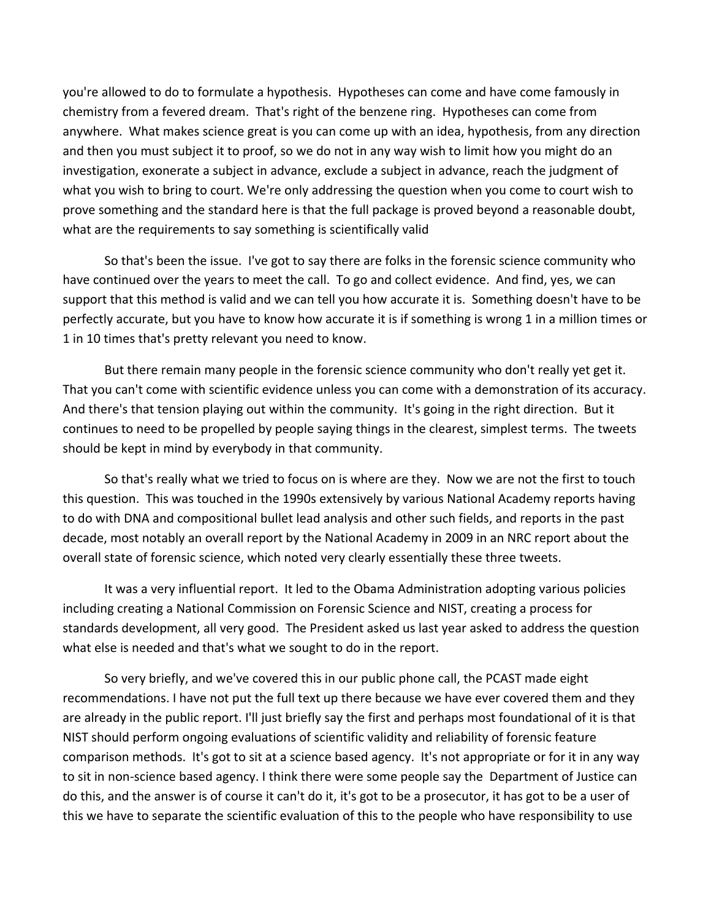you're allowed to do to formulate a hypothesis. Hypotheses can come and have come famously in chemistry from a fevered dream. That's right of the benzene ring. Hypotheses can come from anywhere. What makes science great is you can come up with an idea, hypothesis, from any direction and then you must subject it to proof, so we do not in any way wish to limit how you might do an investigation, exonerate a subject in advance, exclude a subject in advance, reach the judgment of what you wish to bring to court. We're only addressing the question when you come to court wish to prove something and the standard here is that the full package is proved beyond a reasonable doubt, what are the requirements to say something is scientifically valid

So that's been the issue. I've got to say there are folks in the forensic science community who have continued over the years to meet the call. To go and collect evidence. And find, yes, we can support that this method is valid and we can tell you how accurate it is. Something doesn't have to be perfectly accurate, but you have to know how accurate it is if something is wrong 1 in a million times or 1 in 10 times that's pretty relevant you need to know.

But there remain many people in the forensic science community who don't really yet get it. That you can't come with scientific evidence unless you can come with a demonstration of its accuracy. And there's that tension playing out within the community. It's going in the right direction. But it continues to need to be propelled by people saying things in the clearest, simplest terms. The tweets should be kept in mind by everybody in that community.

So that's really what we tried to focus on is where are they. Now we are not the first to touch this question. This was touched in the 1990s extensively by various National Academy reports having to do with DNA and compositional bullet lead analysis and other such fields, and reports in the past decade, most notably an overall report by the National Academy in 2009 in an NRC report about the overall state of forensic science, which noted very clearly essentially these three tweets.

It was a very influential report. It led to the Obama Administration adopting various policies including creating a National Commission on Forensic Science and NIST, creating a process for standards development, all very good. The President asked us last year asked to address the question what else is needed and that's what we sought to do in the report.

So very briefly, and we've covered this in our public phone call, the PCAST made eight recommendations. I have not put the full text up there because we have ever covered them and they are already in the public report. I'll just briefly say the first and perhaps most foundational of it is that NIST should perform ongoing evaluations of scientific validity and reliability of forensic feature comparison methods. It's got to sit at a science based agency. It's not appropriate or for it in any way to sit in non-science based agency. I think there were some people say the Department of Justice can do this, and the answer is of course it can't do it, it's got to be a prosecutor, it has got to be a user of this we have to separate the scientific evaluation of this to the people who have responsibility to use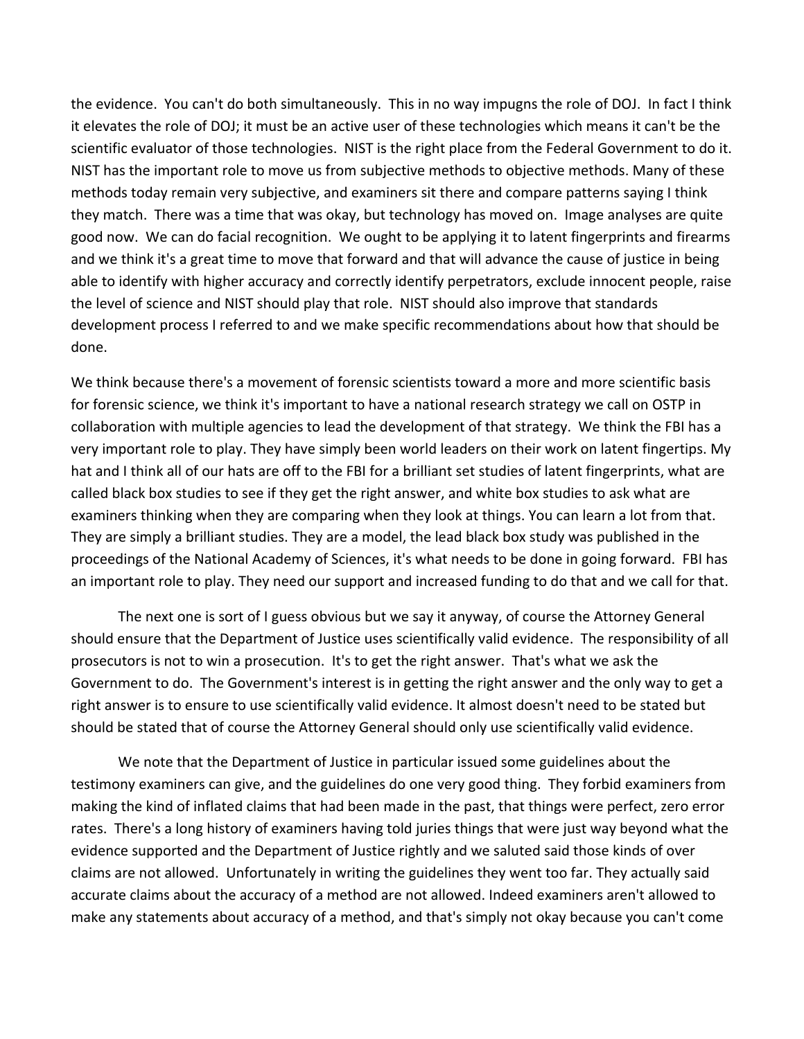the evidence. You can't do both simultaneously. This in no way impugns the role of DOJ. In fact I think it elevates the role of DOJ; it must be an active user of these technologies which means it can't be the scientific evaluator of those technologies. NIST is the right place from the Federal Government to do it. NIST has the important role to move us from subjective methods to objective methods. Many of these methods today remain very subjective, and examiners sit there and compare patterns saying I think they match. There was a time that was okay, but technology has moved on. Image analyses are quite good now. We can do facial recognition. We ought to be applying it to latent fingerprints and firearms and we think it's a great time to move that forward and that will advance the cause of justice in being able to identify with higher accuracy and correctly identify perpetrators, exclude innocent people, raise the level of science and NIST should play that role. NIST should also improve that standards development process I referred to and we make specific recommendations about how that should be done.

We think because there's a movement of forensic scientists toward a more and more scientific basis for forensic science, we think it's important to have a national research strategy we call on OSTP in collaboration with multiple agencies to lead the development of that strategy. We think the FBI has a very important role to play. They have simply been world leaders on their work on latent fingertips. My hat and I think all of our hats are off to the FBI for a brilliant set studies of latent fingerprints, what are called black box studies to see if they get the right answer, and white box studies to ask what are examiners thinking when they are comparing when they look at things. You can learn a lot from that. They are simply a brilliant studies. They are a model, the lead black box study was published in the proceedings of the National Academy of Sciences, it's what needs to be done in going forward. FBI has an important role to play. They need our support and increased funding to do that and we call for that.

The next one is sort of I guess obvious but we say it anyway, of course the Attorney General should ensure that the Department of Justice uses scientifically valid evidence. The responsibility of all prosecutors is not to win a prosecution. It's to get the right answer. That's what we ask the Government to do. The Government's interest is in getting the right answer and the only way to get a right answer is to ensure to use scientifically valid evidence. It almost doesn't need to be stated but should be stated that of course the Attorney General should only use scientifically valid evidence.

We note that the Department of Justice in particular issued some guidelines about the testimony examiners can give, and the guidelines do one very good thing. They forbid examiners from making the kind of inflated claims that had been made in the past, that things were perfect, zero error rates. There's a long history of examiners having told juries things that were just way beyond what the evidence supported and the Department of Justice rightly and we saluted said those kinds of over claims are not allowed. Unfortunately in writing the guidelines they went too far. They actually said accurate claims about the accuracy of a method are not allowed. Indeed examiners aren't allowed to make any statements about accuracy of a method, and that's simply not okay because you can't come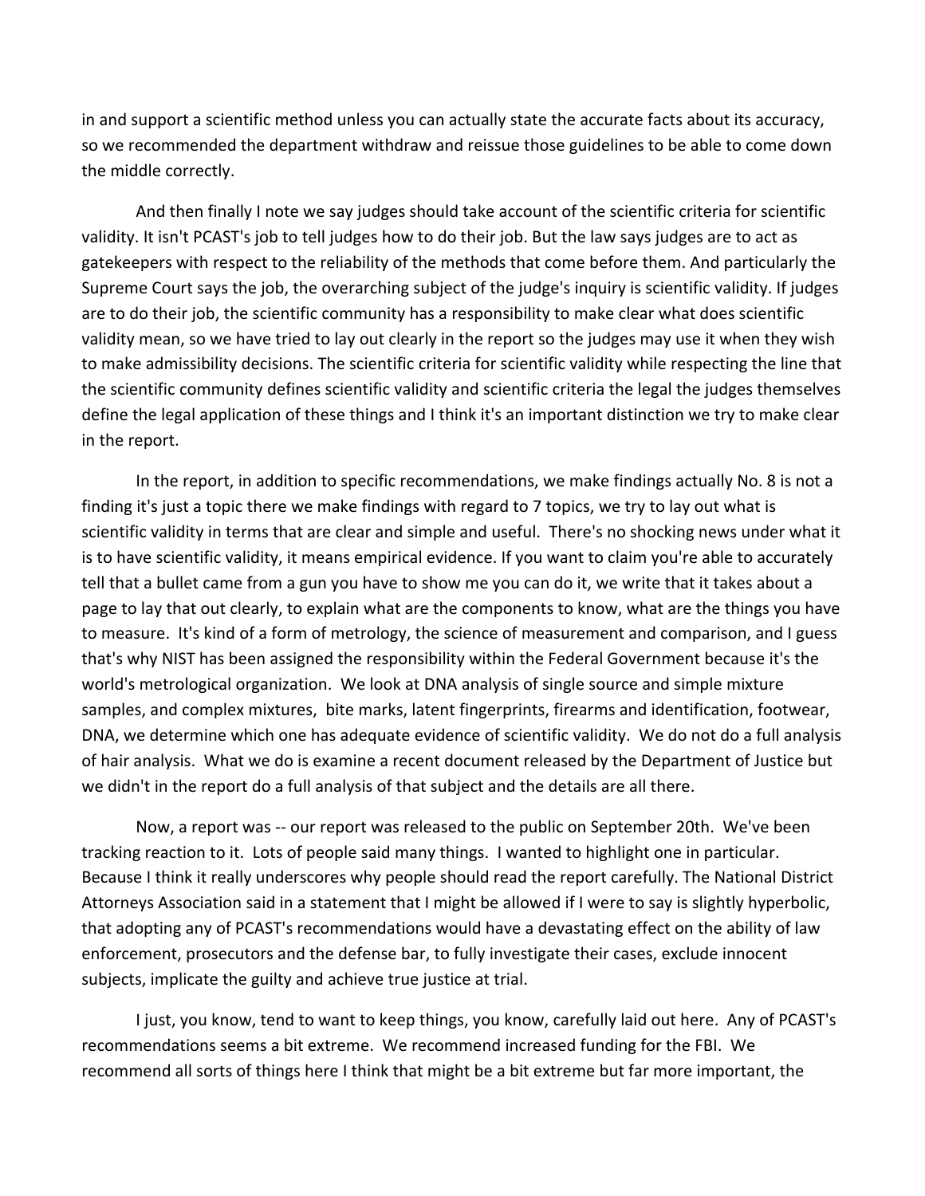in and support a scientific method unless you can actually state the accurate facts about its accuracy, so we recommended the department withdraw and reissue those guidelines to be able to come down the middle correctly.

And then finally I note we say judges should take account of the scientific criteria for scientific validity. It isn't PCAST's job to tell judges how to do their job. But the law says judges are to act as gatekeepers with respect to the reliability of the methods that come before them. And particularly the Supreme Court says the job, the overarching subject of the judge's inquiry is scientific validity. If judges are to do their job, the scientific community has a responsibility to make clear what does scientific validity mean, so we have tried to lay out clearly in the report so the judges may use it when they wish to make admissibility decisions. The scientific criteria for scientific validity while respecting the line that the scientific community defines scientific validity and scientific criteria the legal the judges themselves define the legal application of these things and I think it's an important distinction we try to make clear in the report.

In the report, in addition to specific recommendations, we make findings actually No. 8 is not a finding it's just a topic there we make findings with regard to 7 topics, we try to lay out what is scientific validity in terms that are clear and simple and useful. There's no shocking news under what it is to have scientific validity, it means empirical evidence. If you want to claim you're able to accurately tell that a bullet came from a gun you have to show me you can do it, we write that it takes about a page to lay that out clearly, to explain what are the components to know, what are the things you have to measure. It's kind of a form of metrology, the science of measurement and comparison, and I guess that's why NIST has been assigned the responsibility within the Federal Government because it's the world's metrological organization. We look at DNA analysis of single source and simple mixture samples, and complex mixtures, bite marks, latent fingerprints, firearms and identification, footwear, DNA, we determine which one has adequate evidence of scientific validity. We do not do a full analysis of hair analysis. What we do is examine a recent document released by the Department of Justice but we didn't in the report do a full analysis of that subject and the details are all there.

Now, a report was -- our report was released to the public on September 20th. We've been tracking reaction to it. Lots of people said many things. I wanted to highlight one in particular. Because I think it really underscores why people should read the report carefully. The National District Attorneys Association said in a statement that I might be allowed if I were to say is slightly hyperbolic, that adopting any of PCAST's recommendations would have a devastating effect on the ability of law enforcement, prosecutors and the defense bar, to fully investigate their cases, exclude innocent subjects, implicate the guilty and achieve true justice at trial.

I just, you know, tend to want to keep things, you know, carefully laid out here. Any of PCAST's recommendations seems a bit extreme. We recommend increased funding for the FBI. We recommend all sorts of things here I think that might be a bit extreme but far more important, the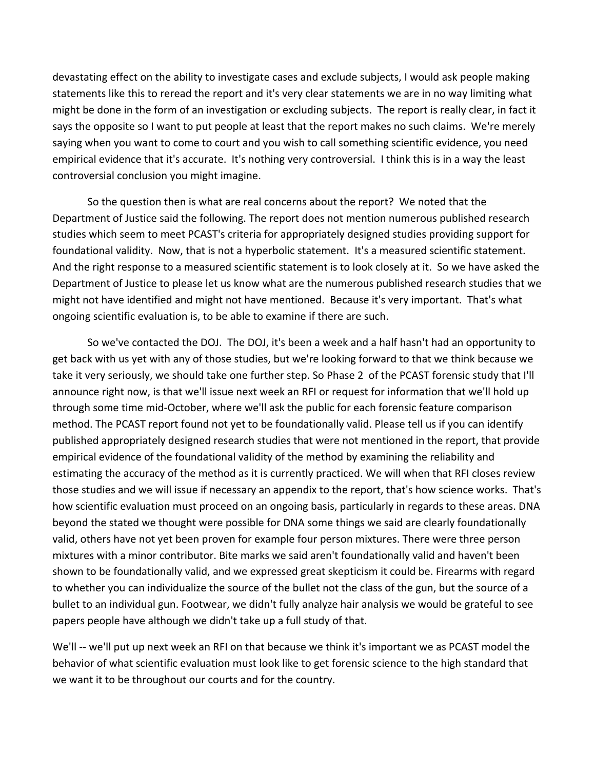devastating effect on the ability to investigate cases and exclude subjects, I would ask people making statements like this to reread the report and it's very clear statements we are in no way limiting what might be done in the form of an investigation or excluding subjects. The report is really clear, in fact it says the opposite so I want to put people at least that the report makes no such claims. We're merely saying when you want to come to court and you wish to call something scientific evidence, you need empirical evidence that it's accurate. It's nothing very controversial. I think this is in a way the least controversial conclusion you might imagine.

So the question then is what are real concerns about the report? We noted that the Department of Justice said the following. The report does not mention numerous published research studies which seem to meet PCAST's criteria for appropriately designed studies providing support for foundational validity. Now, that is not a hyperbolic statement. It's a measured scientific statement. And the right response to a measured scientific statement is to look closely at it. So we have asked the Department of Justice to please let us know what are the numerous published research studies that we might not have identified and might not have mentioned. Because it's very important. That's what ongoing scientific evaluation is, to be able to examine if there are such.

So we've contacted the DOJ. The DOJ, it's been a week and a half hasn't had an opportunity to get back with us yet with any of those studies, but we're looking forward to that we think because we take it very seriously, we should take one further step. So Phase 2 of the PCAST forensic study that I'll announce right now, is that we'll issue next week an RFI or request for information that we'll hold up through some time mid-October, where we'll ask the public for each forensic feature comparison method. The PCAST report found not yet to be foundationally valid. Please tell us if you can identify published appropriately designed research studies that were not mentioned in the report, that provide empirical evidence of the foundational validity of the method by examining the reliability and estimating the accuracy of the method as it is currently practiced. We will when that RFI closes review those studies and we will issue if necessary an appendix to the report, that's how science works. That's how scientific evaluation must proceed on an ongoing basis, particularly in regards to these areas. DNA beyond the stated we thought were possible for DNA some things we said are clearly foundationally valid, others have not yet been proven for example four person mixtures. There were three person mixtures with a minor contributor. Bite marks we said aren't foundationally valid and haven't been shown to be foundationally valid, and we expressed great skepticism it could be. Firearms with regard to whether you can individualize the source of the bullet not the class of the gun, but the source of a bullet to an individual gun. Footwear, we didn't fully analyze hair analysis we would be grateful to see papers people have although we didn't take up a full study of that.

We'll -- we'll put up next week an RFI on that because we think it's important we as PCAST model the behavior of what scientific evaluation must look like to get forensic science to the high standard that we want it to be throughout our courts and for the country.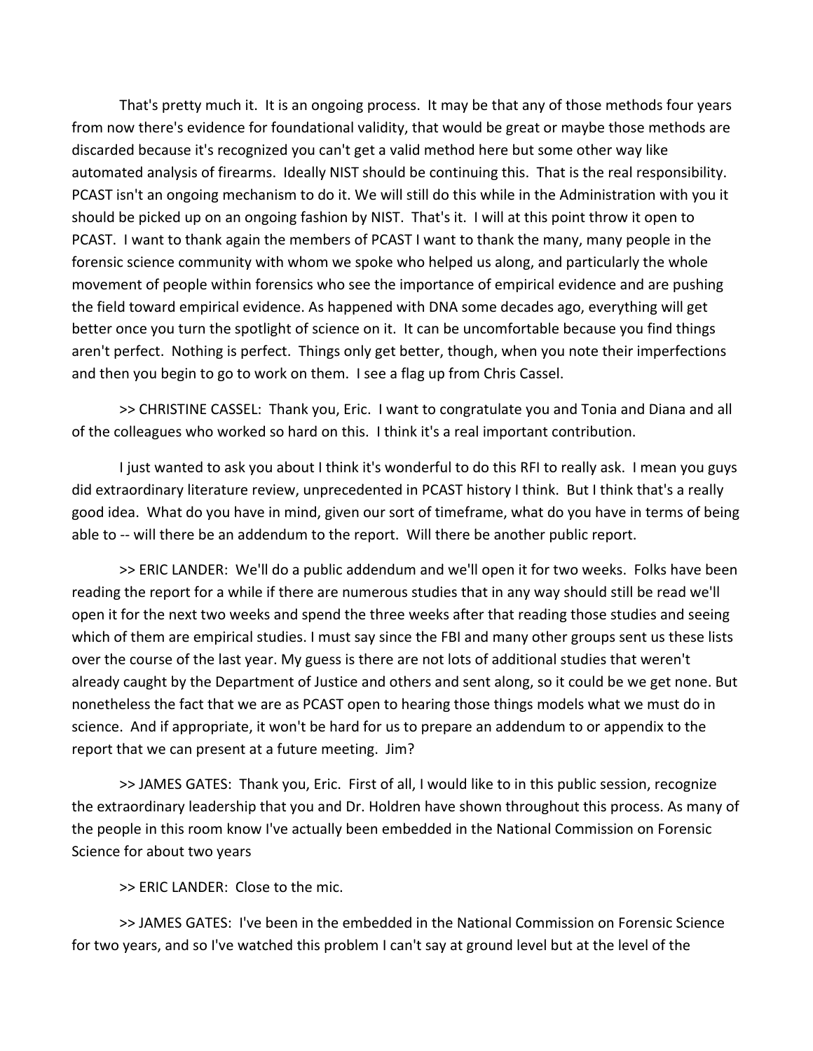That's pretty much it. It is an ongoing process. It may be that any of those methods four years from now there's evidence for foundational validity, that would be great or maybe those methods are discarded because it's recognized you can't get a valid method here but some other way like automated analysis of firearms. Ideally NIST should be continuing this. That is the real responsibility. PCAST isn't an ongoing mechanism to do it. We will still do this while in the Administration with you it should be picked up on an ongoing fashion by NIST. That's it. I will at this point throw it open to PCAST. I want to thank again the members of PCAST I want to thank the many, many people in the forensic science community with whom we spoke who helped us along, and particularly the whole movement of people within forensics who see the importance of empirical evidence and are pushing the field toward empirical evidence. As happened with DNA some decades ago, everything will get better once you turn the spotlight of science on it. It can be uncomfortable because you find things aren't perfect. Nothing is perfect. Things only get better, though, when you note their imperfections and then you begin to go to work on them. I see a flag up from Chris Cassel.

>> CHRISTINE CASSEL: Thank you, Eric. I want to congratulate you and Tonia and Diana and all of the colleagues who worked so hard on this. I think it's a real important contribution.

I just wanted to ask you about I think it's wonderful to do this RFI to really ask. I mean you guys did extraordinary literature review, unprecedented in PCAST history I think. But I think that's a really good idea. What do you have in mind, given our sort of timeframe, what do you have in terms of being able to -- will there be an addendum to the report. Will there be another public report.

>> ERIC LANDER: We'll do a public addendum and we'll open it for two weeks. Folks have been reading the report for a while if there are numerous studies that in any way should still be read we'll open it for the next two weeks and spend the three weeks after that reading those studies and seeing which of them are empirical studies. I must say since the FBI and many other groups sent us these lists over the course of the last year. My guess is there are not lots of additional studies that weren't already caught by the Department of Justice and others and sent along, so it could be we get none. But nonetheless the fact that we are as PCAST open to hearing those things models what we must do in science. And if appropriate, it won't be hard for us to prepare an addendum to or appendix to the report that we can present at a future meeting. Jim?

>> JAMES GATES: Thank you, Eric. First of all, I would like to in this public session, recognize the extraordinary leadership that you and Dr. Holdren have shown throughout this process. As many of the people in this room know I've actually been embedded in the National Commission on Forensic Science for about two years

>> ERIC LANDER: Close to the mic.

>> JAMES GATES: I've been in the embedded in the National Commission on Forensic Science for two years, and so I've watched this problem I can't say at ground level but at the level of the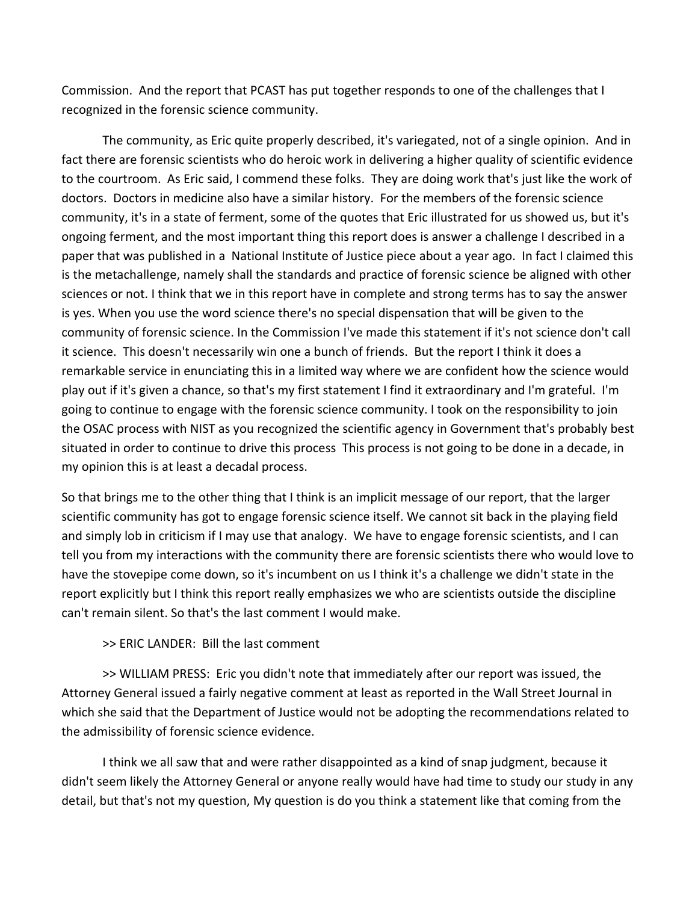Commission. And the report that PCAST has put together responds to one of the challenges that I recognized in the forensic science community.

The community, as Eric quite properly described, it's variegated, not of a single opinion. And in fact there are forensic scientists who do heroic work in delivering a higher quality of scientific evidence to the courtroom. As Eric said, I commend these folks. They are doing work that's just like the work of doctors. Doctors in medicine also have a similar history. For the members of the forensic science community, it's in a state of ferment, some of the quotes that Eric illustrated for us showed us, but it's ongoing ferment, and the most important thing this report does is answer a challenge I described in a paper that was published in a National Institute of Justice piece about a year ago. In fact I claimed this is the metachallenge, namely shall the standards and practice of forensic science be aligned with other sciences or not. I think that we in this report have in complete and strong terms has to say the answer is yes. When you use the word science there's no special dispensation that will be given to the community of forensic science. In the Commission I've made this statement if it's not science don't call it science. This doesn't necessarily win one a bunch of friends. But the report I think it does a remarkable service in enunciating this in a limited way where we are confident how the science would play out if it's given a chance, so that's my first statement I find it extraordinary and I'm grateful. I'm going to continue to engage with the forensic science community. I took on the responsibility to join the OSAC process with NIST as you recognized the scientific agency in Government that's probably best situated in order to continue to drive this process This process is not going to be done in a decade, in my opinion this is at least a decadal process.

So that brings me to the other thing that I think is an implicit message of our report, that the larger scientific community has got to engage forensic science itself. We cannot sit back in the playing field and simply lob in criticism if I may use that analogy. We have to engage forensic scientists, and I can tell you from my interactions with the community there are forensic scientists there who would love to have the stovepipe come down, so it's incumbent on us I think it's a challenge we didn't state in the report explicitly but I think this report really emphasizes we who are scientists outside the discipline can't remain silent. So that's the last comment I would make.

>> ERIC LANDER: Bill the last comment

>> WILLIAM PRESS: Eric you didn't note that immediately after our report was issued, the Attorney General issued a fairly negative comment at least as reported in the Wall Street Journal in which she said that the Department of Justice would not be adopting the recommendations related to the admissibility of forensic science evidence.

I think we all saw that and were rather disappointed as a kind of snap judgment, because it didn't seem likely the Attorney General or anyone really would have had time to study our study in any detail, but that's not my question, My question is do you think a statement like that coming from the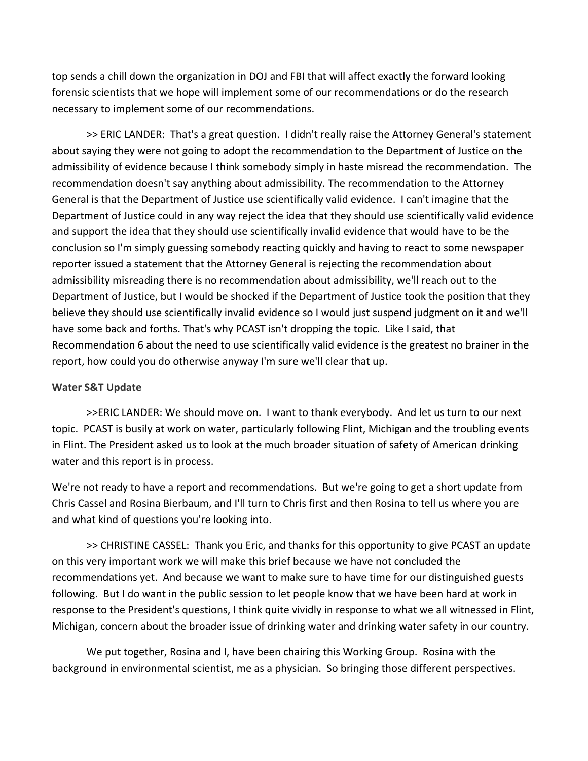top sends a chill down the organization in DOJ and FBI that will affect exactly the forward looking forensic scientists that we hope will implement some of our recommendations or do the research necessary to implement some of our recommendations.

>> ERIC LANDER: That's a great question. I didn't really raise the Attorney General's statement about saying they were not going to adopt the recommendation to the Department of Justice on the admissibility of evidence because I think somebody simply in haste misread the recommendation. The recommendation doesn't say anything about admissibility. The recommendation to the Attorney General is that the Department of Justice use scientifically valid evidence. I can't imagine that the Department of Justice could in any way reject the idea that they should use scientifically valid evidence and support the idea that they should use scientifically invalid evidence that would have to be the conclusion so I'm simply guessing somebody reacting quickly and having to react to some newspaper reporter issued a statement that the Attorney General is rejecting the recommendation about admissibility misreading there is no recommendation about admissibility, we'll reach out to the Department of Justice, but I would be shocked if the Department of Justice took the position that they believe they should use scientifically invalid evidence so I would just suspend judgment on it and we'll have some back and forths. That's why PCAST isn't dropping the topic. Like I said, that Recommendation 6 about the need to use scientifically valid evidence is the greatest no brainer in the report, how could you do otherwise anyway I'm sure we'll clear that up.

**Water S&T Update**

>>ERIC LANDER: We should move on. I want to thank everybody. And let us turn to our next topic. PCAST is busily at work on water, particularly following Flint, Michigan and the troubling events in Flint. The President asked us to look at the much broader situation of safety of American drinking water and this report is in process.

We're not ready to have a report and recommendations. But we're going to get a short update from Chris Cassel and Rosina Bierbaum, and I'll turn to Chris first and then Rosina to tell us where you are and what kind of questions you're looking into.

>> CHRISTINE CASSEL: Thank you Eric, and thanks for this opportunity to give PCAST an update on this very important work we will make this brief because we have not concluded the recommendations yet. And because we want to make sure to have time for our distinguished guests following. But I do want in the public session to let people know that we have been hard at work in response to the President's questions, I think quite vividly in response to what we all witnessed in Flint, Michigan, concern about the broader issue of drinking water and drinking water safety in our country.

We put together, Rosina and I, have been chairing this Working Group. Rosina with the background in environmental scientist, me as a physician. So bringing those different perspectives.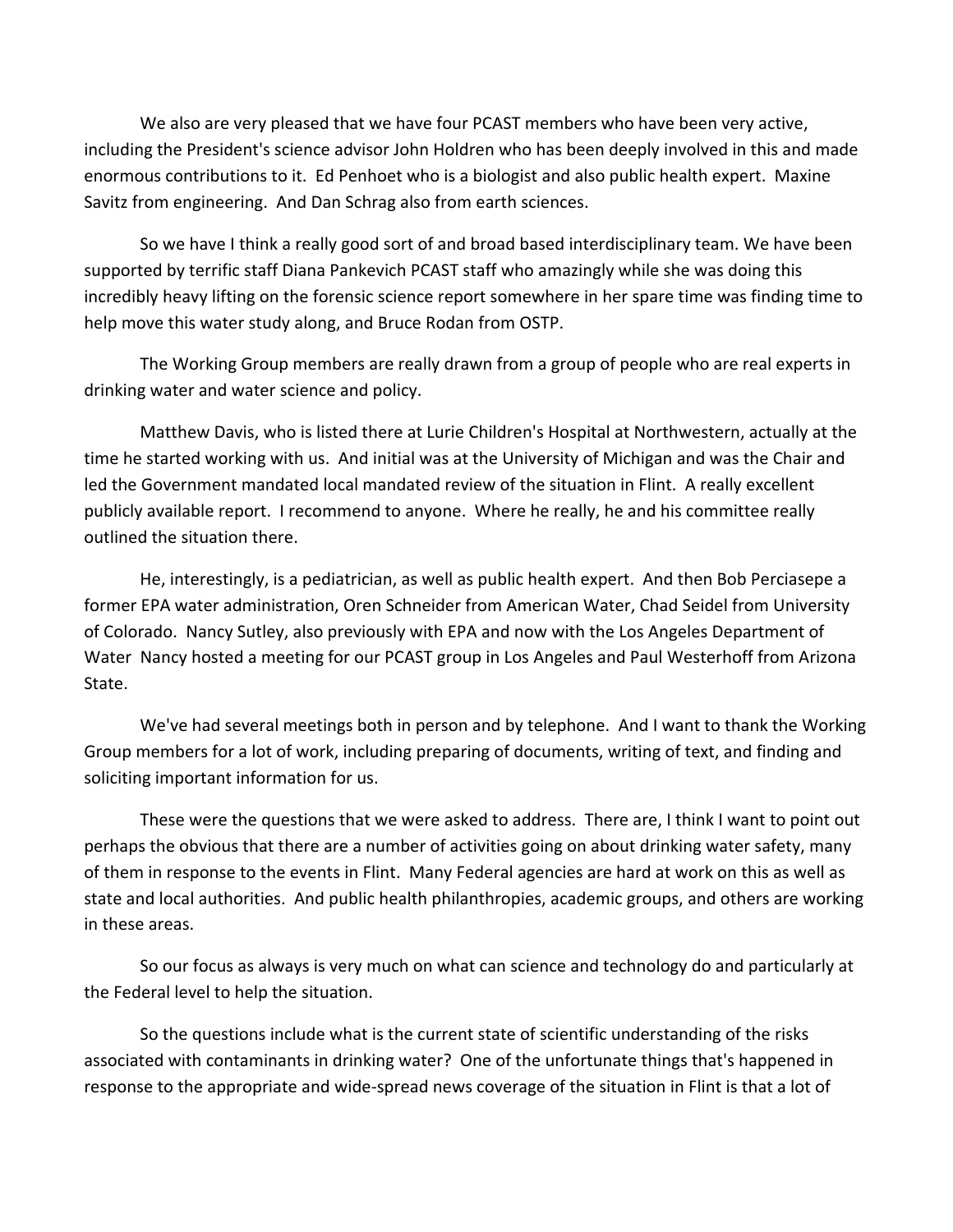We also are very pleased that we have four PCAST members who have been very active, including the President's science advisor John Holdren who has been deeply involved in this and made enormous contributions to it. Ed Penhoet who is a biologist and also public health expert. Maxine Savitz from engineering. And Dan Schrag also from earth sciences.

So we have I think a really good sort of and broad based interdisciplinary team. We have been supported by terrific staff Diana Pankevich PCAST staff who amazingly while she was doing this incredibly heavy lifting on the forensic science report somewhere in her spare time was finding time to help move this water study along, and Bruce Rodan from OSTP.

The Working Group members are really drawn from a group of people who are real experts in drinking water and water science and policy.

Matthew Davis, who is listed there at Lurie Children's Hospital at Northwestern, actually at the time he started working with us. And initial was at the University of Michigan and was the Chair and led the Government mandated local mandated review of the situation in Flint. A really excellent publicly available report. I recommend to anyone. Where he really, he and his committee really outlined the situation there.

He, interestingly, is a pediatrician, as well as public health expert. And then Bob Perciasepe a former EPA water administration, Oren Schneider from American Water, Chad Seidel from University of Colorado. Nancy Sutley, also previously with EPA and now with the Los Angeles Department of Water Nancy hosted a meeting for our PCAST group in Los Angeles and Paul Westerhoff from Arizona State.

We've had several meetings both in person and by telephone. And I want to thank the Working Group members for a lot of work, including preparing of documents, writing of text, and finding and soliciting important information for us.

These were the questions that we were asked to address. There are, I think I want to point out perhaps the obvious that there are a number of activities going on about drinking water safety, many of them in response to the events in Flint. Many Federal agencies are hard at work on this as well as state and local authorities. And public health philanthropies, academic groups, and others are working in these areas.

So our focus as always is very much on what can science and technology do and particularly at the Federal level to help the situation.

So the questions include what is the current state of scientific understanding of the risks associated with contaminants in drinking water? One of the unfortunate things that's happened in response to the appropriate and wide-spread news coverage of the situation in Flint is that a lot of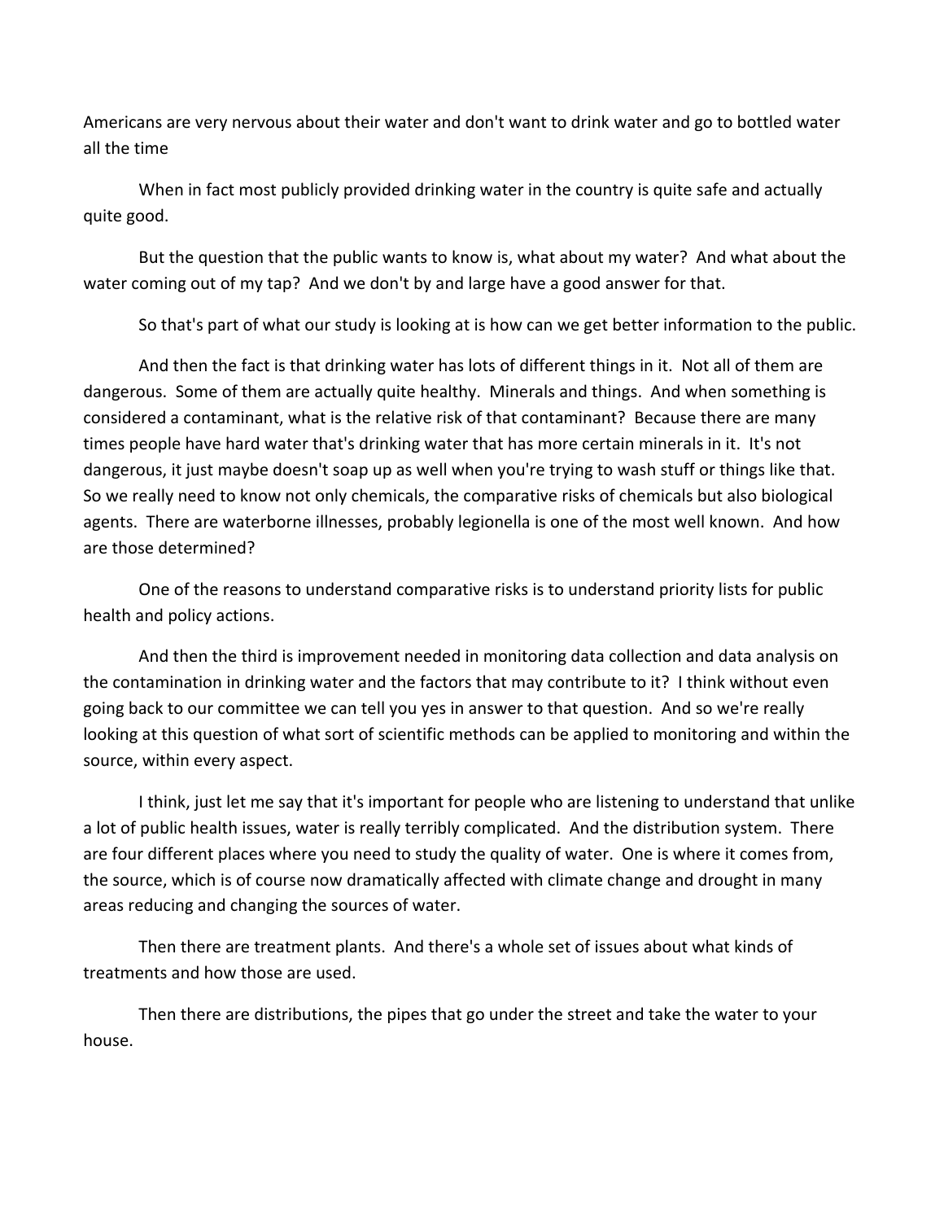Americans are very nervous about their water and don't want to drink water and go to bottled water all the time

When in fact most publicly provided drinking water in the country is quite safe and actually quite good.

But the question that the public wants to know is, what about my water? And what about the water coming out of my tap? And we don't by and large have a good answer for that.

So that's part of what our study is looking at is how can we get better information to the public.

And then the fact is that drinking water has lots of different things in it. Not all of them are dangerous. Some of them are actually quite healthy. Minerals and things. And when something is considered a contaminant, what is the relative risk of that contaminant? Because there are many times people have hard water that's drinking water that has more certain minerals in it. It's not dangerous, it just maybe doesn't soap up as well when you're trying to wash stuff or things like that. So we really need to know not only chemicals, the comparative risks of chemicals but also biological agents. There are waterborne illnesses, probably legionella is one of the most well known. And how are those determined?

One of the reasons to understand comparative risks is to understand priority lists for public health and policy actions.

And then the third is improvement needed in monitoring data collection and data analysis on the contamination in drinking water and the factors that may contribute to it? I think without even going back to our committee we can tell you yes in answer to that question. And so we're really looking at this question of what sort of scientific methods can be applied to monitoring and within the source, within every aspect.

I think, just let me say that it's important for people who are listening to understand that unlike a lot of public health issues, water is really terribly complicated. And the distribution system. There are four different places where you need to study the quality of water. One is where it comes from, the source, which is of course now dramatically affected with climate change and drought in many areas reducing and changing the sources of water.

Then there are treatment plants. And there's a whole set of issues about what kinds of treatments and how those are used.

Then there are distributions, the pipes that go under the street and take the water to your house.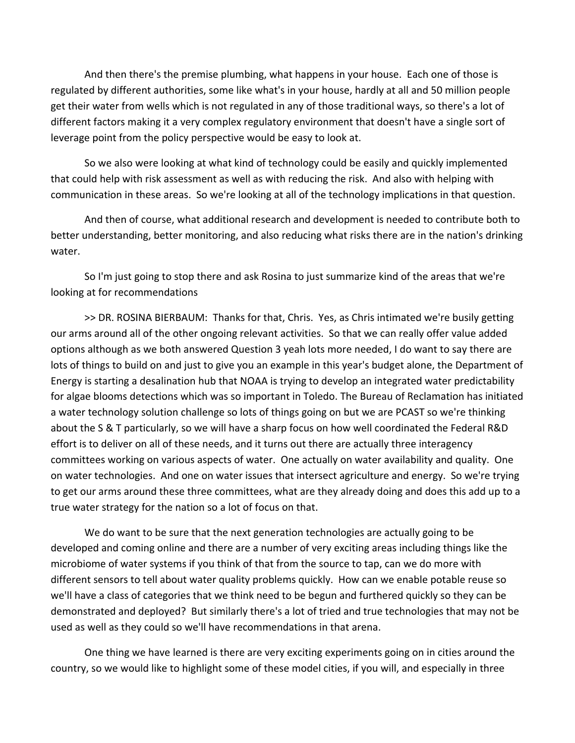And then there's the premise plumbing, what happens in your house. Each one of those is regulated by different authorities, some like what's in your house, hardly at all and 50 million people get their water from wells which is not regulated in any of those traditional ways, so there's a lot of different factors making it a very complex regulatory environment that doesn't have a single sort of leverage point from the policy perspective would be easy to look at.

So we also were looking at what kind of technology could be easily and quickly implemented that could help with risk assessment as well as with reducing the risk. And also with helping with communication in these areas. So we're looking at all of the technology implications in that question.

And then of course, what additional research and development is needed to contribute both to better understanding, better monitoring, and also reducing what risks there are in the nation's drinking water.

So I'm just going to stop there and ask Rosina to just summarize kind of the areas that we're looking at for recommendations

>> DR. ROSINA BIERBAUM: Thanks for that, Chris. Yes, as Chris intimated we're busily getting our arms around all of the other ongoing relevant activities. So that we can really offer value added options although as we both answered Question 3 yeah lots more needed, I do want to say there are lots of things to build on and just to give you an example in this year's budget alone, the Department of Energy is starting a desalination hub that NOAA is trying to develop an integrated water predictability for algae blooms detections which was so important in Toledo. The Bureau of Reclamation has initiated a water technology solution challenge so lots of things going on but we are PCAST so we're thinking about the S & T particularly, so we will have a sharp focus on how well coordinated the Federal R&D effort is to deliver on all of these needs, and it turns out there are actually three interagency committees working on various aspects of water. One actually on water availability and quality. One on water technologies. And one on water issues that intersect agriculture and energy. So we're trying to get our arms around these three committees, what are they already doing and does this add up to a true water strategy for the nation so a lot of focus on that.

We do want to be sure that the next generation technologies are actually going to be developed and coming online and there are a number of very exciting areas including things like the microbiome of water systems if you think of that from the source to tap, can we do more with different sensors to tell about water quality problems quickly. How can we enable potable reuse so we'll have a class of categories that we think need to be begun and furthered quickly so they can be demonstrated and deployed? But similarly there's a lot of tried and true technologies that may not be used as well as they could so we'll have recommendations in that arena.

One thing we have learned is there are very exciting experiments going on in cities around the country, so we would like to highlight some of these model cities, if you will, and especially in three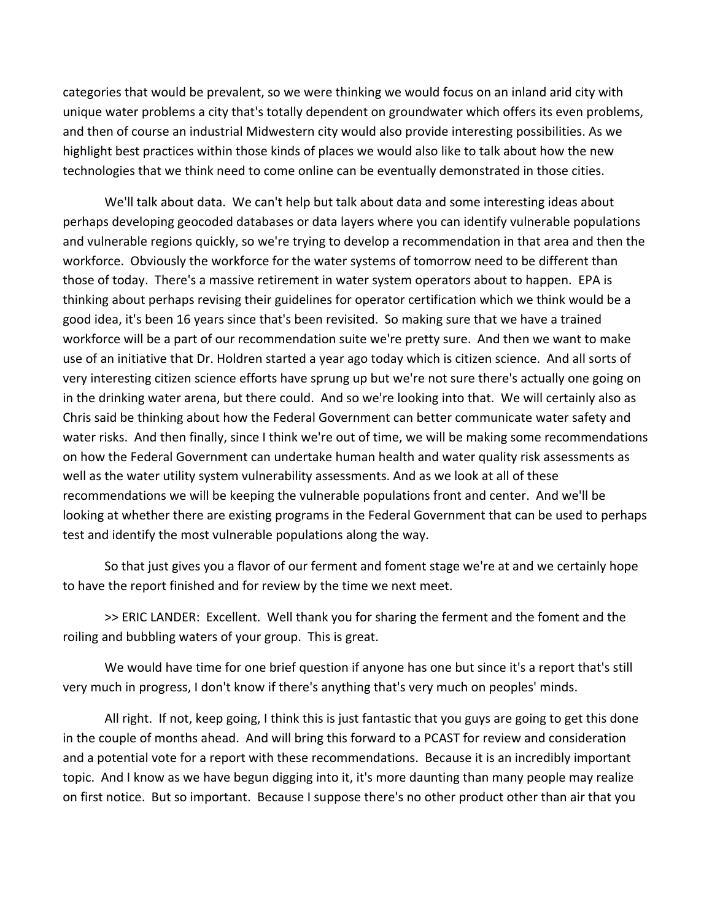categories that would be prevalent, so we were thinking we would focus on an inland arid city with unique water problems a city that's totally dependent on groundwater which offers its even problems, and then of course an industrial Midwestern city would also provide interesting possibilities. As we highlight best practices within those kinds of places we would also like to talk about how the new technologies that we think need to come online can be eventually demonstrated in those cities.

We'll talk about data. We can't help but talk about data and some interesting ideas about perhaps developing geocoded databases or data layers where you can identify vulnerable populations and vulnerable regions quickly, so we're trying to develop a recommendation in that area and then the workforce. Obviously the workforce for the water systems of tomorrow need to be different than those of today. There's a massive retirement in water system operators about to happen. EPA is thinking about perhaps revising their guidelines for operator certification which we think would be a good idea, it's been 16 years since that's been revisited. So making sure that we have a trained workforce will be a part of our recommendation suite we're pretty sure. And then we want to make use of an initiative that Dr. Holdren started a year ago today which is citizen science. And all sorts of very interesting citizen science efforts have sprung up but we're not sure there's actually one going on in the drinking water arena, but there could. And so we're looking into that. We will certainly also as Chris said be thinking about how the Federal Government can better communicate water safety and water risks. And then finally, since I think we're out of time, we will be making some recommendations on how the Federal Government can undertake human health and water quality risk assessments as well as the water utility system vulnerability assessments. And as we look at all of these recommendations we will be keeping the vulnerable populations front and center. And we'll be looking at whether there are existing programs in the Federal Government that can be used to perhaps test and identify the most vulnerable populations along the way.

So that just gives you a flavor of our ferment and foment stage we're at and we certainly hope to have the report finished and for review by the time we next meet.

>> ERIC LANDER: Excellent. Well thank you for sharing the ferment and the foment and the roiling and bubbling waters of your group. This is great.

We would have time for one brief question if anyone has one but since it's a report that's still very much in progress, I don't know if there's anything that's very much on peoples' minds.

All right. If not, keep going, I think this is just fantastic that you guys are going to get this done in the couple of months ahead. And will bring this forward to a PCAST for review and consideration and a potential vote for a report with these recommendations. Because it is an incredibly important topic. And I know as we have begun digging into it, it's more daunting than many people may realize on first notice. But so important. Because I suppose there's no other product other than air that you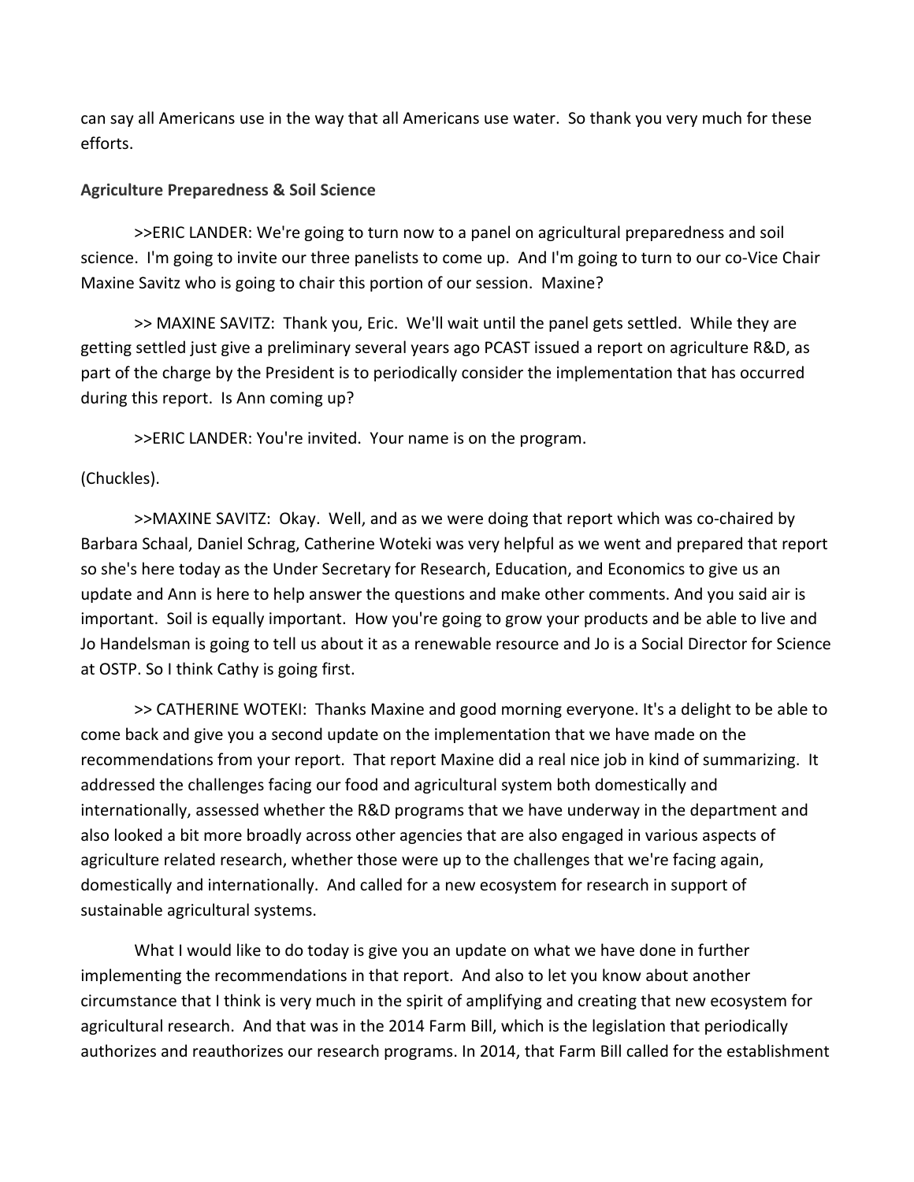can say all Americans use in the way that all Americans use water. So thank you very much for these efforts.

**Agriculture Preparedness & Soil Science**

>>ERIC LANDER: We're going to turn now to a panel on agricultural preparedness and soil science. I'm going to invite our three panelists to come up. And I'm going to turn to our co-Vice Chair Maxine Savitz who is going to chair this portion of our session. Maxine?

>> MAXINE SAVITZ: Thank you, Eric. We'll wait until the panel gets settled. While they are getting settled just give a preliminary several years ago PCAST issued a report on agriculture R&D, as part of the charge by the President is to periodically consider the implementation that has occurred during this report. Is Ann coming up?

>>ERIC LANDER: You're invited. Your name is on the program.

(Chuckles).

>>MAXINE SAVITZ: Okay. Well, and as we were doing that report which was co-chaired by Barbara Schaal, Daniel Schrag, Catherine Woteki was very helpful as we went and prepared that report so she's here today as the Under Secretary for Research, Education, and Economics to give us an update and Ann is here to help answer the questions and make other comments. And you said air is important. Soil is equally important. How you're going to grow your products and be able to live and Jo Handelsman is going to tell us about it as a renewable resource and Jo is a Social Director for Science at OSTP. So I think Cathy is going first.

>> CATHERINE WOTEKI: Thanks Maxine and good morning everyone. It's a delight to be able to come back and give you a second update on the implementation that we have made on the recommendations from your report. That report Maxine did a real nice job in kind of summarizing. It addressed the challenges facing our food and agricultural system both domestically and internationally, assessed whether the R&D programs that we have underway in the department and also looked a bit more broadly across other agencies that are also engaged in various aspects of agriculture related research, whether those were up to the challenges that we're facing again, domestically and internationally. And called for a new ecosystem for research in support of sustainable agricultural systems.

What I would like to do today is give you an update on what we have done in further implementing the recommendations in that report. And also to let you know about another circumstance that I think is very much in the spirit of amplifying and creating that new ecosystem for agricultural research. And that was in the 2014 Farm Bill, which is the legislation that periodically authorizes and reauthorizes our research programs. In 2014, that Farm Bill called for the establishment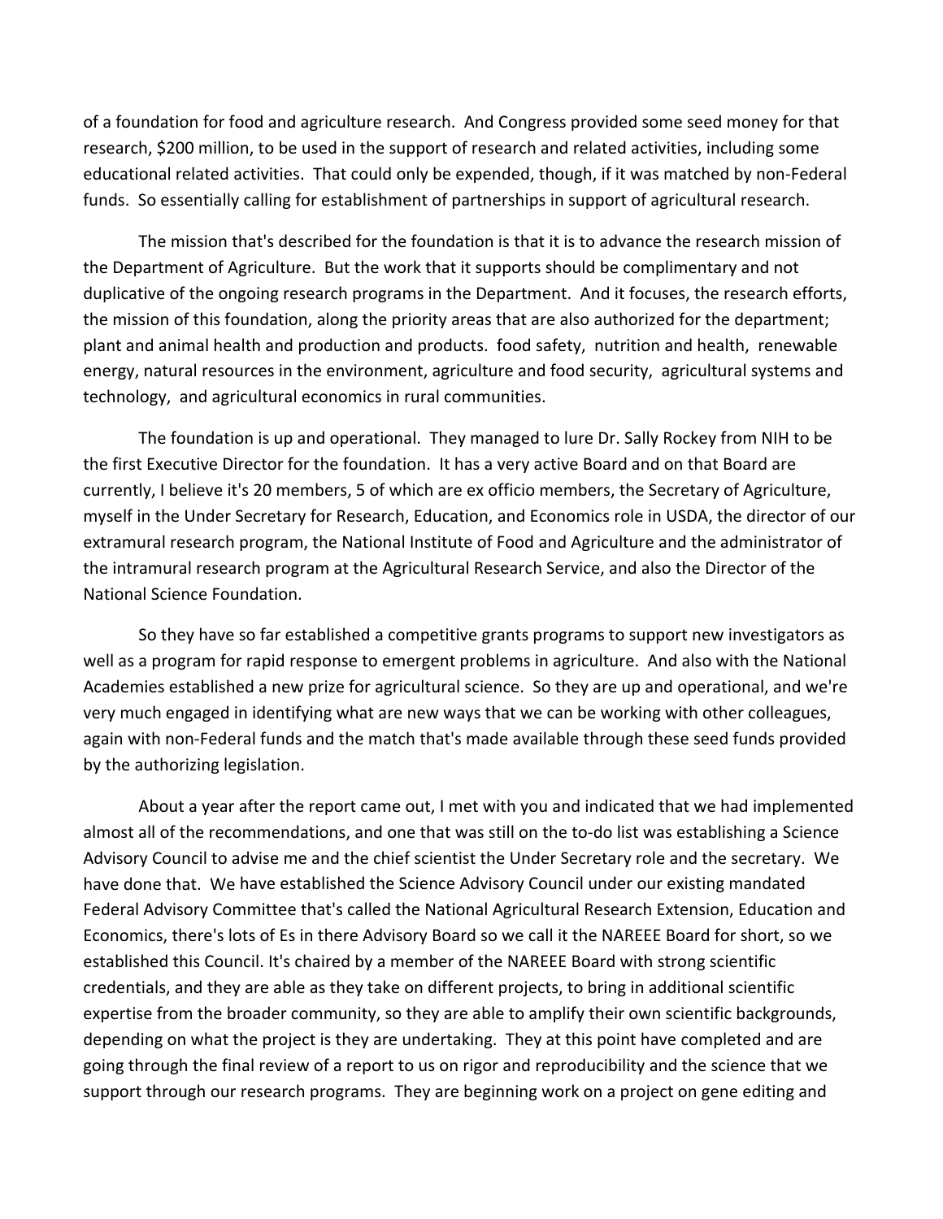of a foundation for food and agriculture research. And Congress provided some seed money for that research, $200 million, to be used in the support of research and related activities, including some educational related activities. That could only be expended, though, if it was matched by non-Federal funds. So essentially calling for establishment of partnerships in support of agricultural research.

The mission that's described for the foundation is that it is to advance the research mission of the Department of Agriculture. But the work that it supports should be complimentary and not duplicative of the ongoing research programs in the Department. And it focuses, the research efforts, the mission of this foundation, along the priority areas that are also authorized for the department; plant and animal health and production and products. food safety, nutrition and health, renewable energy, natural resources in the environment, agriculture and food security, agricultural systems and technology, and agricultural economics in rural communities.

The foundation is up and operational. They managed to lure Dr. Sally Rockey from NIH to be the first Executive Director for the foundation. It has a very active Board and on that Board are currently, I believe it's 20 members, 5 of which are ex officio members, the Secretary of Agriculture, myself in the Under Secretary for Research, Education, and Economics role in USDA, the director of our extramural research program, the National Institute of Food and Agriculture and the administrator of the intramural research program at the Agricultural Research Service, and also the Director of the National Science Foundation.

So they have so far established a competitive grants programs to support new investigators as well as a program for rapid response to emergent problems in agriculture. And also with the National Academies established a new prize for agricultural science. So they are up and operational, and we're very much engaged in identifying what are new ways that we can be working with other colleagues, again with non-Federal funds and the match that's made available through these seed funds provided by the authorizing legislation.

About a year after the report came out, I met with you and indicated that we had implemented almost all of the recommendations, and one that was still on the to-do list was establishing a Science Advisory Council to advise me and the chief scientist the Under Secretary role and the secretary. We have done that. We have established the Science Advisory Council under our existing mandated Federal Advisory Committee that's called the National Agricultural Research Extension, Education and Economics, there's lots of Es in there Advisory Board so we call it the NAREEE Board for short, so we established this Council. It's chaired by a member of the NAREEE Board with strong scientific credentials, and they are able as they take on different projects, to bring in additional scientific expertise from the broader community, so they are able to amplify their own scientific backgrounds, depending on what the project is they are undertaking. They at this point have completed and are going through the final review of a report to us on rigor and reproducibility and the science that we support through our research programs. They are beginning work on a project on gene editing and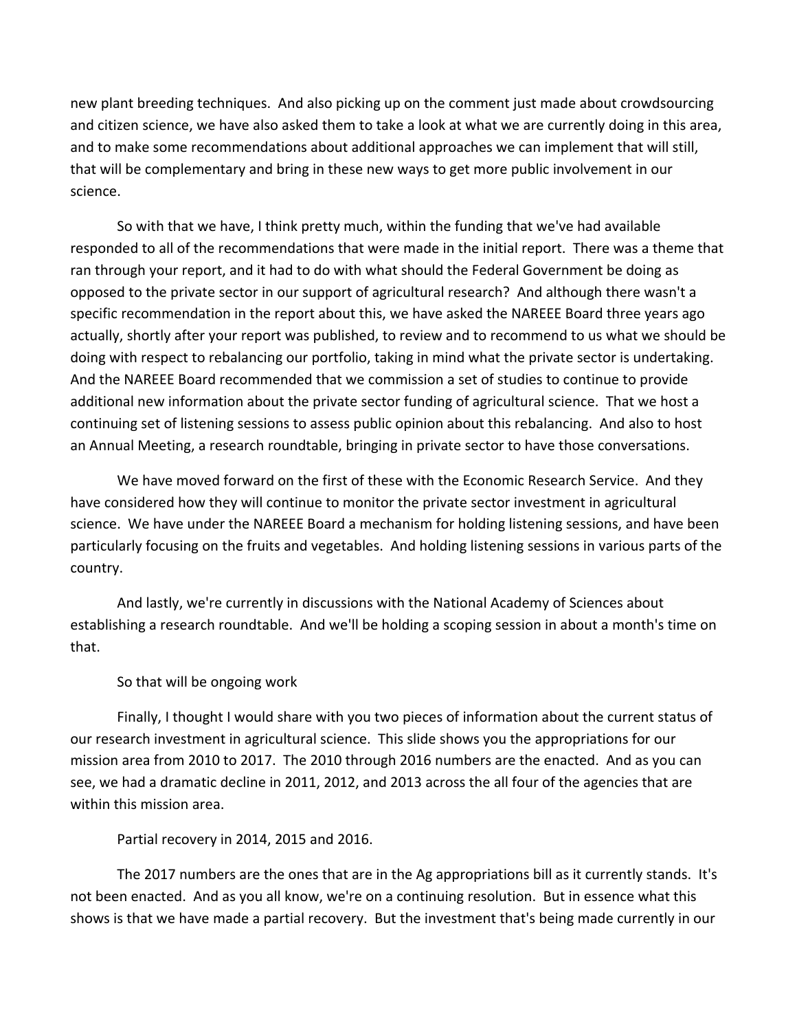new plant breeding techniques. And also picking up on the comment just made about crowdsourcing and citizen science, we have also asked them to take a look at what we are currently doing in this area, and to make some recommendations about additional approaches we can implement that will still, that will be complementary and bring in these new ways to get more public involvement in our science.

So with that we have, I think pretty much, within the funding that we've had available responded to all of the recommendations that were made in the initial report. There was a theme that ran through your report, and it had to do with what should the Federal Government be doing as opposed to the private sector in our support of agricultural research? And although there wasn't a specific recommendation in the report about this, we have asked the NAREEE Board three years ago actually, shortly after your report was published, to review and to recommend to us what we should be doing with respect to rebalancing our portfolio, taking in mind what the private sector is undertaking. And the NAREEE Board recommended that we commission a set of studies to continue to provide additional new information about the private sector funding of agricultural science. That we host a continuing set of listening sessions to assess public opinion about this rebalancing. And also to host an Annual Meeting, a research roundtable, bringing in private sector to have those conversations.

We have moved forward on the first of these with the Economic Research Service. And they have considered how they will continue to monitor the private sector investment in agricultural science. We have under the NAREEE Board a mechanism for holding listening sessions, and have been particularly focusing on the fruits and vegetables. And holding listening sessions in various parts of the country.

And lastly, we're currently in discussions with the National Academy of Sciences about establishing a research roundtable. And we'll be holding a scoping session in about a month's time on that.

So that will be ongoing work

Finally, I thought I would share with you two pieces of information about the current status of our research investment in agricultural science. This slide shows you the appropriations for our mission area from 2010 to 2017. The 2010 through 2016 numbers are the enacted. And as you can see, we had a dramatic decline in 2011, 2012, and 2013 across the all four of the agencies that are within this mission area.

Partial recovery in 2014, 2015 and 2016.

The 2017 numbers are the ones that are in the Ag appropriations bill as it currently stands. It's not been enacted. And as you all know, we're on a continuing resolution. But in essence what this shows is that we have made a partial recovery. But the investment that's being made currently in our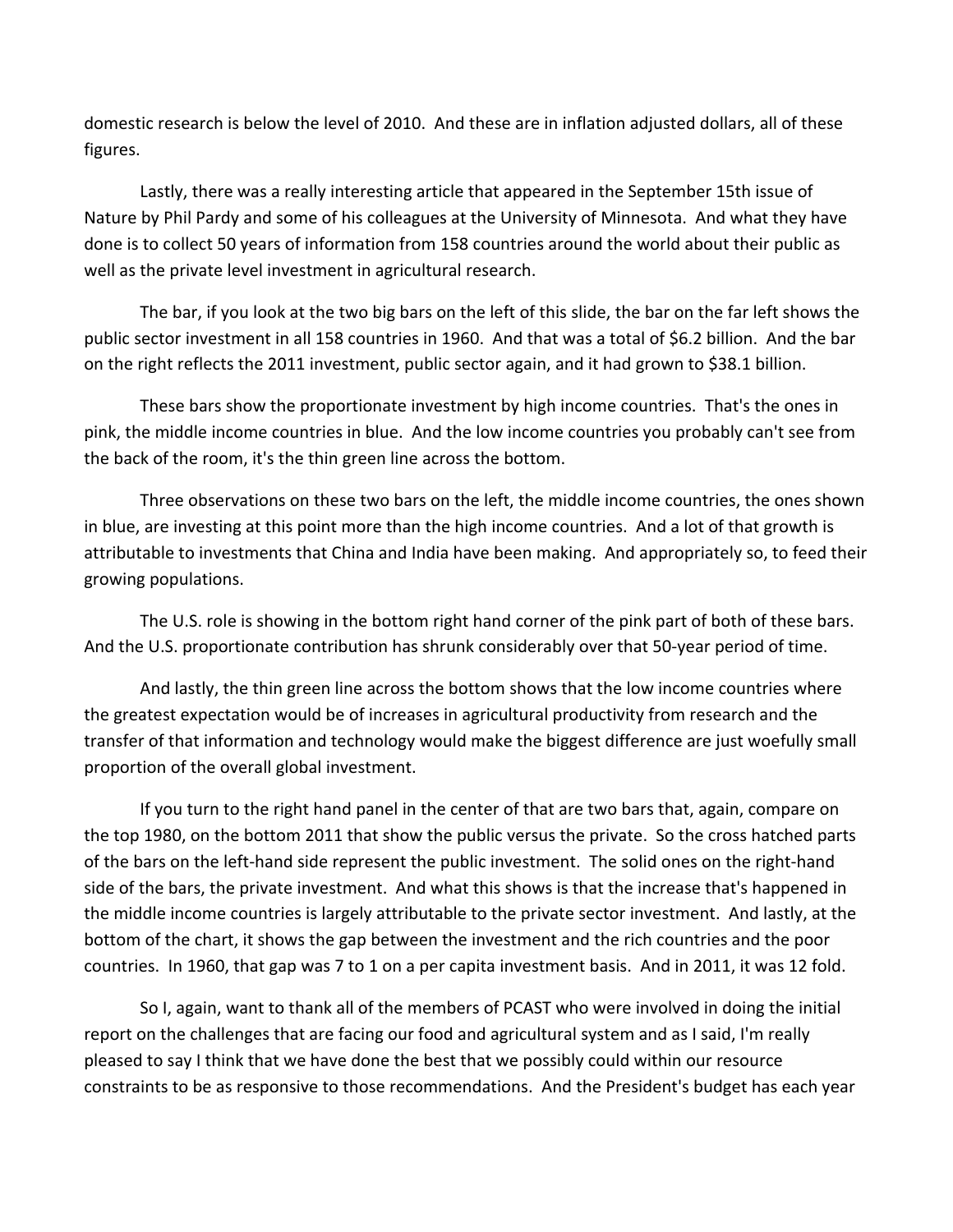domestic research is below the level of 2010. And these are in inflation adjusted dollars, all of these figures.

Lastly, there was a really interesting article that appeared in the September 15th issue of Nature by Phil Pardy and some of his colleagues at the University of Minnesota. And what they have done is to collect 50 years of information from 158 countries around the world about their public as well as the private level investment in agricultural research.

The bar, if you look at the two big bars on the left of this slide, the bar on the far left shows the public sector investment in all 158 countries in 1960. And that was a total of $6.2 billion. And the bar on the right reflects the 2011 investment, public sector again, and it had grown to $38.1 billion.

These bars show the proportionate investment by high income countries. That's the ones in pink, the middle income countries in blue. And the low income countries you probably can't see from the back of the room, it's the thin green line across the bottom.

Three observations on these two bars on the left, the middle income countries, the ones shown in blue, are investing at this point more than the high income countries. And a lot of that growth is attributable to investments that China and India have been making. And appropriately so, to feed their growing populations.

The U.S. role is showing in the bottom right hand corner of the pink part of both of these bars. And the U.S. proportionate contribution has shrunk considerably over that 50-year period of time.

And lastly, the thin green line across the bottom shows that the low income countries where the greatest expectation would be of increases in agricultural productivity from research and the transfer of that information and technology would make the biggest difference are just woefully small proportion of the overall global investment.

If you turn to the right hand panel in the center of that are two bars that, again, compare on the top 1980, on the bottom 2011 that show the public versus the private. So the cross hatched parts of the bars on the left-hand side represent the public investment. The solid ones on the right-hand side of the bars, the private investment. And what this shows is that the increase that's happened in the middle income countries is largely attributable to the private sector investment. And lastly, at the bottom of the chart, it shows the gap between the investment and the rich countries and the poor countries. In 1960, that gap was 7 to 1 on a per capita investment basis. And in 2011, it was 12 fold.

So I, again, want to thank all of the members of PCAST who were involved in doing the initial report on the challenges that are facing our food and agricultural system and as I said, I'm really pleased to say I think that we have done the best that we possibly could within our resource constraints to be as responsive to those recommendations. And the President's budget has each year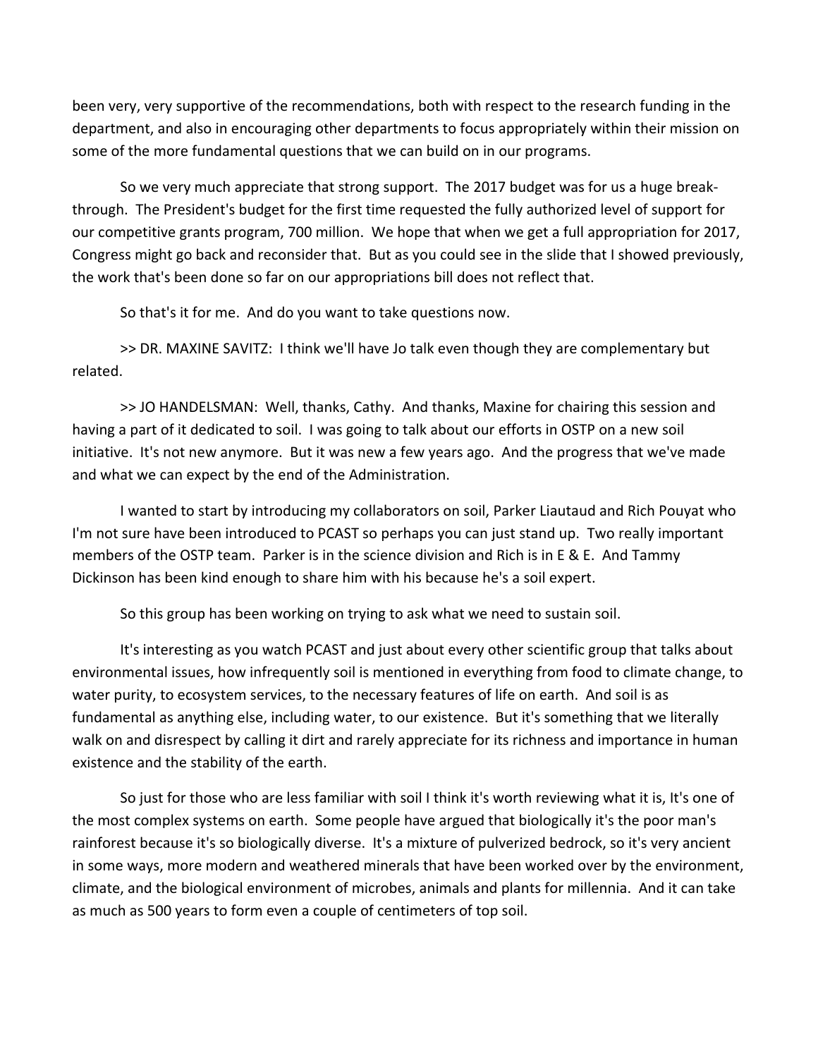been very, very supportive of the recommendations, both with respect to the research funding in the department, and also in encouraging other departments to focus appropriately within their mission on some of the more fundamental questions that we can build on in our programs.

So we very much appreciate that strong support. The 2017 budget was for us a huge break-through. The President's budget for the first time requested the fully authorized level of support for our competitive grants program, 700 million. We hope that when we get a full appropriation for 2017, Congress might go back and reconsider that. But as you could see in the slide that I showed previously, the work that's been done so far on our appropriations bill does not reflect that.

So that's it for me. And do you want to take questions now.

>> DR. MAXINE SAVITZ: I think we'll have Jo talk even though they are complementary but related.

>> JO HANDELSMAN: Well, thanks, Cathy. And thanks, Maxine for chairing this session and having a part of it dedicated to soil. I was going to talk about our efforts in OSTP on a new soil initiative. It's not new anymore. But it was new a few years ago. And the progress that we've made and what we can expect by the end of the Administration.

I wanted to start by introducing my collaborators on soil, Parker Liautaud and Rich Pouyat who I'm not sure have been introduced to PCAST so perhaps you can just stand up. Two really important members of the OSTP team. Parker is in the science division and Rich is in E & E. And Tammy Dickinson has been kind enough to share him with his because he's a soil expert.

So this group has been working on trying to ask what we need to sustain soil.

It's interesting as you watch PCAST and just about every other scientific group that talks about environmental issues, how infrequently soil is mentioned in everything from food to climate change, to water purity, to ecosystem services, to the necessary features of life on earth. And soil is as fundamental as anything else, including water, to our existence. But it's something that we literally walk on and disrespect by calling it dirt and rarely appreciate for its richness and importance in human existence and the stability of the earth.

So just for those who are less familiar with soil I think it's worth reviewing what it is, It's one of the most complex systems on earth. Some people have argued that biologically it's the poor man's rainforest because it's so biologically diverse. It's a mixture of pulverized bedrock, so it's very ancient in some ways, more modern and weathered minerals that have been worked over by the environment, climate, and the biological environment of microbes, animals and plants for millennia. And it can take as much as 500 years to form even a couple of centimeters of top soil.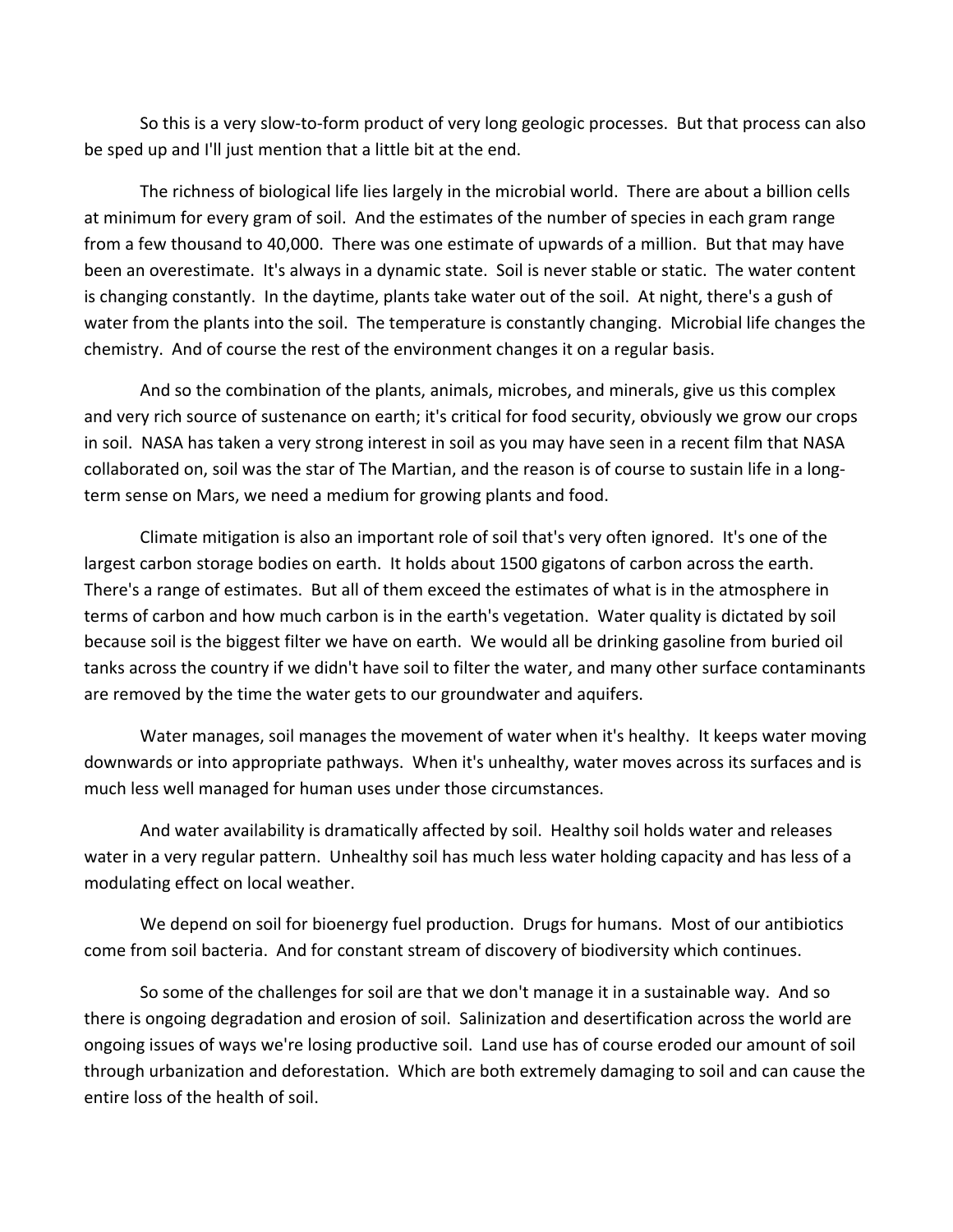So this is a very slow-to-form product of very long geologic processes. But that process can also be sped up and I'll just mention that a little bit at the end.

The richness of biological life lies largely in the microbial world. There are about a billion cells at minimum for every gram of soil. And the estimates of the number of species in each gram range from a few thousand to 40,000. There was one estimate of upwards of a million. But that may have been an overestimate. It's always in a dynamic state. Soil is never stable or static. The water content is changing constantly. In the daytime, plants take water out of the soil. At night, there's a gush of water from the plants into the soil. The temperature is constantly changing. Microbial life changes the chemistry. And of course the rest of the environment changes it on a regular basis.

And so the combination of the plants, animals, microbes, and minerals, give us this complex and very rich source of sustenance on earth; it's critical for food security, obviously we grow our crops in soil. NASA has taken a very strong interest in soil as you may have seen in a recent film that NASA collaborated on, soil was the star of The Martian, and the reason is of course to sustain life in a long-term sense on Mars, we need a medium for growing plants and food.

Climate mitigation is also an important role of soil that's very often ignored. It's one of the largest carbon storage bodies on earth. It holds about 1500 gigatons of carbon across the earth. There's a range of estimates. But all of them exceed the estimates of what is in the atmosphere in terms of carbon and how much carbon is in the earth's vegetation. Water quality is dictated by soil because soil is the biggest filter we have on earth. We would all be drinking gasoline from buried oil tanks across the country if we didn't have soil to filter the water, and many other surface contaminants are removed by the time the water gets to our groundwater and aquifers.

Water manages, soil manages the movement of water when it's healthy. It keeps water moving downwards or into appropriate pathways. When it's unhealthy, water moves across its surfaces and is much less well managed for human uses under those circumstances.

And water availability is dramatically affected by soil. Healthy soil holds water and releases water in a very regular pattern. Unhealthy soil has much less water holding capacity and has less of a modulating effect on local weather.

We depend on soil for bioenergy fuel production. Drugs for humans. Most of our antibiotics come from soil bacteria. And for constant stream of discovery of biodiversity which continues.

So some of the challenges for soil are that we don't manage it in a sustainable way. And so there is ongoing degradation and erosion of soil. Salinization and desertification across the world are ongoing issues of ways we're losing productive soil. Land use has of course eroded our amount of soil through urbanization and deforestation. Which are both extremely damaging to soil and can cause the entire loss of the health of soil.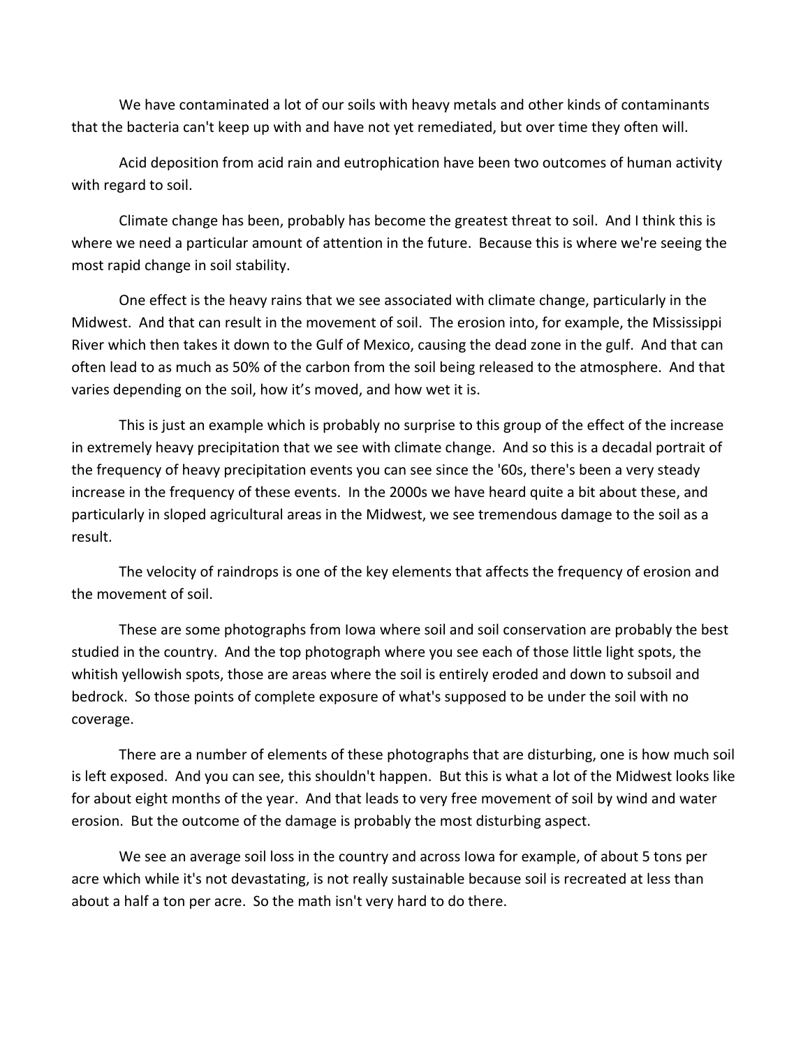We have contaminated a lot of our soils with heavy metals and other kinds of contaminants that the bacteria can't keep up with and have not yet remediated, but over time they often will.

Acid deposition from acid rain and eutrophication have been two outcomes of human activity with regard to soil.

Climate change has been, probably has become the greatest threat to soil. And I think this is where we need a particular amount of attention in the future. Because this is where we're seeing the most rapid change in soil stability.

One effect is the heavy rains that we see associated with climate change, particularly in the Midwest. And that can result in the movement of soil. The erosion into, for example, the Mississippi River which then takes it down to the Gulf of Mexico, causing the dead zone in the gulf. And that can often lead to as much as 50% of the carbon from the soil being released to the atmosphere. And that varies depending on the soil, how it's moved, and how wet it is.

This is just an example which is probably no surprise to this group of the effect of the increase in extremely heavy precipitation that we see with climate change. And so this is a decadal portrait of the frequency of heavy precipitation events you can see since the '60s, there's been a very steady increase in the frequency of these events. In the 2000s we have heard quite a bit about these, and particularly in sloped agricultural areas in the Midwest, we see tremendous damage to the soil as a result.

The velocity of raindrops is one of the key elements that affects the frequency of erosion and the movement of soil.

These are some photographs from Iowa where soil and soil conservation are probably the best studied in the country. And the top photograph where you see each of those little light spots, the whitish yellowish spots, those are areas where the soil is entirely eroded and down to subsoil and bedrock. So those points of complete exposure of what's supposed to be under the soil with no coverage.

There are a number of elements of these photographs that are disturbing, one is how much soil is left exposed. And you can see, this shouldn't happen. But this is what a lot of the Midwest looks like for about eight months of the year. And that leads to very free movement of soil by wind and water erosion. But the outcome of the damage is probably the most disturbing aspect.

We see an average soil loss in the country and across Iowa for example, of about 5 tons per acre which while it's not devastating, is not really sustainable because soil is recreated at less than about a half a ton per acre. So the math isn't very hard to do there.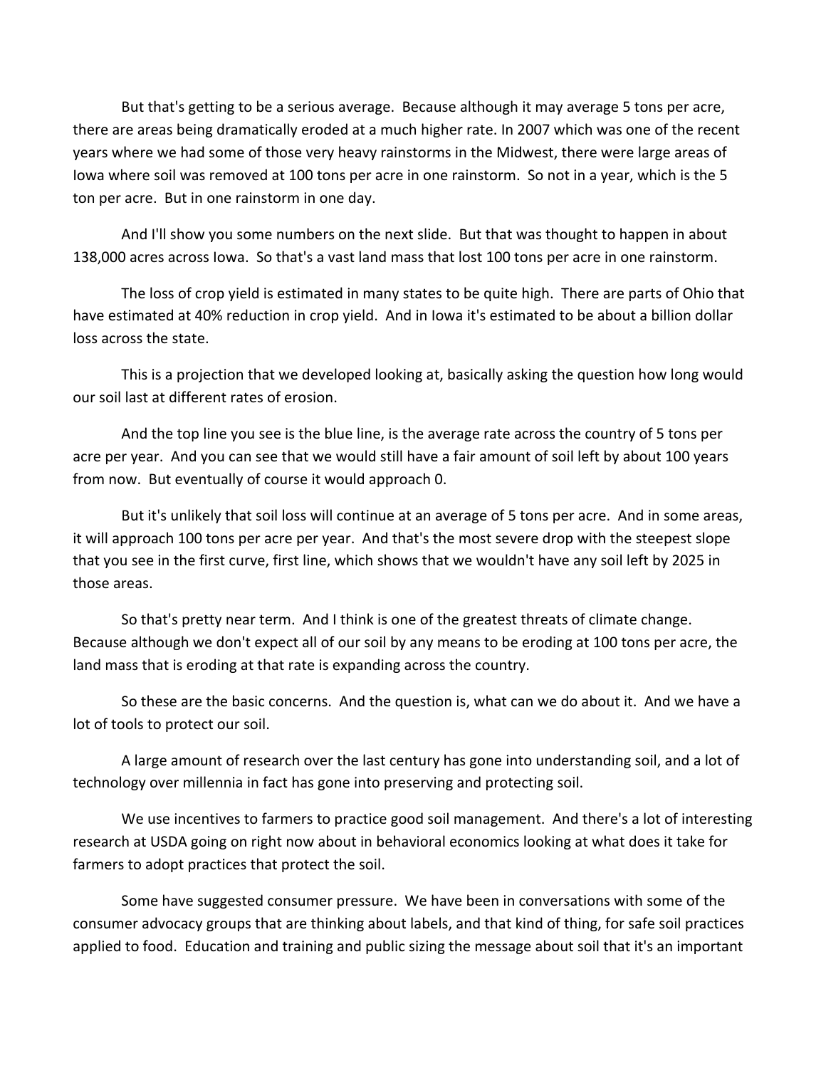But that's getting to be a serious average. Because although it may average 5 tons per acre, there are areas being dramatically eroded at a much higher rate. In 2007 which was one of the recent years where we had some of those very heavy rainstorms in the Midwest, there were large areas of Iowa where soil was removed at 100 tons per acre in one rainstorm. So not in a year, which is the 5 ton per acre. But in one rainstorm in one day.

And I'll show you some numbers on the next slide. But that was thought to happen in about 138,000 acres across Iowa. So that's a vast land mass that lost 100 tons per acre in one rainstorm.

The loss of crop yield is estimated in many states to be quite high. There are parts of Ohio that have estimated at 40% reduction in crop yield. And in Iowa it's estimated to be about a billion dollar loss across the state.

This is a projection that we developed looking at, basically asking the question how long would our soil last at different rates of erosion.

And the top line you see is the blue line, is the average rate across the country of 5 tons per acre per year. And you can see that we would still have a fair amount of soil left by about 100 years from now. But eventually of course it would approach 0.

But it's unlikely that soil loss will continue at an average of 5 tons per acre. And in some areas, it will approach 100 tons per acre per year. And that's the most severe drop with the steepest slope that you see in the first curve, first line, which shows that we wouldn't have any soil left by 2025 in those areas.

So that's pretty near term. And I think is one of the greatest threats of climate change. Because although we don't expect all of our soil by any means to be eroding at 100 tons per acre, the land mass that is eroding at that rate is expanding across the country.

So these are the basic concerns. And the question is, what can we do about it. And we have a lot of tools to protect our soil.

A large amount of research over the last century has gone into understanding soil, and a lot of technology over millennia in fact has gone into preserving and protecting soil.

We use incentives to farmers to practice good soil management. And there's a lot of interesting research at USDA going on right now about in behavioral economics looking at what does it take for farmers to adopt practices that protect the soil.

Some have suggested consumer pressure. We have been in conversations with some of the consumer advocacy groups that are thinking about labels, and that kind of thing, for safe soil practices applied to food. Education and training and public sizing the message about soil that it's an important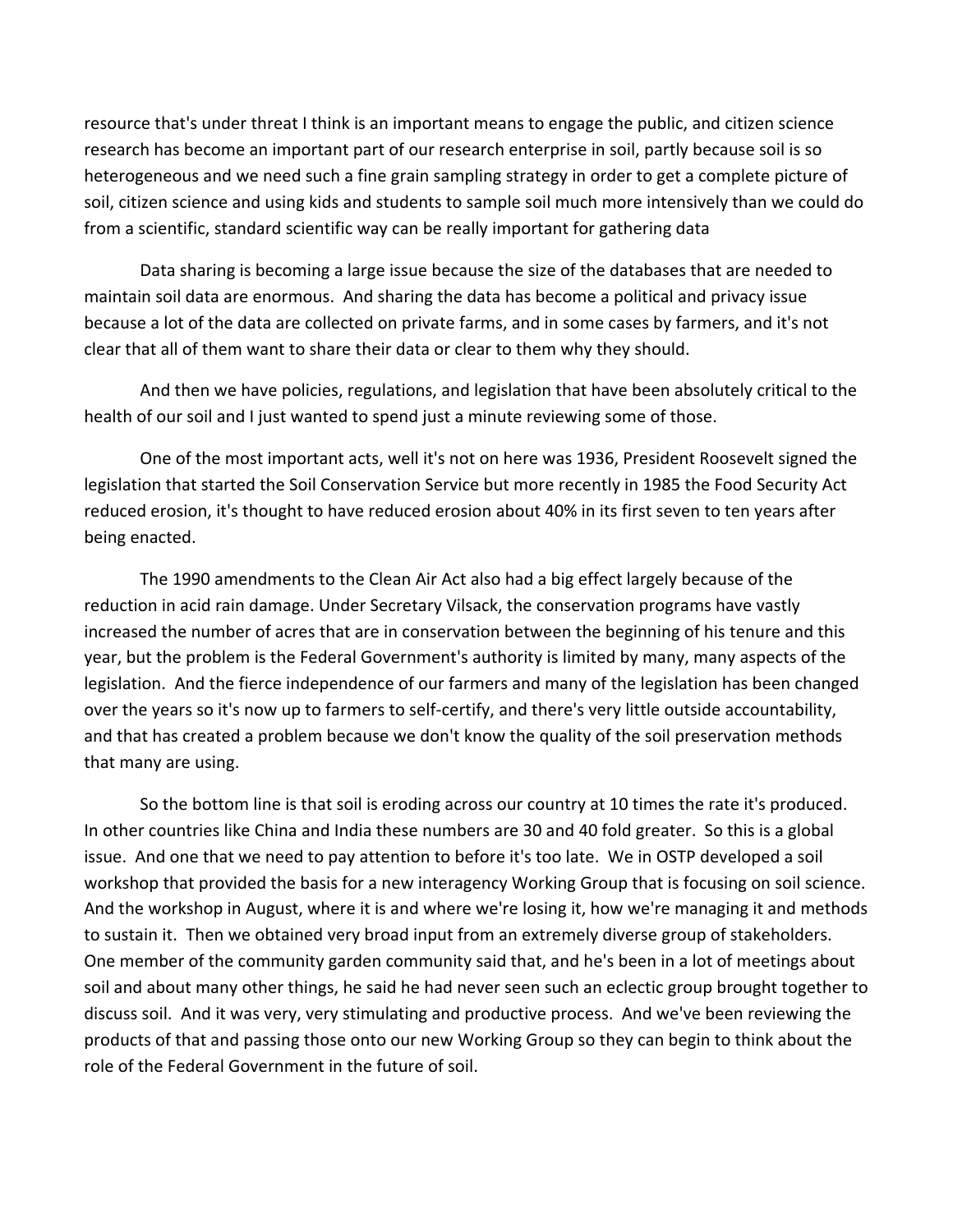resource that's under threat I think is an important means to engage the public, and citizen science research has become an important part of our research enterprise in soil, partly because soil is so heterogeneous and we need such a fine grain sampling strategy in order to get a complete picture of soil, citizen science and using kids and students to sample soil much more intensively than we could do from a scientific, standard scientific way can be really important for gathering data

Data sharing is becoming a large issue because the size of the databases that are needed to maintain soil data are enormous. And sharing the data has become a political and privacy issue because a lot of the data are collected on private farms, and in some cases by farmers, and it's not clear that all of them want to share their data or clear to them why they should.

And then we have policies, regulations, and legislation that have been absolutely critical to the health of our soil and I just wanted to spend just a minute reviewing some of those.

One of the most important acts, well it's not on here was 1936, President Roosevelt signed the legislation that started the Soil Conservation Service but more recently in 1985 the Food Security Act reduced erosion, it's thought to have reduced erosion about 40% in its first seven to ten years after being enacted.

The 1990 amendments to the Clean Air Act also had a big effect largely because of the reduction in acid rain damage. Under Secretary Vilsack, the conservation programs have vastly increased the number of acres that are in conservation between the beginning of his tenure and this year, but the problem is the Federal Government's authority is limited by many, many aspects of the legislation. And the fierce independence of our farmers and many of the legislation has been changed over the years so it's now up to farmers to self-certify, and there's very little outside accountability, and that has created a problem because we don't know the quality of the soil preservation methods that many are using.

So the bottom line is that soil is eroding across our country at 10 times the rate it's produced. In other countries like China and India these numbers are 30 and 40 fold greater. So this is a global issue. And one that we need to pay attention to before it's too late. We in OSTP developed a soil workshop that provided the basis for a new interagency Working Group that is focusing on soil science. And the workshop in August, where it is and where we're losing it, how we're managing it and methods to sustain it. Then we obtained very broad input from an extremely diverse group of stakeholders. One member of the community garden community said that, and he's been in a lot of meetings about soil and about many other things, he said he had never seen such an eclectic group brought together to discuss soil. And it was very, very stimulating and productive process. And we've been reviewing the products of that and passing those onto our new Working Group so they can begin to think about the role of the Federal Government in the future of soil.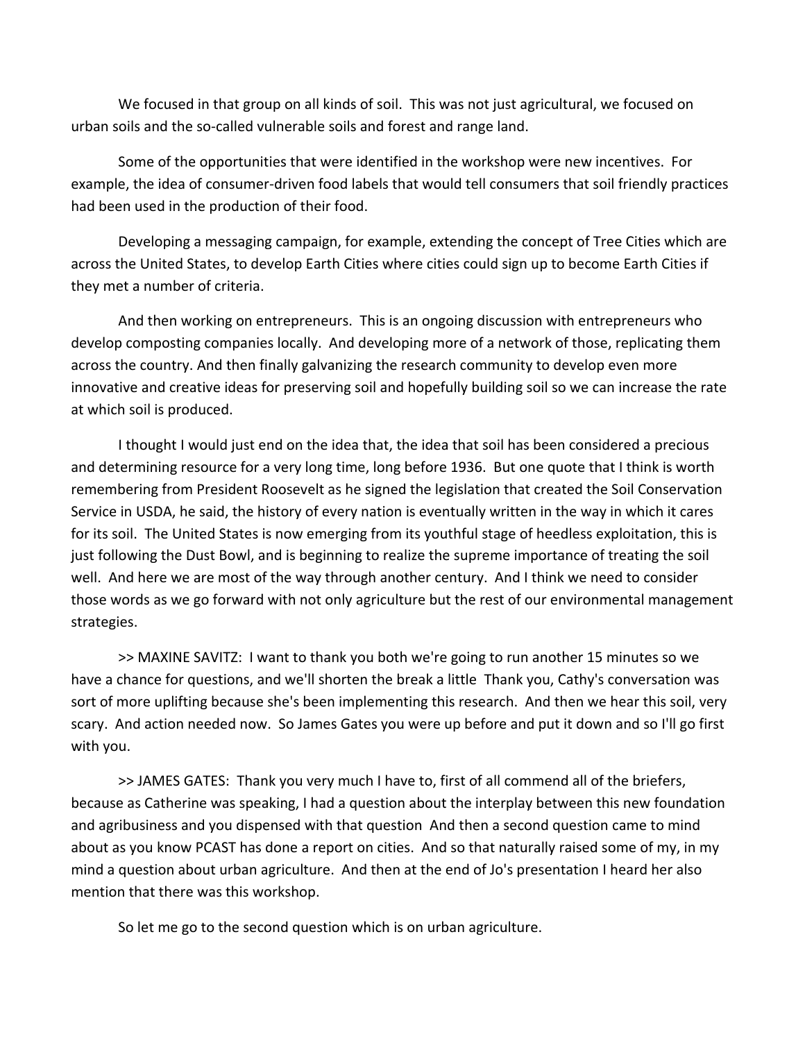We focused in that group on all kinds of soil. This was not just agricultural, we focused on urban soils and the so-called vulnerable soils and forest and range land.

Some of the opportunities that were identified in the workshop were new incentives. For example, the idea of consumer-driven food labels that would tell consumers that soil friendly practices had been used in the production of their food.

Developing a messaging campaign, for example, extending the concept of Tree Cities which are across the United States, to develop Earth Cities where cities could sign up to become Earth Cities if they met a number of criteria.

And then working on entrepreneurs. This is an ongoing discussion with entrepreneurs who develop composting companies locally. And developing more of a network of those, replicating them across the country. And then finally galvanizing the research community to develop even more innovative and creative ideas for preserving soil and hopefully building soil so we can increase the rate at which soil is produced.

I thought I would just end on the idea that, the idea that soil has been considered a precious and determining resource for a very long time, long before 1936. But one quote that I think is worth remembering from President Roosevelt as he signed the legislation that created the Soil Conservation Service in USDA, he said, the history of every nation is eventually written in the way in which it cares for its soil. The United States is now emerging from its youthful stage of heedless exploitation, this is just following the Dust Bowl, and is beginning to realize the supreme importance of treating the soil well. And here we are most of the way through another century. And I think we need to consider those words as we go forward with not only agriculture but the rest of our environmental management strategies.

>> MAXINE SAVITZ: I want to thank you both we're going to run another 15 minutes so we have a chance for questions, and we'll shorten the break a little Thank you, Cathy's conversation was sort of more uplifting because she's been implementing this research. And then we hear this soil, very scary. And action needed now. So James Gates you were up before and put it down and so I'll go first with you.

>> JAMES GATES: Thank you very much I have to, first of all commend all of the briefers, because as Catherine was speaking, I had a question about the interplay between this new foundation and agribusiness and you dispensed with that question And then a second question came to mind about as you know PCAST has done a report on cities. And so that naturally raised some of my, in my mind a question about urban agriculture. And then at the end of Jo's presentation I heard her also mention that there was this workshop.

So let me go to the second question which is on urban agriculture.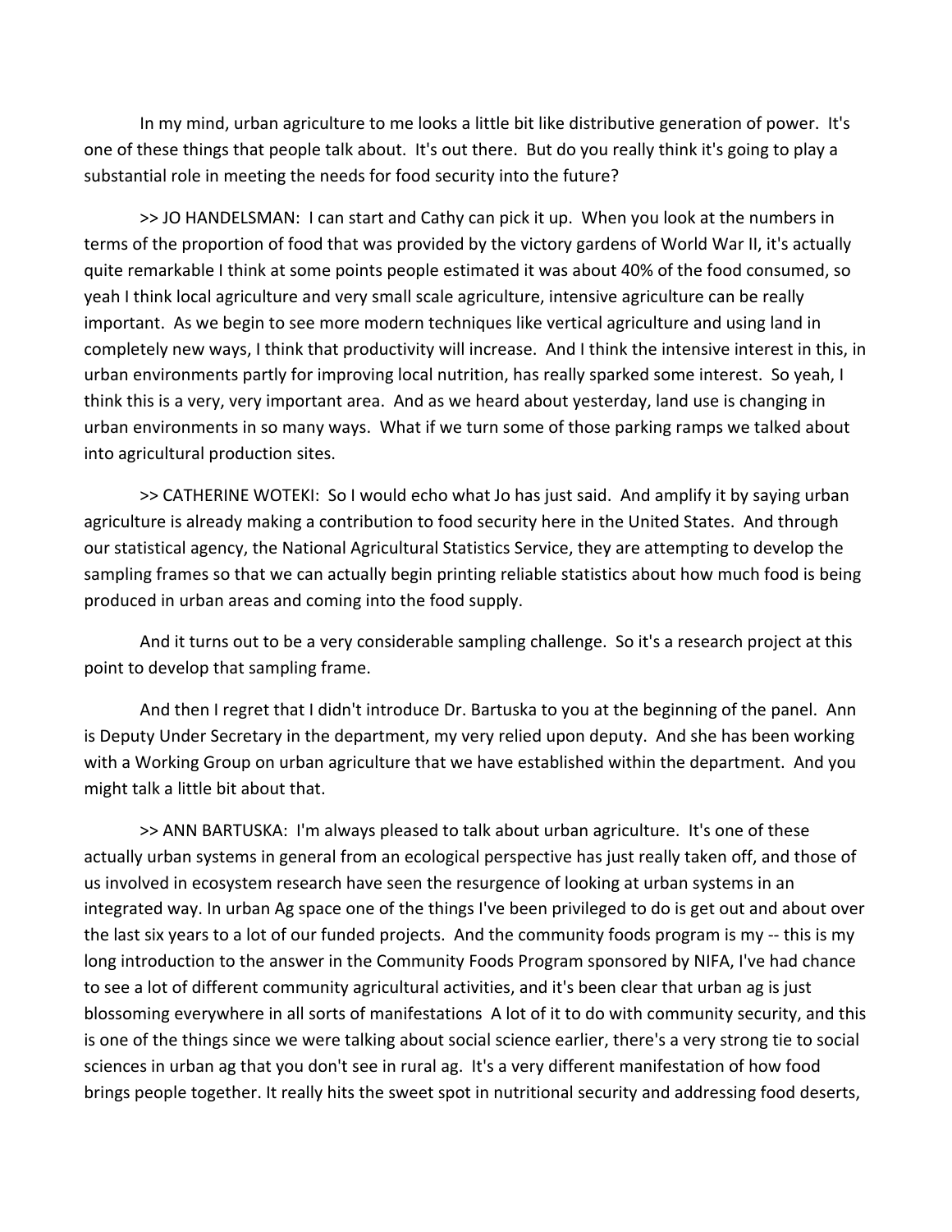In my mind, urban agriculture to me looks a little bit like distributive generation of power. It's one of these things that people talk about. It's out there. But do you really think it's going to play a substantial role in meeting the needs for food security into the future?

>> JO HANDELSMAN: I can start and Cathy can pick it up. When you look at the numbers in terms of the proportion of food that was provided by the victory gardens of World War II, it's actually quite remarkable I think at some points people estimated it was about 40% of the food consumed, so yeah I think local agriculture and very small scale agriculture, intensive agriculture can be really important. As we begin to see more modern techniques like vertical agriculture and using land in completely new ways, I think that productivity will increase. And I think the intensive interest in this, in urban environments partly for improving local nutrition, has really sparked some interest. So yeah, I think this is a very, very important area. And as we heard about yesterday, land use is changing in urban environments in so many ways. What if we turn some of those parking ramps we talked about into agricultural production sites.

>> CATHERINE WOTEKI: So I would echo what Jo has just said. And amplify it by saying urban agriculture is already making a contribution to food security here in the United States. And through our statistical agency, the National Agricultural Statistics Service, they are attempting to develop the sampling frames so that we can actually begin printing reliable statistics about how much food is being produced in urban areas and coming into the food supply.

And it turns out to be a very considerable sampling challenge. So it's a research project at this point to develop that sampling frame.

And then I regret that I didn't introduce Dr. Bartuska to you at the beginning of the panel. Ann is Deputy Under Secretary in the department, my very relied upon deputy. And she has been working with a Working Group on urban agriculture that we have established within the department. And you might talk a little bit about that.

>> ANN BARTUSKA: I'm always pleased to talk about urban agriculture. It's one of these actually urban systems in general from an ecological perspective has just really taken off, and those of us involved in ecosystem research have seen the resurgence of looking at urban systems in an integrated way. In urban Ag space one of the things I've been privileged to do is get out and about over the last six years to a lot of our funded projects. And the community foods program is my -- this is my long introduction to the answer in the Community Foods Program sponsored by NIFA, I've had chance to see a lot of different community agricultural activities, and it's been clear that urban ag is just blossoming everywhere in all sorts of manifestations A lot of it to do with community security, and this is one of the things since we were talking about social science earlier, there's a very strong tie to social sciences in urban ag that you don't see in rural ag. It's a very different manifestation of how food brings people together. It really hits the sweet spot in nutritional security and addressing food deserts,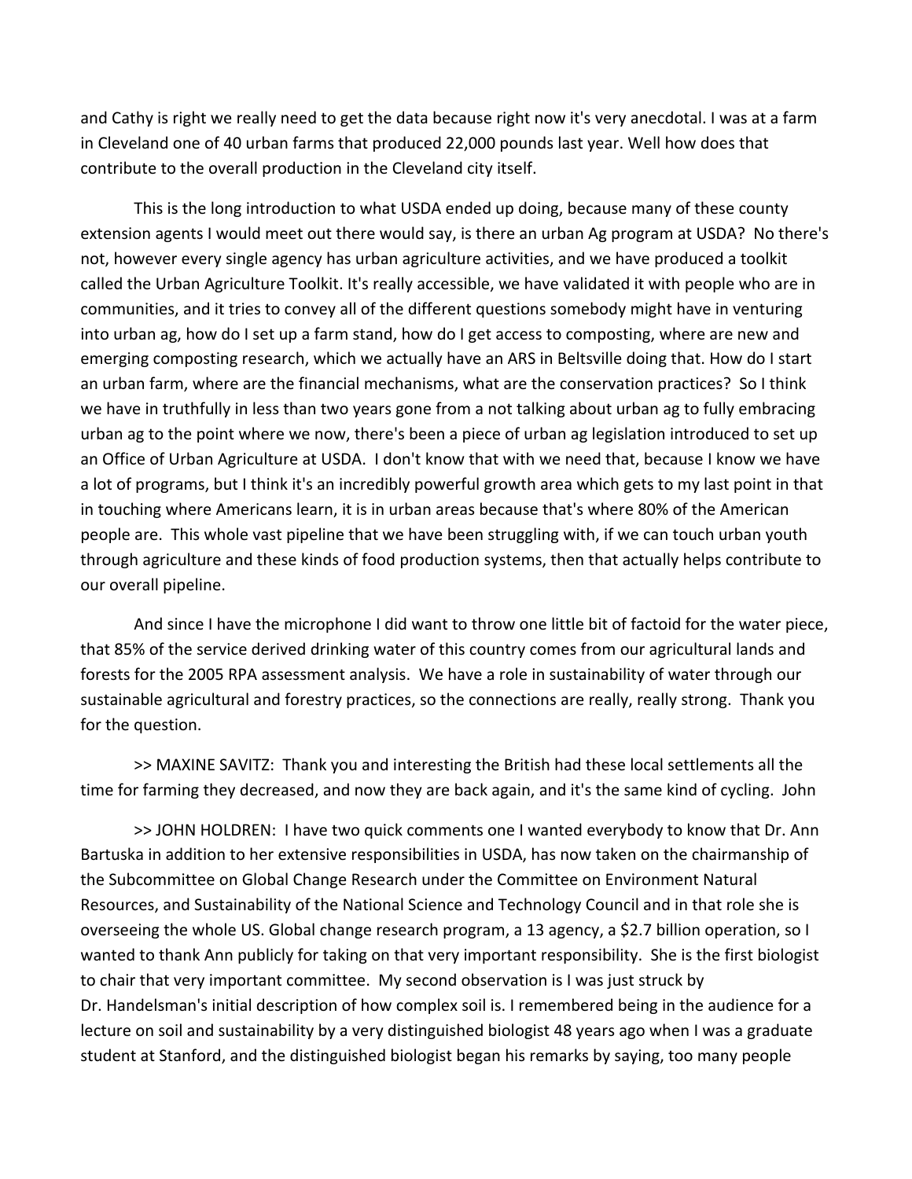and Cathy is right we really need to get the data because right now it's very anecdotal. I was at a farm in Cleveland one of 40 urban farms that produced 22,000 pounds last year. Well how does that contribute to the overall production in the Cleveland city itself.

This is the long introduction to what USDA ended up doing, because many of these county extension agents I would meet out there would say, is there an urban Ag program at USDA? No there's not, however every single agency has urban agriculture activities, and we have produced a toolkit called the Urban Agriculture Toolkit. It's really accessible, we have validated it with people who are in communities, and it tries to convey all of the different questions somebody might have in venturing into urban ag, how do I set up a farm stand, how do I get access to composting, where are new and emerging composting research, which we actually have an ARS in Beltsville doing that. How do I start an urban farm, where are the financial mechanisms, what are the conservation practices? So I think we have in truthfully in less than two years gone from a not talking about urban ag to fully embracing urban ag to the point where we now, there's been a piece of urban ag legislation introduced to set up an Office of Urban Agriculture at USDA. I don't know that with we need that, because I know we have a lot of programs, but I think it's an incredibly powerful growth area which gets to my last point in that in touching where Americans learn, it is in urban areas because that's where 80% of the American people are. This whole vast pipeline that we have been struggling with, if we can touch urban youth through agriculture and these kinds of food production systems, then that actually helps contribute to our overall pipeline.

And since I have the microphone I did want to throw one little bit of factoid for the water piece, that 85% of the service derived drinking water of this country comes from our agricultural lands and forests for the 2005 RPA assessment analysis. We have a role in sustainability of water through our sustainable agricultural and forestry practices, so the connections are really, really strong. Thank you for the question.

>> MAXINE SAVITZ: Thank you and interesting the British had these local settlements all the time for farming they decreased, and now they are back again, and it's the same kind of cycling. John

>> JOHN HOLDREN: I have two quick comments one I wanted everybody to know that Dr. Ann Bartuska in addition to her extensive responsibilities in USDA, has now taken on the chairmanship of the Subcommittee on Global Change Research under the Committee on Environment Natural Resources, and Sustainability of the National Science and Technology Council and in that role she is overseeing the whole US. Global change research program, a 13 agency, a $2.7 billion operation, so I wanted to thank Ann publicly for taking on that very important responsibility. She is the first biologist to chair that very important committee. My second observation is I was just struck by Dr. Handelsman's initial description of how complex soil is. I remembered being in the audience for a lecture on soil and sustainability by a very distinguished biologist 48 years ago when I was a graduate student at Stanford, and the distinguished biologist began his remarks by saying, too many people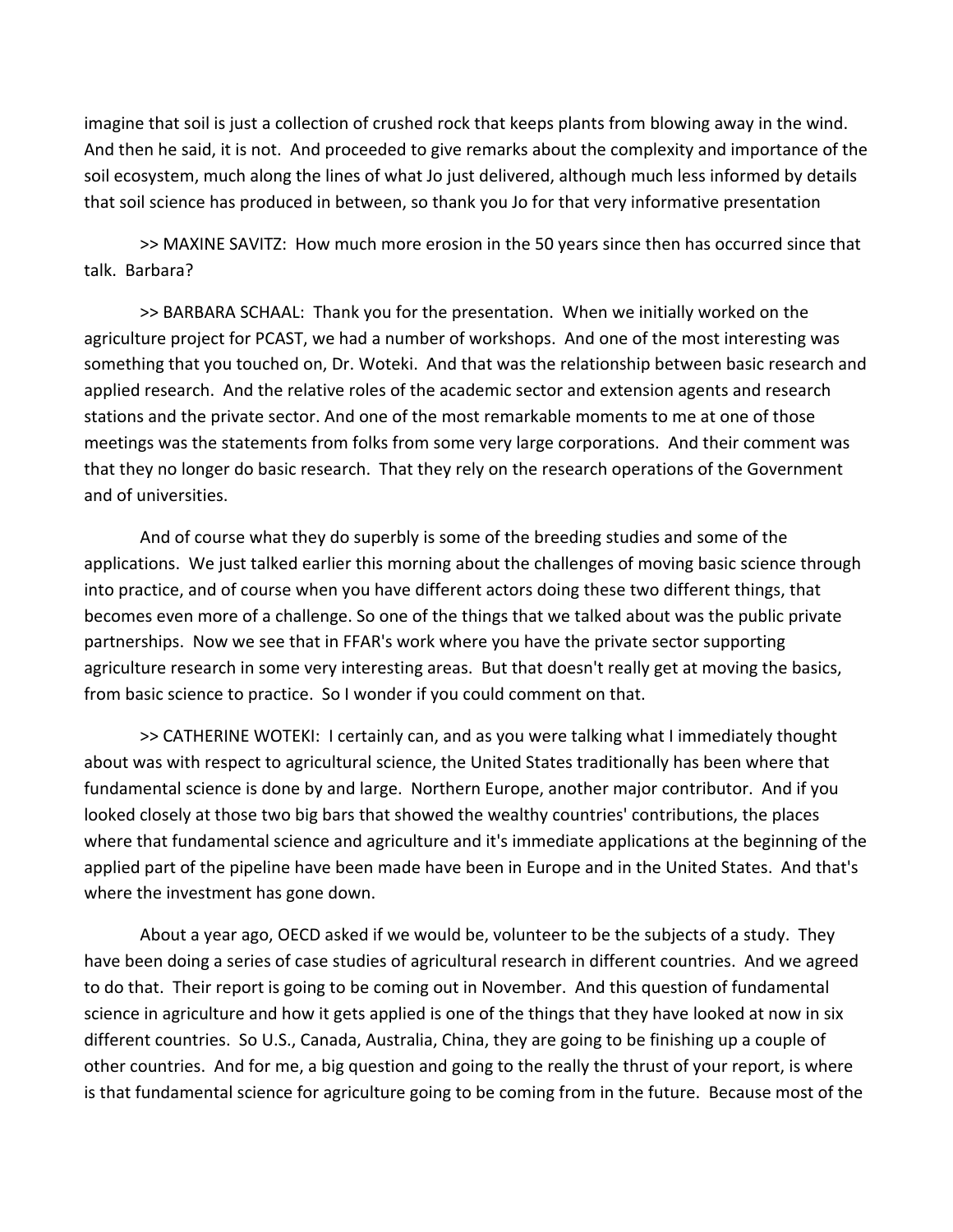imagine that soil is just a collection of crushed rock that keeps plants from blowing away in the wind. And then he said, it is not. And proceeded to give remarks about the complexity and importance of the soil ecosystem, much along the lines of what Jo just delivered, although much less informed by details that soil science has produced in between, so thank you Jo for that very informative presentation

>> MAXINE SAVITZ: How much more erosion in the 50 years since then has occurred since that talk. Barbara?

>> BARBARA SCHAAL: Thank you for the presentation. When we initially worked on the agriculture project for PCAST, we had a number of workshops. And one of the most interesting was something that you touched on, Dr. Woteki. And that was the relationship between basic research and applied research. And the relative roles of the academic sector and extension agents and research stations and the private sector. And one of the most remarkable moments to me at one of those meetings was the statements from folks from some very large corporations. And their comment was that they no longer do basic research. That they rely on the research operations of the Government and of universities.

And of course what they do superbly is some of the breeding studies and some of the applications. We just talked earlier this morning about the challenges of moving basic science through into practice, and of course when you have different actors doing these two different things, that becomes even more of a challenge. So one of the things that we talked about was the public private partnerships. Now we see that in FFAR's work where you have the private sector supporting agriculture research in some very interesting areas. But that doesn't really get at moving the basics, from basic science to practice. So I wonder if you could comment on that.

>> CATHERINE WOTEKI: I certainly can, and as you were talking what I immediately thought about was with respect to agricultural science, the United States traditionally has been where that fundamental science is done by and large. Northern Europe, another major contributor. And if you looked closely at those two big bars that showed the wealthy countries' contributions, the places where that fundamental science and agriculture and it's immediate applications at the beginning of the applied part of the pipeline have been made have been in Europe and in the United States. And that's where the investment has gone down.

About a year ago, OECD asked if we would be, volunteer to be the subjects of a study. They have been doing a series of case studies of agricultural research in different countries. And we agreed to do that. Their report is going to be coming out in November. And this question of fundamental science in agriculture and how it gets applied is one of the things that they have looked at now in six different countries. So U.S., Canada, Australia, China, they are going to be finishing up a couple of other countries. And for me, a big question and going to the really the thrust of your report, is where is that fundamental science for agriculture going to be coming from in the future. Because most of the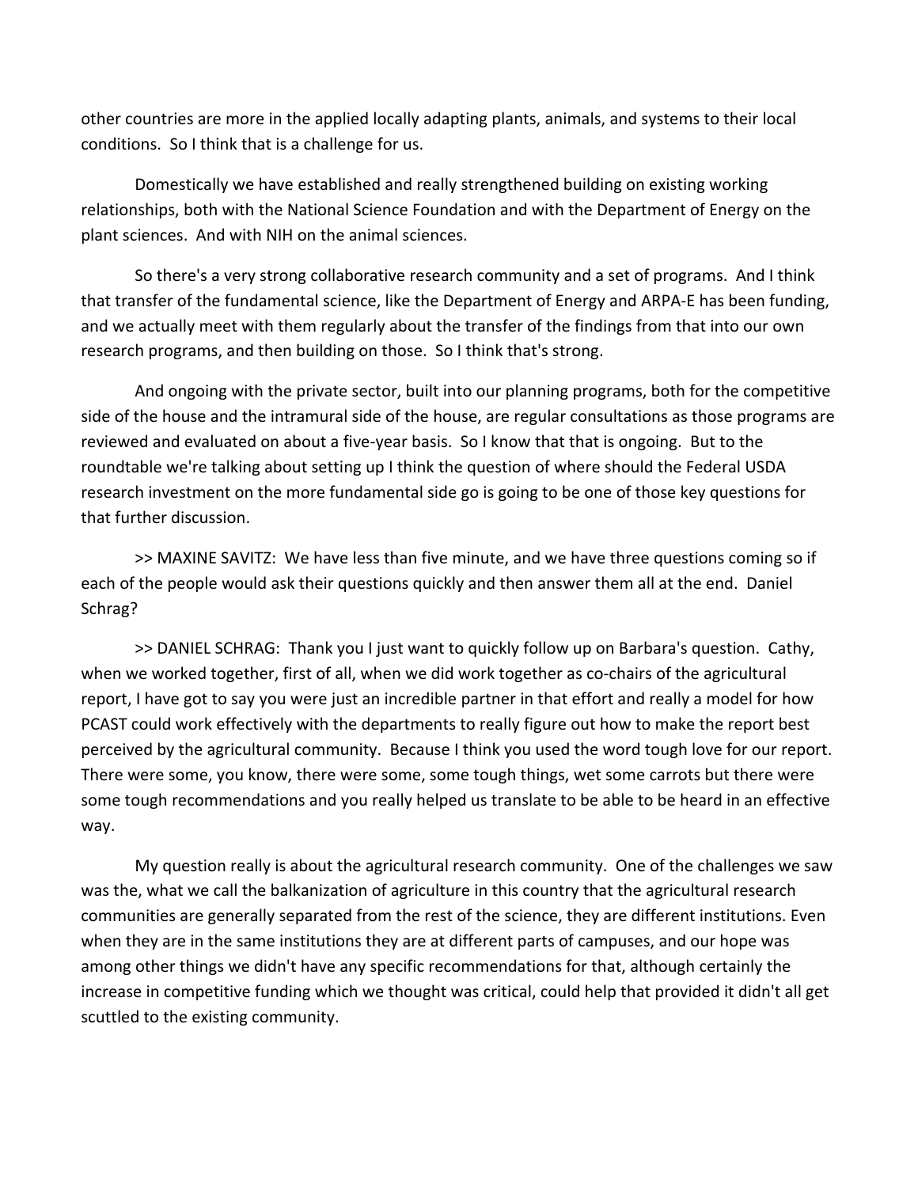other countries are more in the applied locally adapting plants, animals, and systems to their local conditions. So I think that is a challenge for us.

Domestically we have established and really strengthened building on existing working relationships, both with the National Science Foundation and with the Department of Energy on the plant sciences. And with NIH on the animal sciences.

So there's a very strong collaborative research community and a set of programs. And I think that transfer of the fundamental science, like the Department of Energy and ARPA-E has been funding, and we actually meet with them regularly about the transfer of the findings from that into our own research programs, and then building on those. So I think that's strong.

And ongoing with the private sector, built into our planning programs, both for the competitive side of the house and the intramural side of the house, are regular consultations as those programs are reviewed and evaluated on about a five-year basis. So I know that that is ongoing. But to the roundtable we're talking about setting up I think the question of where should the Federal USDA research investment on the more fundamental side go is going to be one of those key questions for that further discussion.

>> MAXINE SAVITZ: We have less than five minute, and we have three questions coming so if each of the people would ask their questions quickly and then answer them all at the end. Daniel Schrag?

>> DANIEL SCHRAG: Thank you I just want to quickly follow up on Barbara's question. Cathy, when we worked together, first of all, when we did work together as co-chairs of the agricultural report, I have got to say you were just an incredible partner in that effort and really a model for how PCAST could work effectively with the departments to really figure out how to make the report best perceived by the agricultural community. Because I think you used the word tough love for our report. There were some, you know, there were some, some tough things, wet some carrots but there were some tough recommendations and you really helped us translate to be able to be heard in an effective way.

My question really is about the agricultural research community. One of the challenges we saw was the, what we call the balkanization of agriculture in this country that the agricultural research communities are generally separated from the rest of the science, they are different institutions. Even when they are in the same institutions they are at different parts of campuses, and our hope was among other things we didn't have any specific recommendations for that, although certainly the increase in competitive funding which we thought was critical, could help that provided it didn't all get scuttled to the existing community.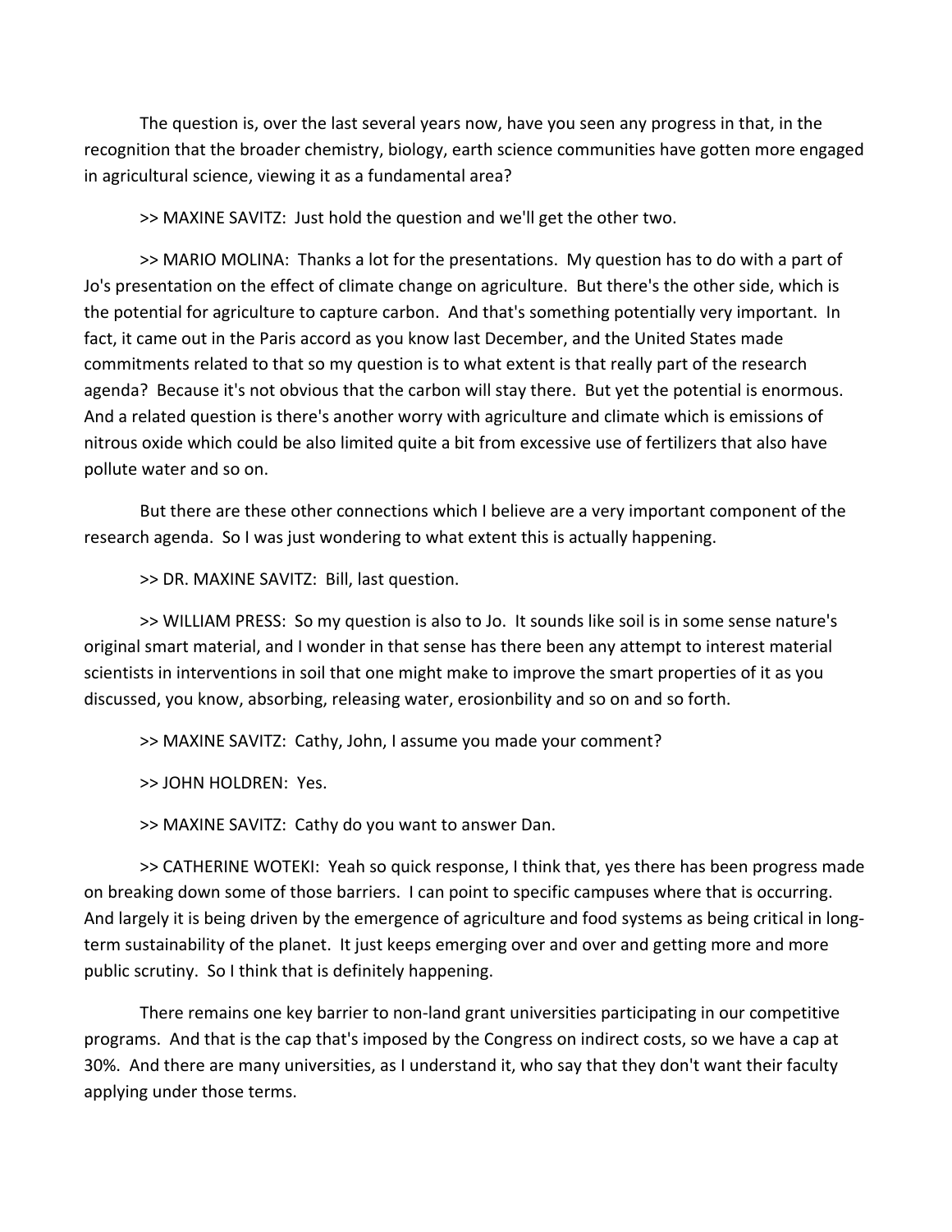The question is, over the last several years now, have you seen any progress in that, in the recognition that the broader chemistry, biology, earth science communities have gotten more engaged in agricultural science, viewing it as a fundamental area?

>> MAXINE SAVITZ: Just hold the question and we'll get the other two.

>> MARIO MOLINA: Thanks a lot for the presentations. My question has to do with a part of Jo's presentation on the effect of climate change on agriculture. But there's the other side, which is the potential for agriculture to capture carbon. And that's something potentially very important. In fact, it came out in the Paris accord as you know last December, and the United States made commitments related to that so my question is to what extent is that really part of the research agenda? Because it's not obvious that the carbon will stay there. But yet the potential is enormous. And a related question is there's another worry with agriculture and climate which is emissions of nitrous oxide which could be also limited quite a bit from excessive use of fertilizers that also have pollute water and so on.

But there are these other connections which I believe are a very important component of the research agenda. So I was just wondering to what extent this is actually happening.

>> DR. MAXINE SAVITZ: Bill, last question.

>> WILLIAM PRESS: So my question is also to Jo. It sounds like soil is in some sense nature's original smart material, and I wonder in that sense has there been any attempt to interest material scientists in interventions in soil that one might make to improve the smart properties of it as you discussed, you know, absorbing, releasing water, erosionbility and so on and so forth.

>> MAXINE SAVITZ: Cathy, John, I assume you made your comment?

>> JOHN HOLDREN: Yes.

>> MAXINE SAVITZ: Cathy do you want to answer Dan.

>> CATHERINE WOTEKI: Yeah so quick response, I think that, yes there has been progress made on breaking down some of those barriers. I can point to specific campuses where that is occurring. And largely it is being driven by the emergence of agriculture and food systems as being critical in long-term sustainability of the planet. It just keeps emerging over and over and getting more and more public scrutiny. So I think that is definitely happening.

There remains one key barrier to non-land grant universities participating in our competitive programs. And that is the cap that's imposed by the Congress on indirect costs, so we have a cap at 30%. And there are many universities, as I understand it, who say that they don't want their faculty applying under those terms.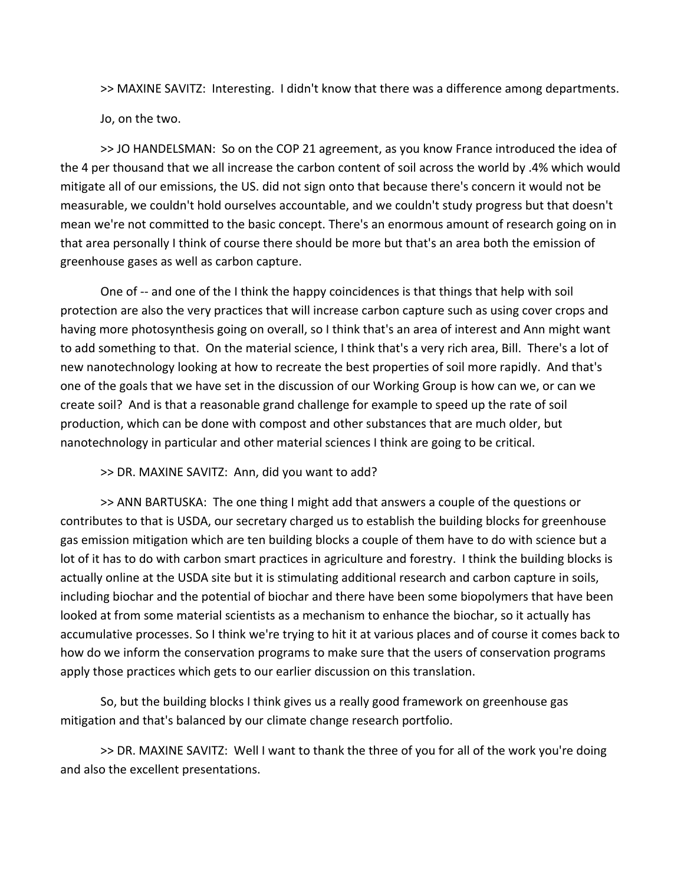>> MAXINE SAVITZ: Interesting. I didn't know that there was a difference among departments.

Jo, on the two.

>> JO HANDELSMAN: So on the COP 21 agreement, as you know France introduced the idea of the 4 per thousand that we all increase the carbon content of soil across the world by .4% which would mitigate all of our emissions, the US. did not sign onto that because there's concern it would not be measurable, we couldn't hold ourselves accountable, and we couldn't study progress but that doesn't mean we're not committed to the basic concept. There's an enormous amount of research going on in that area personally I think of course there should be more but that's an area both the emission of greenhouse gases as well as carbon capture.

One of -- and one of the I think the happy coincidences is that things that help with soil protection are also the very practices that will increase carbon capture such as using cover crops and having more photosynthesis going on overall, so I think that's an area of interest and Ann might want to add something to that. On the material science, I think that's a very rich area, Bill. There's a lot of new nanotechnology looking at how to recreate the best properties of soil more rapidly. And that's one of the goals that we have set in the discussion of our Working Group is how can we, or can we create soil? And is that a reasonable grand challenge for example to speed up the rate of soil production, which can be done with compost and other substances that are much older, but nanotechnology in particular and other material sciences I think are going to be critical.

>> DR. MAXINE SAVITZ: Ann, did you want to add?

>> ANN BARTUSKA: The one thing I might add that answers a couple of the questions or contributes to that is USDA, our secretary charged us to establish the building blocks for greenhouse gas emission mitigation which are ten building blocks a couple of them have to do with science but a lot of it has to do with carbon smart practices in agriculture and forestry. I think the building blocks is actually online at the USDA site but it is stimulating additional research and carbon capture in soils, including biochar and the potential of biochar and there have been some biopolymers that have been looked at from some material scientists as a mechanism to enhance the biochar, so it actually has accumulative processes. So I think we're trying to hit it at various places and of course it comes back to how do we inform the conservation programs to make sure that the users of conservation programs apply those practices which gets to our earlier discussion on this translation.

So, but the building blocks I think gives us a really good framework on greenhouse gas mitigation and that's balanced by our climate change research portfolio.

>> DR. MAXINE SAVITZ: Well I want to thank the three of you for all of the work you're doing and also the excellent presentations.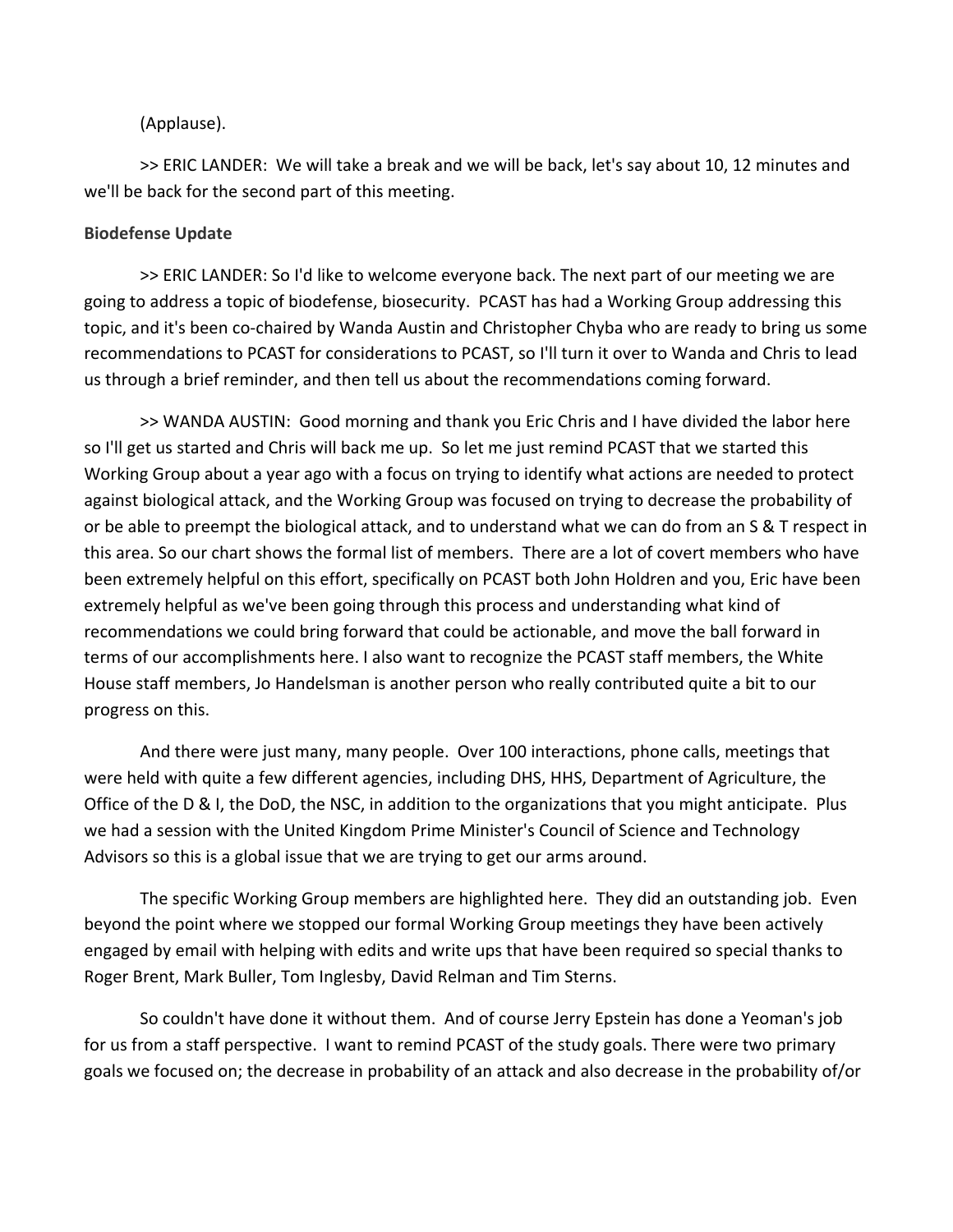(Applause).

>> ERIC LANDER: We will take a break and we will be back, let's say about 10, 12 minutes and we'll be back for the second part of this meeting.

**Biodefense Update**

>> ERIC LANDER: So I'd like to welcome everyone back. The next part of our meeting we are going to address a topic of biodefense, biosecurity. PCAST has had a Working Group addressing this topic, and it's been co-chaired by Wanda Austin and Christopher Chyba who are ready to bring us some recommendations to PCAST for considerations to PCAST, so I'll turn it over to Wanda and Chris to lead us through a brief reminder, and then tell us about the recommendations coming forward.

>> WANDA AUSTIN: Good morning and thank you Eric Chris and I have divided the labor here so I'll get us started and Chris will back me up. So let me just remind PCAST that we started this Working Group about a year ago with a focus on trying to identify what actions are needed to protect against biological attack, and the Working Group was focused on trying to decrease the probability of or be able to preempt the biological attack, and to understand what we can do from an S & T respect in this area. So our chart shows the formal list of members. There are a lot of covert members who have been extremely helpful on this effort, specifically on PCAST both John Holdren and you, Eric have been extremely helpful as we've been going through this process and understanding what kind of recommendations we could bring forward that could be actionable, and move the ball forward in terms of our accomplishments here. I also want to recognize the PCAST staff members, the White House staff members, Jo Handelsman is another person who really contributed quite a bit to our progress on this.

And there were just many, many people. Over 100 interactions, phone calls, meetings that were held with quite a few different agencies, including DHS, HHS, Department of Agriculture, the Office of the D & I, the DoD, the NSC, in addition to the organizations that you might anticipate. Plus we had a session with the United Kingdom Prime Minister's Council of Science and Technology Advisors so this is a global issue that we are trying to get our arms around.

The specific Working Group members are highlighted here. They did an outstanding job. Even beyond the point where we stopped our formal Working Group meetings they have been actively engaged by email with helping with edits and write ups that have been required so special thanks to Roger Brent, Mark Buller, Tom Inglesby, David Relman and Tim Sterns.

So couldn't have done it without them. And of course Jerry Epstein has done a Yeoman's job for us from a staff perspective. I want to remind PCAST of the study goals. There were two primary goals we focused on; the decrease in probability of an attack and also decrease in the probability of/or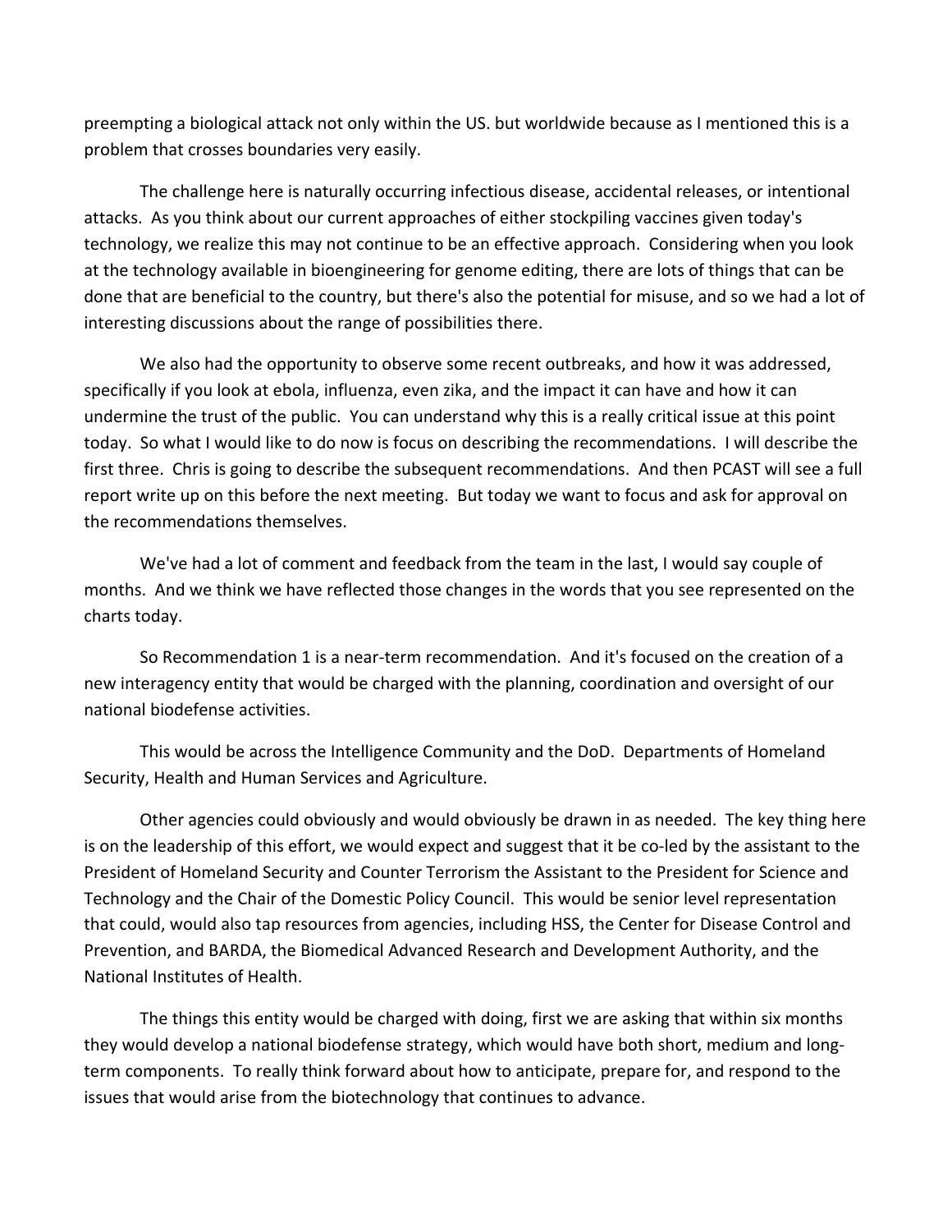preempting a biological attack not only within the US. but worldwide because as I mentioned this is a problem that crosses boundaries very easily.

The challenge here is naturally occurring infectious disease, accidental releases, or intentional attacks. As you think about our current approaches of either stockpiling vaccines given today's technology, we realize this may not continue to be an effective approach. Considering when you look at the technology available in bioengineering for genome editing, there are lots of things that can be done that are beneficial to the country, but there's also the potential for misuse, and so we had a lot of interesting discussions about the range of possibilities there.

We also had the opportunity to observe some recent outbreaks, and how it was addressed, specifically if you look at ebola, influenza, even zika, and the impact it can have and how it can undermine the trust of the public. You can understand why this is a really critical issue at this point today. So what I would like to do now is focus on describing the recommendations. I will describe the first three. Chris is going to describe the subsequent recommendations. And then PCAST will see a full report write up on this before the next meeting. But today we want to focus and ask for approval on the recommendations themselves.

We've had a lot of comment and feedback from the team in the last, I would say couple of months. And we think we have reflected those changes in the words that you see represented on the charts today.

So Recommendation 1 is a near-term recommendation. And it's focused on the creation of a new interagency entity that would be charged with the planning, coordination and oversight of our national biodefense activities.

This would be across the Intelligence Community and the DoD. Departments of Homeland Security, Health and Human Services and Agriculture.

Other agencies could obviously and would obviously be drawn in as needed. The key thing here is on the leadership of this effort, we would expect and suggest that it be co-led by the assistant to the President of Homeland Security and Counter Terrorism the Assistant to the President for Science and Technology and the Chair of the Domestic Policy Council. This would be senior level representation that could, would also tap resources from agencies, including HSS, the Center for Disease Control and Prevention, and BARDA, the Biomedical Advanced Research and Development Authority, and the National Institutes of Health.

The things this entity would be charged with doing, first we are asking that within six months they would develop a national biodefense strategy, which would have both short, medium and long-term components. To really think forward about how to anticipate, prepare for, and respond to the issues that would arise from the biotechnology that continues to advance.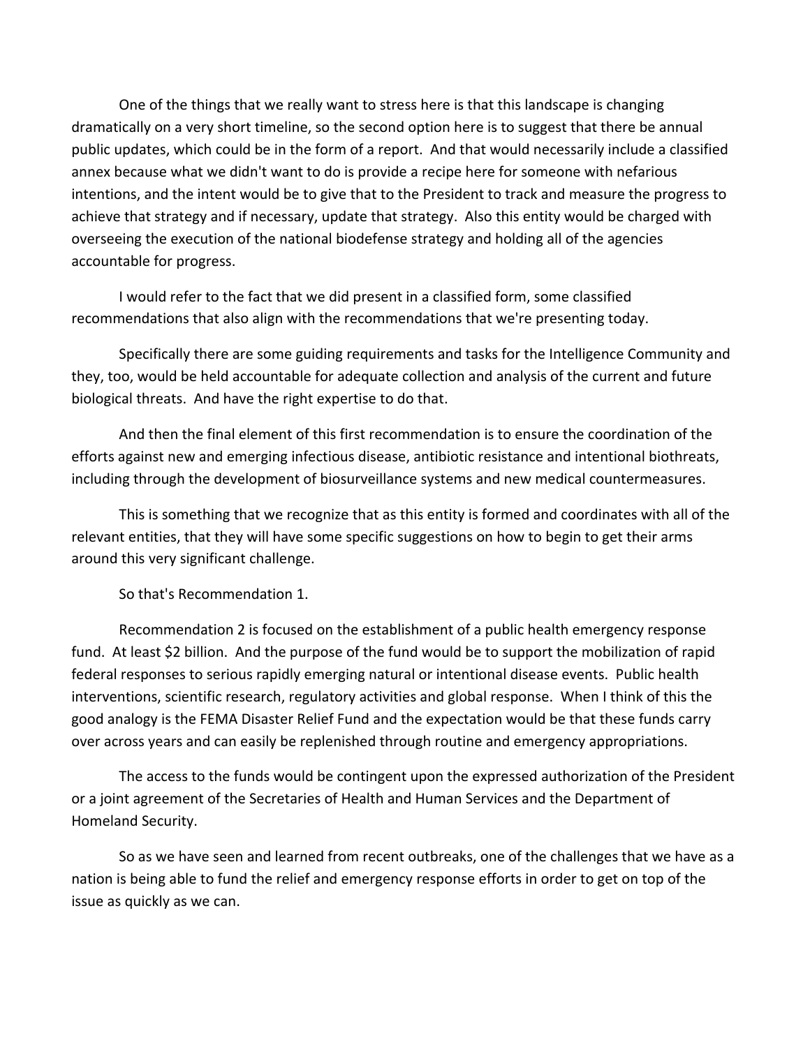One of the things that we really want to stress here is that this landscape is changing dramatically on a very short timeline, so the second option here is to suggest that there be annual public updates, which could be in the form of a report. And that would necessarily include a classified annex because what we didn't want to do is provide a recipe here for someone with nefarious intentions, and the intent would be to give that to the President to track and measure the progress to achieve that strategy and if necessary, update that strategy. Also this entity would be charged with overseeing the execution of the national biodefense strategy and holding all of the agencies accountable for progress.

I would refer to the fact that we did present in a classified form, some classified recommendations that also align with the recommendations that we're presenting today.

Specifically there are some guiding requirements and tasks for the Intelligence Community and they, too, would be held accountable for adequate collection and analysis of the current and future biological threats. And have the right expertise to do that.

And then the final element of this first recommendation is to ensure the coordination of the efforts against new and emerging infectious disease, antibiotic resistance and intentional biothreats, including through the development of biosurveillance systems and new medical countermeasures.

This is something that we recognize that as this entity is formed and coordinates with all of the relevant entities, that they will have some specific suggestions on how to begin to get their arms around this very significant challenge.

So that's Recommendation 1.

Recommendation 2 is focused on the establishment of a public health emergency response fund. At least $2 billion. And the purpose of the fund would be to support the mobilization of rapid federal responses to serious rapidly emerging natural or intentional disease events. Public health interventions, scientific research, regulatory activities and global response. When I think of this the good analogy is the FEMA Disaster Relief Fund and the expectation would be that these funds carry over across years and can easily be replenished through routine and emergency appropriations.

The access to the funds would be contingent upon the expressed authorization of the President or a joint agreement of the Secretaries of Health and Human Services and the Department of Homeland Security.

So as we have seen and learned from recent outbreaks, one of the challenges that we have as a nation is being able to fund the relief and emergency response efforts in order to get on top of the issue as quickly as we can.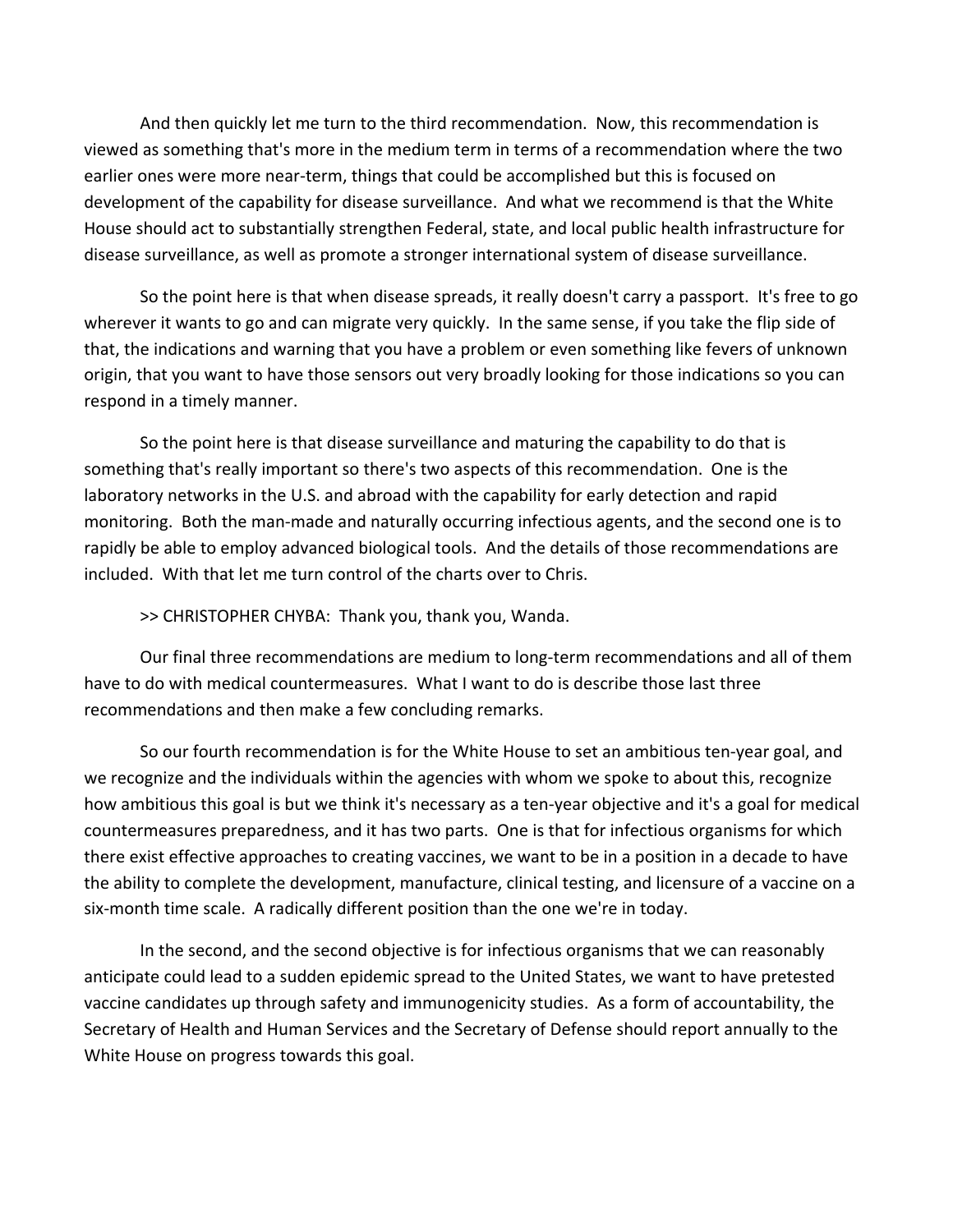And then quickly let me turn to the third recommendation. Now, this recommendation is viewed as something that's more in the medium term in terms of a recommendation where the two earlier ones were more near-term, things that could be accomplished but this is focused on development of the capability for disease surveillance. And what we recommend is that the White House should act to substantially strengthen Federal, state, and local public health infrastructure for disease surveillance, as well as promote a stronger international system of disease surveillance.

So the point here is that when disease spreads, it really doesn't carry a passport. It's free to go wherever it wants to go and can migrate very quickly. In the same sense, if you take the flip side of that, the indications and warning that you have a problem or even something like fevers of unknown origin, that you want to have those sensors out very broadly looking for those indications so you can respond in a timely manner.

So the point here is that disease surveillance and maturing the capability to do that is something that's really important so there's two aspects of this recommendation. One is the laboratory networks in the U.S. and abroad with the capability for early detection and rapid monitoring. Both the man-made and naturally occurring infectious agents, and the second one is to rapidly be able to employ advanced biological tools. And the details of those recommendations are included. With that let me turn control of the charts over to Chris.

>> CHRISTOPHER CHYBA: Thank you, thank you, Wanda.

Our final three recommendations are medium to long-term recommendations and all of them have to do with medical countermeasures. What I want to do is describe those last three recommendations and then make a few concluding remarks.

So our fourth recommendation is for the White House to set an ambitious ten-year goal, and we recognize and the individuals within the agencies with whom we spoke to about this, recognize how ambitious this goal is but we think it's necessary as a ten-year objective and it's a goal for medical countermeasures preparedness, and it has two parts. One is that for infectious organisms for which there exist effective approaches to creating vaccines, we want to be in a position in a decade to have the ability to complete the development, manufacture, clinical testing, and licensure of a vaccine on a six-month time scale. A radically different position than the one we're in today.

In the second, and the second objective is for infectious organisms that we can reasonably anticipate could lead to a sudden epidemic spread to the United States, we want to have pretested vaccine candidates up through safety and immunogenicity studies. As a form of accountability, the Secretary of Health and Human Services and the Secretary of Defense should report annually to the White House on progress towards this goal.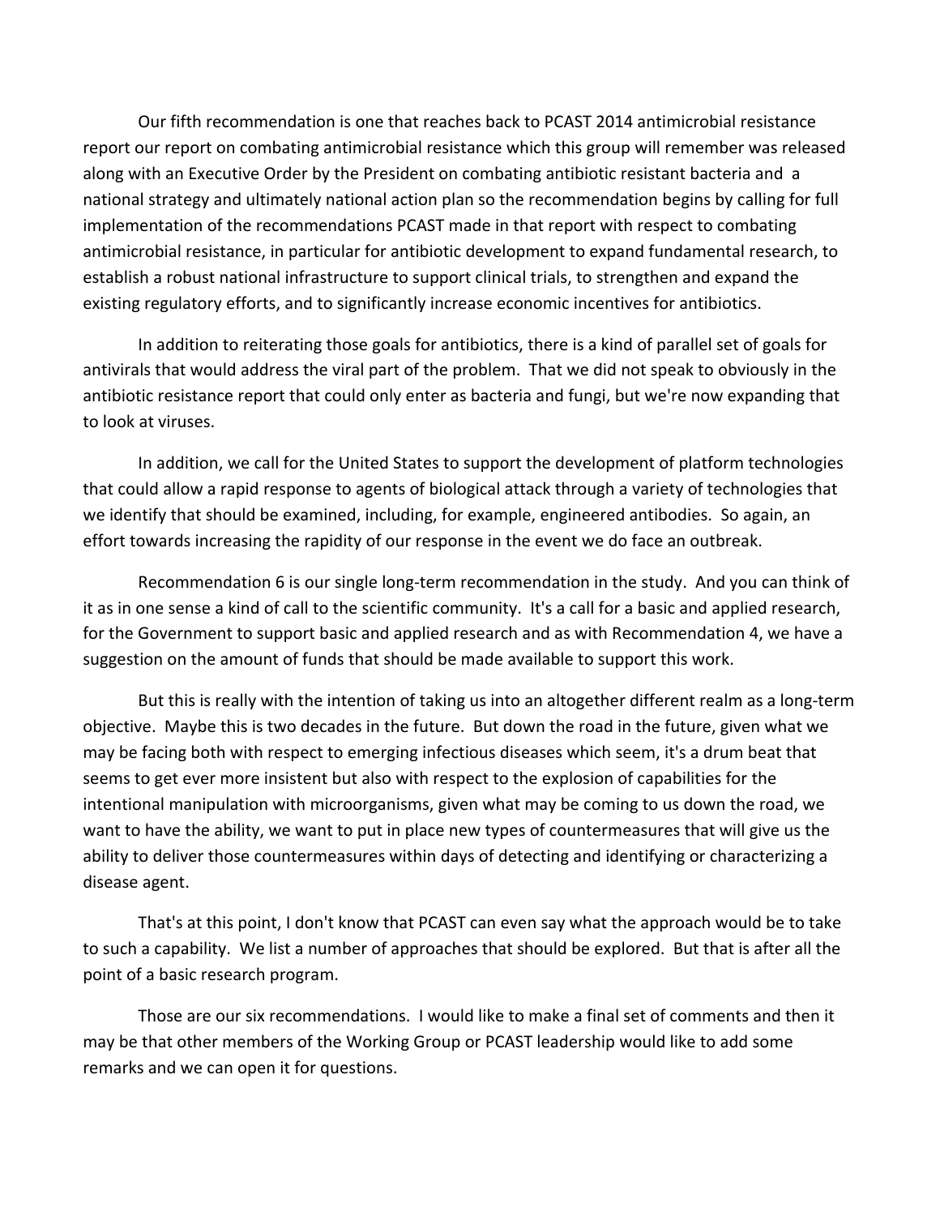Our fifth recommendation is one that reaches back to PCAST 2014 antimicrobial resistance report our report on combating antimicrobial resistance which this group will remember was released along with an Executive Order by the President on combating antibiotic resistant bacteria and a national strategy and ultimately national action plan so the recommendation begins by calling for full implementation of the recommendations PCAST made in that report with respect to combating antimicrobial resistance, in particular for antibiotic development to expand fundamental research, to establish a robust national infrastructure to support clinical trials, to strengthen and expand the existing regulatory efforts, and to significantly increase economic incentives for antibiotics.

In addition to reiterating those goals for antibiotics, there is a kind of parallel set of goals for antivirals that would address the viral part of the problem. That we did not speak to obviously in the antibiotic resistance report that could only enter as bacteria and fungi, but we're now expanding that to look at viruses.

In addition, we call for the United States to support the development of platform technologies that could allow a rapid response to agents of biological attack through a variety of technologies that we identify that should be examined, including, for example, engineered antibodies. So again, an effort towards increasing the rapidity of our response in the event we do face an outbreak.

Recommendation 6 is our single long-term recommendation in the study. And you can think of it as in one sense a kind of call to the scientific community. It's a call for a basic and applied research, for the Government to support basic and applied research and as with Recommendation 4, we have a suggestion on the amount of funds that should be made available to support this work.

But this is really with the intention of taking us into an altogether different realm as a long-term objective. Maybe this is two decades in the future. But down the road in the future, given what we may be facing both with respect to emerging infectious diseases which seem, it's a drum beat that seems to get ever more insistent but also with respect to the explosion of capabilities for the intentional manipulation with microorganisms, given what may be coming to us down the road, we want to have the ability, we want to put in place new types of countermeasures that will give us the ability to deliver those countermeasures within days of detecting and identifying or characterizing a disease agent.

That's at this point, I don't know that PCAST can even say what the approach would be to take to such a capability. We list a number of approaches that should be explored. But that is after all the point of a basic research program.

Those are our six recommendations. I would like to make a final set of comments and then it may be that other members of the Working Group or PCAST leadership would like to add some remarks and we can open it for questions.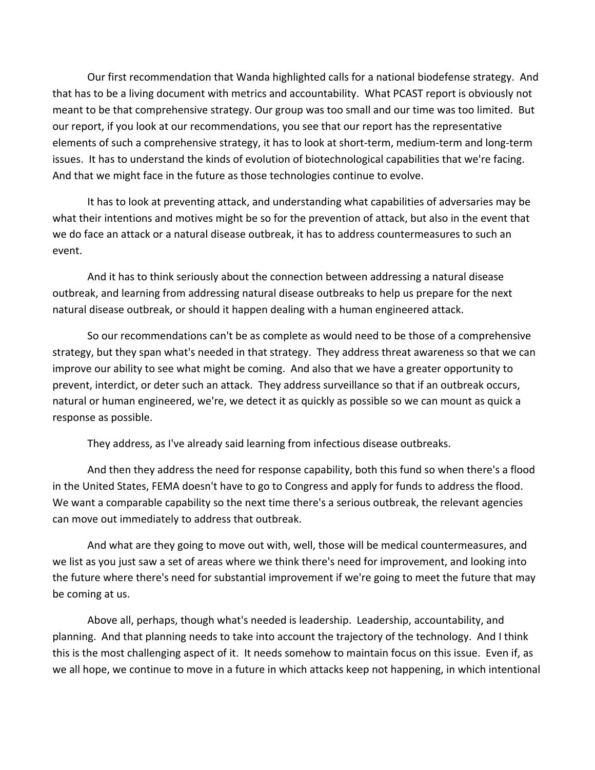Our first recommendation that Wanda highlighted calls for a national biodefense strategy. And that has to be a living document with metrics and accountability. What PCAST report is obviously not meant to be that comprehensive strategy. Our group was too small and our time was too limited. But our report, if you look at our recommendations, you see that our report has the representative elements of such a comprehensive strategy, it has to look at short-term, medium-term and long-term issues. It has to understand the kinds of evolution of biotechnological capabilities that we're facing. And that we might face in the future as those technologies continue to evolve.

It has to look at preventing attack, and understanding what capabilities of adversaries may be what their intentions and motives might be so for the prevention of attack, but also in the event that we do face an attack or a natural disease outbreak, it has to address countermeasures to such an event.

And it has to think seriously about the connection between addressing a natural disease outbreak, and learning from addressing natural disease outbreaks to help us prepare for the next natural disease outbreak, or should it happen dealing with a human engineered attack.

So our recommendations can't be as complete as would need to be those of a comprehensive strategy, but they span what's needed in that strategy. They address threat awareness so that we can improve our ability to see what might be coming. And also that we have a greater opportunity to prevent, interdict, or deter such an attack. They address surveillance so that if an outbreak occurs, natural or human engineered, we're, we detect it as quickly as possible so we can mount as quick a response as possible.

They address, as I've already said learning from infectious disease outbreaks.

And then they address the need for response capability, both this fund so when there's a flood in the United States, FEMA doesn't have to go to Congress and apply for funds to address the flood. We want a comparable capability so the next time there's a serious outbreak, the relevant agencies can move out immediately to address that outbreak.

And what are they going to move out with, well, those will be medical countermeasures, and we list as you just saw a set of areas where we think there's need for improvement, and looking into the future where there's need for substantial improvement if we're going to meet the future that may be coming at us.

Above all, perhaps, though what's needed is leadership. Leadership, accountability, and planning. And that planning needs to take into account the trajectory of the technology. And I think this is the most challenging aspect of it. It needs somehow to maintain focus on this issue. Even if, as we all hope, we continue to move in a future in which attacks keep not happening, in which intentional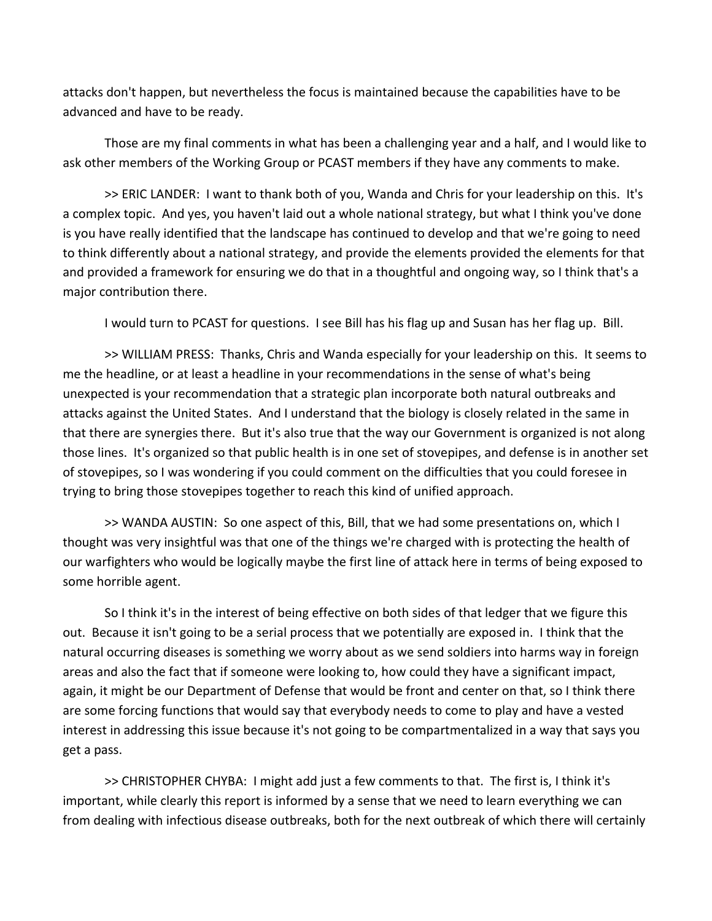attacks don't happen, but nevertheless the focus is maintained because the capabilities have to be advanced and have to be ready.

Those are my final comments in what has been a challenging year and a half, and I would like to ask other members of the Working Group or PCAST members if they have any comments to make.

>> ERIC LANDER: I want to thank both of you, Wanda and Chris for your leadership on this. It's a complex topic. And yes, you haven't laid out a whole national strategy, but what I think you've done is you have really identified that the landscape has continued to develop and that we're going to need to think differently about a national strategy, and provide the elements provided the elements for that and provided a framework for ensuring we do that in a thoughtful and ongoing way, so I think that's a major contribution there.

I would turn to PCAST for questions. I see Bill has his flag up and Susan has her flag up. Bill.

>> WILLIAM PRESS: Thanks, Chris and Wanda especially for your leadership on this. It seems to me the headline, or at least a headline in your recommendations in the sense of what's being unexpected is your recommendation that a strategic plan incorporate both natural outbreaks and attacks against the United States. And I understand that the biology is closely related in the same in that there are synergies there. But it's also true that the way our Government is organized is not along those lines. It's organized so that public health is in one set of stovepipes, and defense is in another set of stovepipes, so I was wondering if you could comment on the difficulties that you could foresee in trying to bring those stovepipes together to reach this kind of unified approach.

>> WANDA AUSTIN: So one aspect of this, Bill, that we had some presentations on, which I thought was very insightful was that one of the things we're charged with is protecting the health of our warfighters who would be logically maybe the first line of attack here in terms of being exposed to some horrible agent.

So I think it's in the interest of being effective on both sides of that ledger that we figure this out. Because it isn't going to be a serial process that we potentially are exposed in. I think that the natural occurring diseases is something we worry about as we send soldiers into harms way in foreign areas and also the fact that if someone were looking to, how could they have a significant impact, again, it might be our Department of Defense that would be front and center on that, so I think there are some forcing functions that would say that everybody needs to come to play and have a vested interest in addressing this issue because it's not going to be compartmentalized in a way that says you get a pass.

>> CHRISTOPHER CHYBA: I might add just a few comments to that. The first is, I think it's important, while clearly this report is informed by a sense that we need to learn everything we can from dealing with infectious disease outbreaks, both for the next outbreak of which there will certainly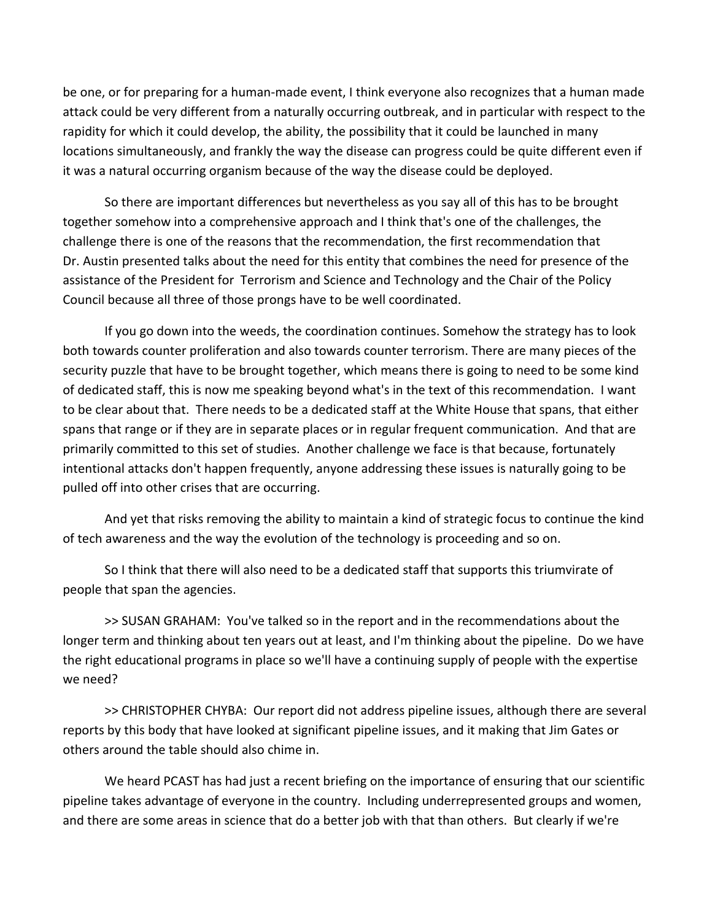be one, or for preparing for a human-made event, I think everyone also recognizes that a human made attack could be very different from a naturally occurring outbreak, and in particular with respect to the rapidity for which it could develop, the ability, the possibility that it could be launched in many locations simultaneously, and frankly the way the disease can progress could be quite different even if it was a natural occurring organism because of the way the disease could be deployed.

So there are important differences but nevertheless as you say all of this has to be brought together somehow into a comprehensive approach and I think that's one of the challenges, the challenge there is one of the reasons that the recommendation, the first recommendation that Dr. Austin presented talks about the need for this entity that combines the need for presence of the assistance of the President for Terrorism and Science and Technology and the Chair of the Policy Council because all three of those prongs have to be well coordinated.

If you go down into the weeds, the coordination continues. Somehow the strategy has to look both towards counter proliferation and also towards counter terrorism. There are many pieces of the security puzzle that have to be brought together, which means there is going to need to be some kind of dedicated staff, this is now me speaking beyond what's in the text of this recommendation. I want to be clear about that. There needs to be a dedicated staff at the White House that spans, that either spans that range or if they are in separate places or in regular frequent communication. And that are primarily committed to this set of studies. Another challenge we face is that because, fortunately intentional attacks don't happen frequently, anyone addressing these issues is naturally going to be pulled off into other crises that are occurring.

And yet that risks removing the ability to maintain a kind of strategic focus to continue the kind of tech awareness and the way the evolution of the technology is proceeding and so on.

So I think that there will also need to be a dedicated staff that supports this triumvirate of people that span the agencies.

>> SUSAN GRAHAM: You've talked so in the report and in the recommendations about the longer term and thinking about ten years out at least, and I'm thinking about the pipeline. Do we have the right educational programs in place so we'll have a continuing supply of people with the expertise we need?

>> CHRISTOPHER CHYBA: Our report did not address pipeline issues, although there are several reports by this body that have looked at significant pipeline issues, and it making that Jim Gates or others around the table should also chime in.

We heard PCAST has had just a recent briefing on the importance of ensuring that our scientific pipeline takes advantage of everyone in the country. Including underrepresented groups and women, and there are some areas in science that do a better job with that than others. But clearly if we're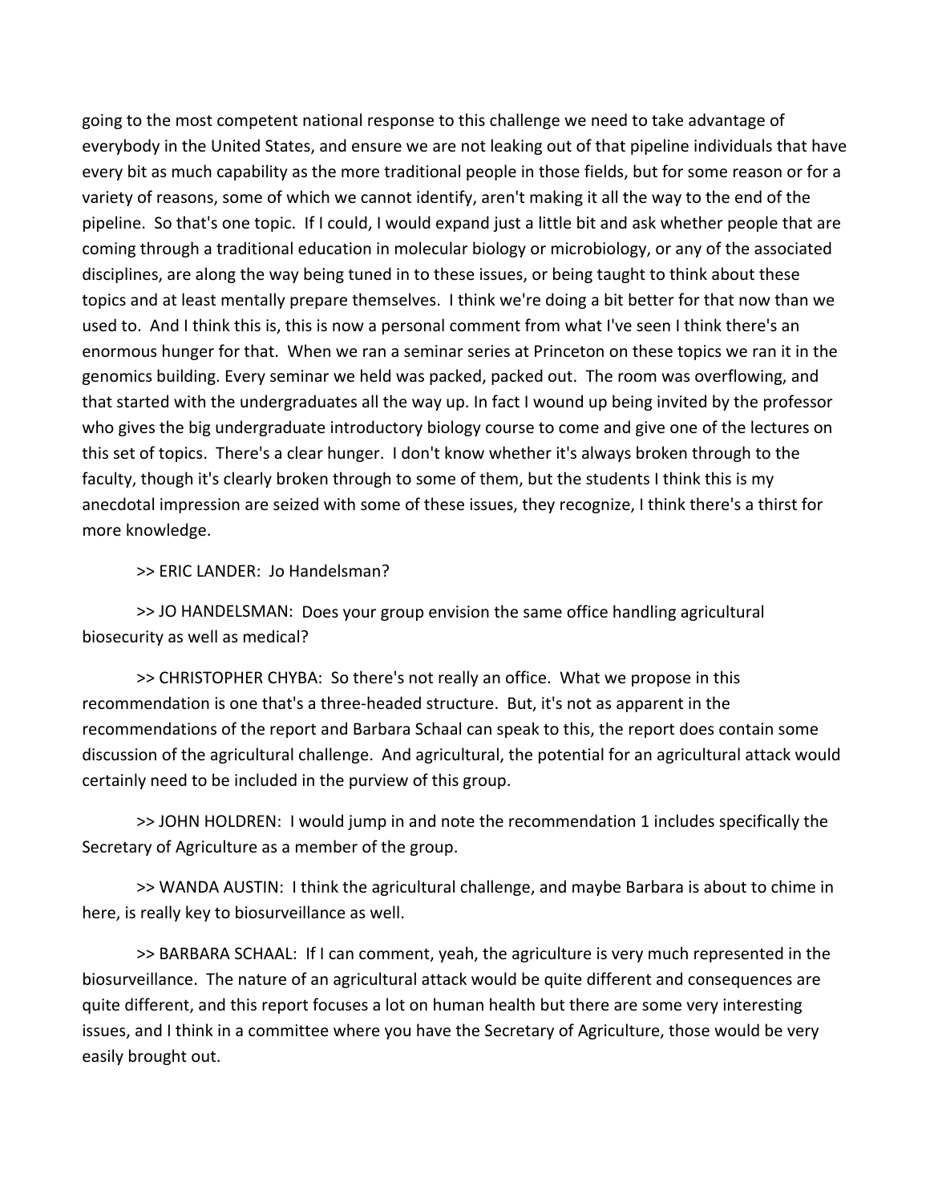going to the most competent national response to this challenge we need to take advantage of everybody in the United States, and ensure we are not leaking out of that pipeline individuals that have every bit as much capability as the more traditional people in those fields, but for some reason or for a variety of reasons, some of which we cannot identify, aren't making it all the way to the end of the pipeline. So that's one topic. If I could, I would expand just a little bit and ask whether people that are coming through a traditional education in molecular biology or microbiology, or any of the associated disciplines, are along the way being tuned in to these issues, or being taught to think about these topics and at least mentally prepare themselves. I think we're doing a bit better for that now than we used to. And I think this is, this is now a personal comment from what I've seen I think there's an enormous hunger for that. When we ran a seminar series at Princeton on these topics we ran it in the genomics building. Every seminar we held was packed, packed out. The room was overflowing, and that started with the undergraduates all the way up. In fact I wound up being invited by the professor who gives the big undergraduate introductory biology course to come and give one of the lectures on this set of topics. There's a clear hunger. I don't know whether it's always broken through to the faculty, though it's clearly broken through to some of them, but the students I think this is my anecdotal impression are seized with some of these issues, they recognize, I think there's a thirst for more knowledge.

>> ERIC LANDER: Jo Handelsman?

>> JO HANDELSMAN: Does your group envision the same office handling agricultural biosecurity as well as medical?

>> CHRISTOPHER CHYBA: So there's not really an office. What we propose in this recommendation is one that's a three-headed structure. But, it's not as apparent in the recommendations of the report and Barbara Schaal can speak to this, the report does contain some discussion of the agricultural challenge. And agricultural, the potential for an agricultural attack would certainly need to be included in the purview of this group.

>> JOHN HOLDREN: I would jump in and note the recommendation 1 includes specifically the Secretary of Agriculture as a member of the group.

>> WANDA AUSTIN: I think the agricultural challenge, and maybe Barbara is about to chime in here, is really key to biosurveillance as well.

>> BARBARA SCHAAL: If I can comment, yeah, the agriculture is very much represented in the biosurveillance. The nature of an agricultural attack would be quite different and consequences are quite different, and this report focuses a lot on human health but there are some very interesting issues, and I think in a committee where you have the Secretary of Agriculture, those would be very easily brought out.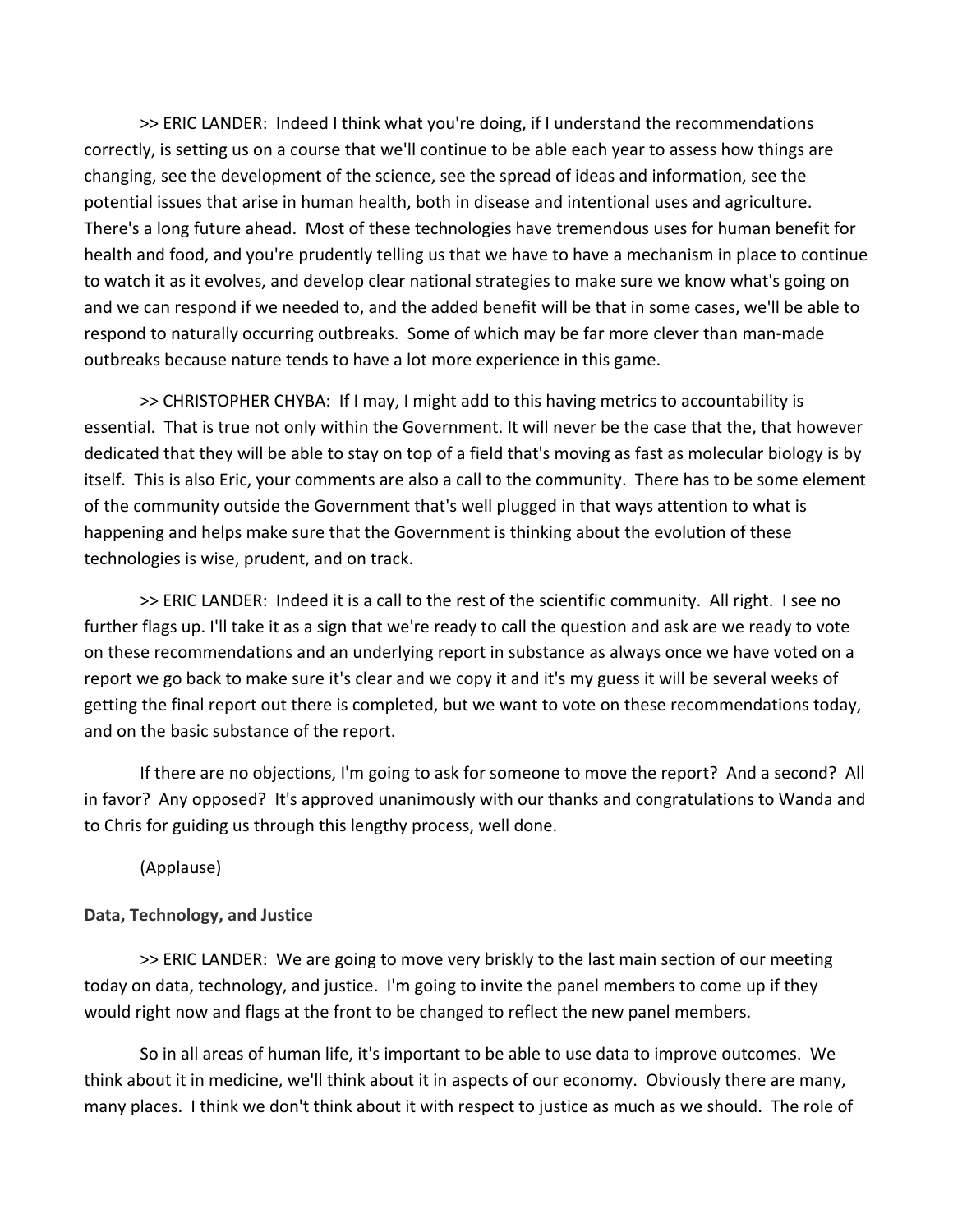>> ERIC LANDER: Indeed I think what you're doing, if I understand the recommendations correctly, is setting us on a course that we'll continue to be able each year to assess how things are changing, see the development of the science, see the spread of ideas and information, see the potential issues that arise in human health, both in disease and intentional uses and agriculture. There's a long future ahead. Most of these technologies have tremendous uses for human benefit for health and food, and you're prudently telling us that we have to have a mechanism in place to continue to watch it as it evolves, and develop clear national strategies to make sure we know what's going on and we can respond if we needed to, and the added benefit will be that in some cases, we'll be able to respond to naturally occurring outbreaks. Some of which may be far more clever than man-made outbreaks because nature tends to have a lot more experience in this game.

>> CHRISTOPHER CHYBA: If I may, I might add to this having metrics to accountability is essential. That is true not only within the Government. It will never be the case that the, that however dedicated that they will be able to stay on top of a field that's moving as fast as molecular biology is by itself. This is also Eric, your comments are also a call to the community. There has to be some element of the community outside the Government that's well plugged in that ways attention to what is happening and helps make sure that the Government is thinking about the evolution of these technologies is wise, prudent, and on track.

>> ERIC LANDER: Indeed it is a call to the rest of the scientific community. All right. I see no further flags up. I'll take it as a sign that we're ready to call the question and ask are we ready to vote on these recommendations and an underlying report in substance as always once we have voted on a report we go back to make sure it's clear and we copy it and it's my guess it will be several weeks of getting the final report out there is completed, but we want to vote on these recommendations today, and on the basic substance of the report.

If there are no objections, I'm going to ask for someone to move the report? And a second? All in favor? Any opposed? It's approved unanimously with our thanks and congratulations to Wanda and to Chris for guiding us through this lengthy process, well done.

(Applause)

**Data, Technology, and Justice**

>> ERIC LANDER: We are going to move very briskly to the last main section of our meeting today on data, technology, and justice. I'm going to invite the panel members to come up if they would right now and flags at the front to be changed to reflect the new panel members.

So in all areas of human life, it's important to be able to use data to improve outcomes. We think about it in medicine, we'll think about it in aspects of our economy. Obviously there are many, many places. I think we don't think about it with respect to justice as much as we should. The role of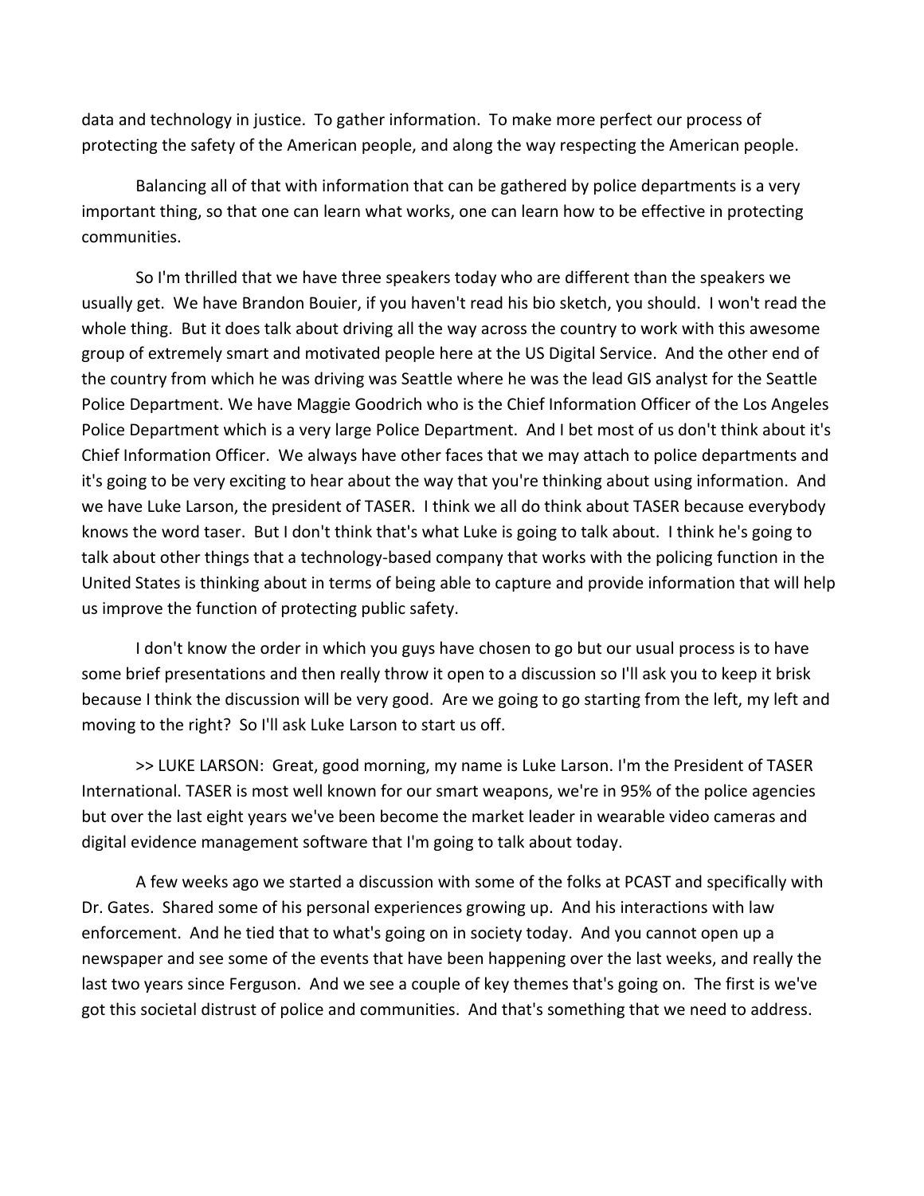data and technology in justice. To gather information. To make more perfect our process of protecting the safety of the American people, and along the way respecting the American people.

Balancing all of that with information that can be gathered by police departments is a very important thing, so that one can learn what works, one can learn how to be effective in protecting communities.

So I'm thrilled that we have three speakers today who are different than the speakers we usually get. We have Brandon Bouier, if you haven't read his bio sketch, you should. I won't read the whole thing. But it does talk about driving all the way across the country to work with this awesome group of extremely smart and motivated people here at the US Digital Service. And the other end of the country from which he was driving was Seattle where he was the lead GIS analyst for the Seattle Police Department. We have Maggie Goodrich who is the Chief Information Officer of the Los Angeles Police Department which is a very large Police Department. And I bet most of us don't think about it's Chief Information Officer. We always have other faces that we may attach to police departments and it's going to be very exciting to hear about the way that you're thinking about using information. And we have Luke Larson, the president of TASER. I think we all do think about TASER because everybody knows the word taser. But I don't think that's what Luke is going to talk about. I think he's going to talk about other things that a technology-based company that works with the policing function in the United States is thinking about in terms of being able to capture and provide information that will help us improve the function of protecting public safety.

I don't know the order in which you guys have chosen to go but our usual process is to have some brief presentations and then really throw it open to a discussion so I'll ask you to keep it brisk because I think the discussion will be very good. Are we going to go starting from the left, my left and moving to the right? So I'll ask Luke Larson to start us off.

>> LUKE LARSON: Great, good morning, my name is Luke Larson. I'm the President of TASER International. TASER is most well known for our smart weapons, we're in 95% of the police agencies but over the last eight years we've been become the market leader in wearable video cameras and digital evidence management software that I'm going to talk about today.

A few weeks ago we started a discussion with some of the folks at PCAST and specifically with Dr. Gates. Shared some of his personal experiences growing up. And his interactions with law enforcement. And he tied that to what's going on in society today. And you cannot open up a newspaper and see some of the events that have been happening over the last weeks, and really the last two years since Ferguson. And we see a couple of key themes that's going on. The first is we've got this societal distrust of police and communities. And that's something that we need to address.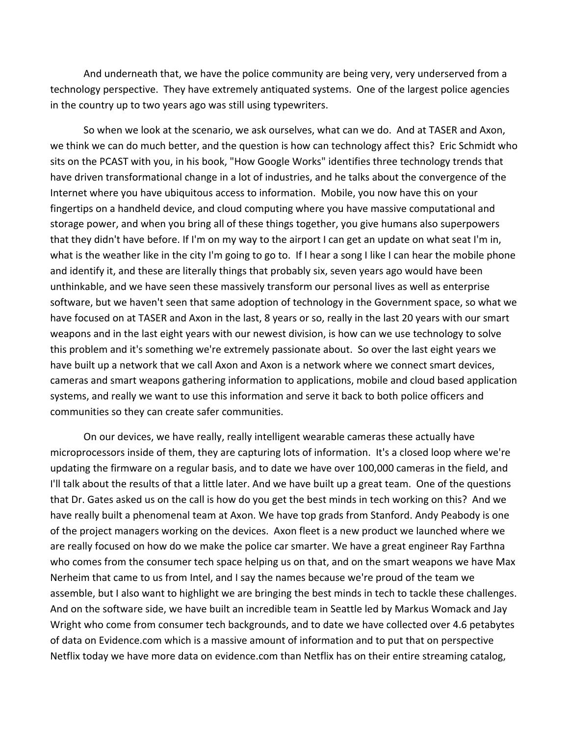And underneath that, we have the police community are being very, very underserved from a technology perspective. They have extremely antiquated systems. One of the largest police agencies in the country up to two years ago was still using typewriters.

So when we look at the scenario, we ask ourselves, what can we do. And at TASER and Axon, we think we can do much better, and the question is how can technology affect this? Eric Schmidt who sits on the PCAST with you, in his book, "How Google Works" identifies three technology trends that have driven transformational change in a lot of industries, and he talks about the convergence of the Internet where you have ubiquitous access to information. Mobile, you now have this on your fingertips on a handheld device, and cloud computing where you have massive computational and storage power, and when you bring all of these things together, you give humans also superpowers that they didn't have before. If I'm on my way to the airport I can get an update on what seat I'm in, what is the weather like in the city I'm going to go to. If I hear a song I like I can hear the mobile phone and identify it, and these are literally things that probably six, seven years ago would have been unthinkable, and we have seen these massively transform our personal lives as well as enterprise software, but we haven't seen that same adoption of technology in the Government space, so what we have focused on at TASER and Axon in the last, 8 years or so, really in the last 20 years with our smart weapons and in the last eight years with our newest division, is how can we use technology to solve this problem and it's something we're extremely passionate about. So over the last eight years we have built up a network that we call Axon and Axon is a network where we connect smart devices, cameras and smart weapons gathering information to applications, mobile and cloud based application systems, and really we want to use this information and serve it back to both police officers and communities so they can create safer communities.

On our devices, we have really, really intelligent wearable cameras these actually have microprocessors inside of them, they are capturing lots of information. It's a closed loop where we're updating the firmware on a regular basis, and to date we have over 100,000 cameras in the field, and I'll talk about the results of that a little later. And we have built up a great team. One of the questions that Dr. Gates asked us on the call is how do you get the best minds in tech working on this? And we have really built a phenomenal team at Axon. We have top grads from Stanford. Andy Peabody is one of the project managers working on the devices. Axon fleet is a new product we launched where we are really focused on how do we make the police car smarter. We have a great engineer Ray Farthna who comes from the consumer tech space helping us on that, and on the smart weapons we have Max Nerheim that came to us from Intel, and I say the names because we're proud of the team we assemble, but I also want to highlight we are bringing the best minds in tech to tackle these challenges. And on the software side, we have built an incredible team in Seattle led by Markus Womack and Jay Wright who come from consumer tech backgrounds, and to date we have collected over 4.6 petabytes of data on Evidence.com which is a massive amount of information and to put that on perspective Netflix today we have more data on evidence.com than Netflix has on their entire streaming catalog,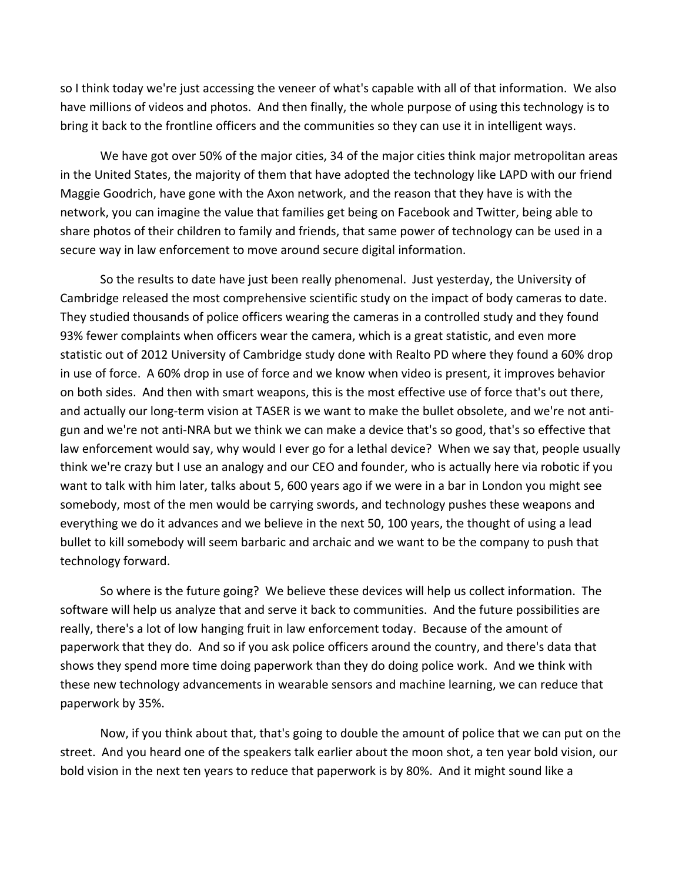so I think today we're just accessing the veneer of what's capable with all of that information. We also have millions of videos and photos. And then finally, the whole purpose of using this technology is to bring it back to the frontline officers and the communities so they can use it in intelligent ways.

We have got over 50% of the major cities, 34 of the major cities think major metropolitan areas in the United States, the majority of them that have adopted the technology like LAPD with our friend Maggie Goodrich, have gone with the Axon network, and the reason that they have is with the network, you can imagine the value that families get being on Facebook and Twitter, being able to share photos of their children to family and friends, that same power of technology can be used in a secure way in law enforcement to move around secure digital information.

So the results to date have just been really phenomenal. Just yesterday, the University of Cambridge released the most comprehensive scientific study on the impact of body cameras to date. They studied thousands of police officers wearing the cameras in a controlled study and they found 93% fewer complaints when officers wear the camera, which is a great statistic, and even more statistic out of 2012 University of Cambridge study done with Realto PD where they found a 60% drop in use of force. A 60% drop in use of force and we know when video is present, it improves behavior on both sides. And then with smart weapons, this is the most effective use of force that's out there, and actually our long-term vision at TASER is we want to make the bullet obsolete, and we're not anti-gun and we're not anti-NRA but we think we can make a device that's so good, that's so effective that law enforcement would say, why would I ever go for a lethal device? When we say that, people usually think we're crazy but I use an analogy and our CEO and founder, who is actually here via robotic if you want to talk with him later, talks about 5, 600 years ago if we were in a bar in London you might see somebody, most of the men would be carrying swords, and technology pushes these weapons and everything we do it advances and we believe in the next 50, 100 years, the thought of using a lead bullet to kill somebody will seem barbaric and archaic and we want to be the company to push that technology forward.

So where is the future going? We believe these devices will help us collect information. The software will help us analyze that and serve it back to communities. And the future possibilities are really, there's a lot of low hanging fruit in law enforcement today. Because of the amount of paperwork that they do. And so if you ask police officers around the country, and there's data that shows they spend more time doing paperwork than they do doing police work. And we think with these new technology advancements in wearable sensors and machine learning, we can reduce that paperwork by 35%.

Now, if you think about that, that's going to double the amount of police that we can put on the street. And you heard one of the speakers talk earlier about the moon shot, a ten year bold vision, our bold vision in the next ten years to reduce that paperwork is by 80%. And it might sound like a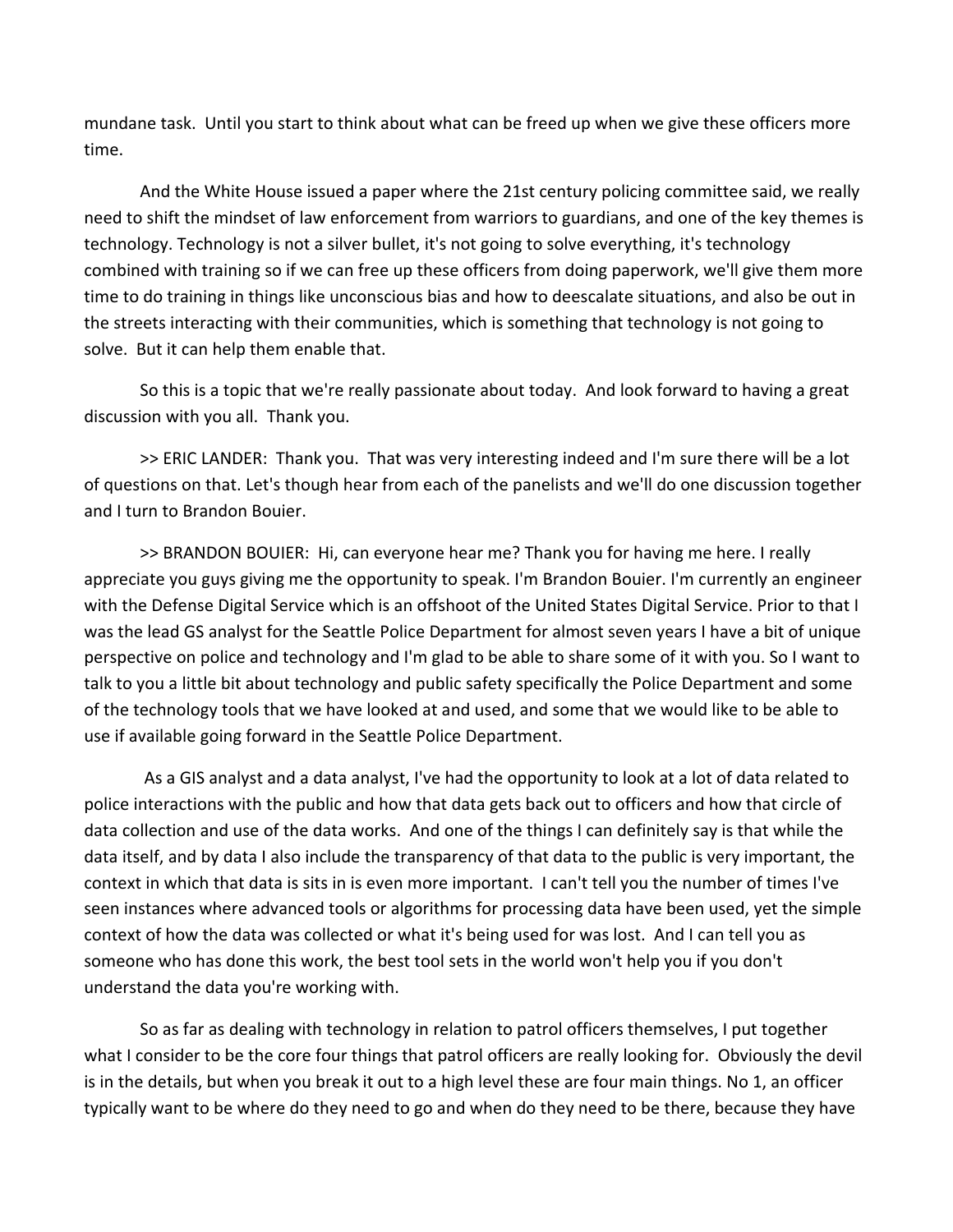mundane task. Until you start to think about what can be freed up when we give these officers more time.

And the White House issued a paper where the 21st century policing committee said, we really need to shift the mindset of law enforcement from warriors to guardians, and one of the key themes is technology. Technology is not a silver bullet, it's not going to solve everything, it's technology combined with training so if we can free up these officers from doing paperwork, we'll give them more time to do training in things like unconscious bias and how to deescalate situations, and also be out in the streets interacting with their communities, which is something that technology is not going to solve. But it can help them enable that.

So this is a topic that we're really passionate about today. And look forward to having a great discussion with you all. Thank you.

>> ERIC LANDER: Thank you. That was very interesting indeed and I'm sure there will be a lot of questions on that. Let's though hear from each of the panelists and we'll do one discussion together and I turn to Brandon Bouier.

>> BRANDON BOUIER: Hi, can everyone hear me? Thank you for having me here. I really appreciate you guys giving me the opportunity to speak. I'm Brandon Bouier. I'm currently an engineer with the Defense Digital Service which is an offshoot of the United States Digital Service. Prior to that I was the lead GS analyst for the Seattle Police Department for almost seven years I have a bit of unique perspective on police and technology and I'm glad to be able to share some of it with you. So I want to talk to you a little bit about technology and public safety specifically the Police Department and some of the technology tools that we have looked at and used, and some that we would like to be able to use if available going forward in the Seattle Police Department.

As a GIS analyst and a data analyst, I've had the opportunity to look at a lot of data related to police interactions with the public and how that data gets back out to officers and how that circle of data collection and use of the data works. And one of the things I can definitely say is that while the data itself, and by data I also include the transparency of that data to the public is very important, the context in which that data is sits in is even more important. I can't tell you the number of times I've seen instances where advanced tools or algorithms for processing data have been used, yet the simple context of how the data was collected or what it's being used for was lost. And I can tell you as someone who has done this work, the best tool sets in the world won't help you if you don't understand the data you're working with.

So as far as dealing with technology in relation to patrol officers themselves, I put together what I consider to be the core four things that patrol officers are really looking for. Obviously the devil is in the details, but when you break it out to a high level these are four main things. No 1, an officer typically want to be where do they need to go and when do they need to be there, because they have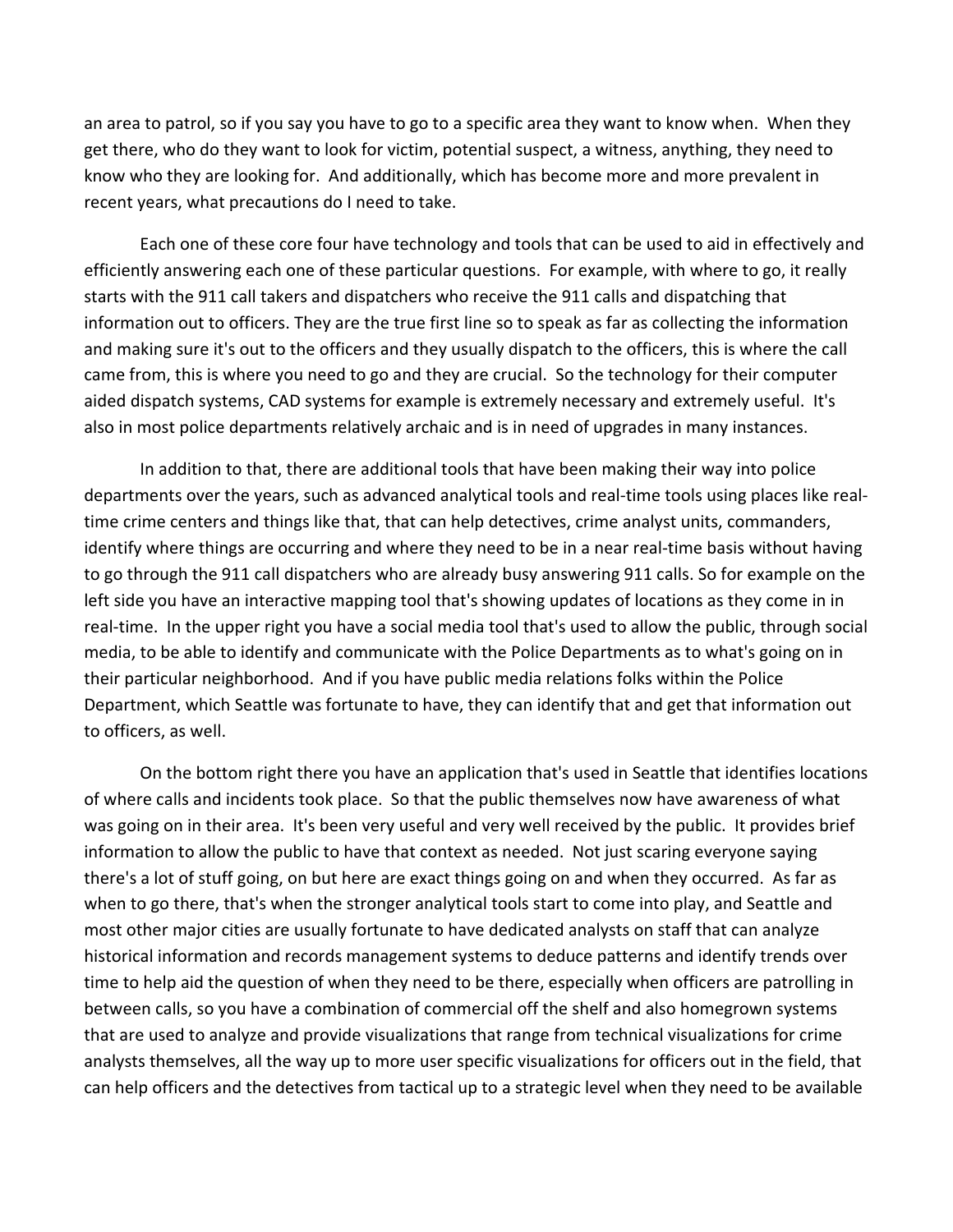an area to patrol, so if you say you have to go to a specific area they want to know when. When they get there, who do they want to look for victim, potential suspect, a witness, anything, they need to know who they are looking for. And additionally, which has become more and more prevalent in recent years, what precautions do I need to take.

Each one of these core four have technology and tools that can be used to aid in effectively and efficiently answering each one of these particular questions. For example, with where to go, it really starts with the 911 call takers and dispatchers who receive the 911 calls and dispatching that information out to officers. They are the true first line so to speak as far as collecting the information and making sure it's out to the officers and they usually dispatch to the officers, this is where the call came from, this is where you need to go and they are crucial. So the technology for their computer aided dispatch systems, CAD systems for example is extremely necessary and extremely useful. It's also in most police departments relatively archaic and is in need of upgrades in many instances.

In addition to that, there are additional tools that have been making their way into police departments over the years, such as advanced analytical tools and real-time tools using places like real-time crime centers and things like that, that can help detectives, crime analyst units, commanders, identify where things are occurring and where they need to be in a near real-time basis without having to go through the 911 call dispatchers who are already busy answering 911 calls. So for example on the left side you have an interactive mapping tool that's showing updates of locations as they come in in real-time. In the upper right you have a social media tool that's used to allow the public, through social media, to be able to identify and communicate with the Police Departments as to what's going on in their particular neighborhood. And if you have public media relations folks within the Police Department, which Seattle was fortunate to have, they can identify that and get that information out to officers, as well.

On the bottom right there you have an application that's used in Seattle that identifies locations of where calls and incidents took place. So that the public themselves now have awareness of what was going on in their area. It's been very useful and very well received by the public. It provides brief information to allow the public to have that context as needed. Not just scaring everyone saying there's a lot of stuff going, on but here are exact things going on and when they occurred. As far as when to go there, that's when the stronger analytical tools start to come into play, and Seattle and most other major cities are usually fortunate to have dedicated analysts on staff that can analyze historical information and records management systems to deduce patterns and identify trends over time to help aid the question of when they need to be there, especially when officers are patrolling in between calls, so you have a combination of commercial off the shelf and also homegrown systems that are used to analyze and provide visualizations that range from technical visualizations for crime analysts themselves, all the way up to more user specific visualizations for officers out in the field, that can help officers and the detectives from tactical up to a strategic level when they need to be available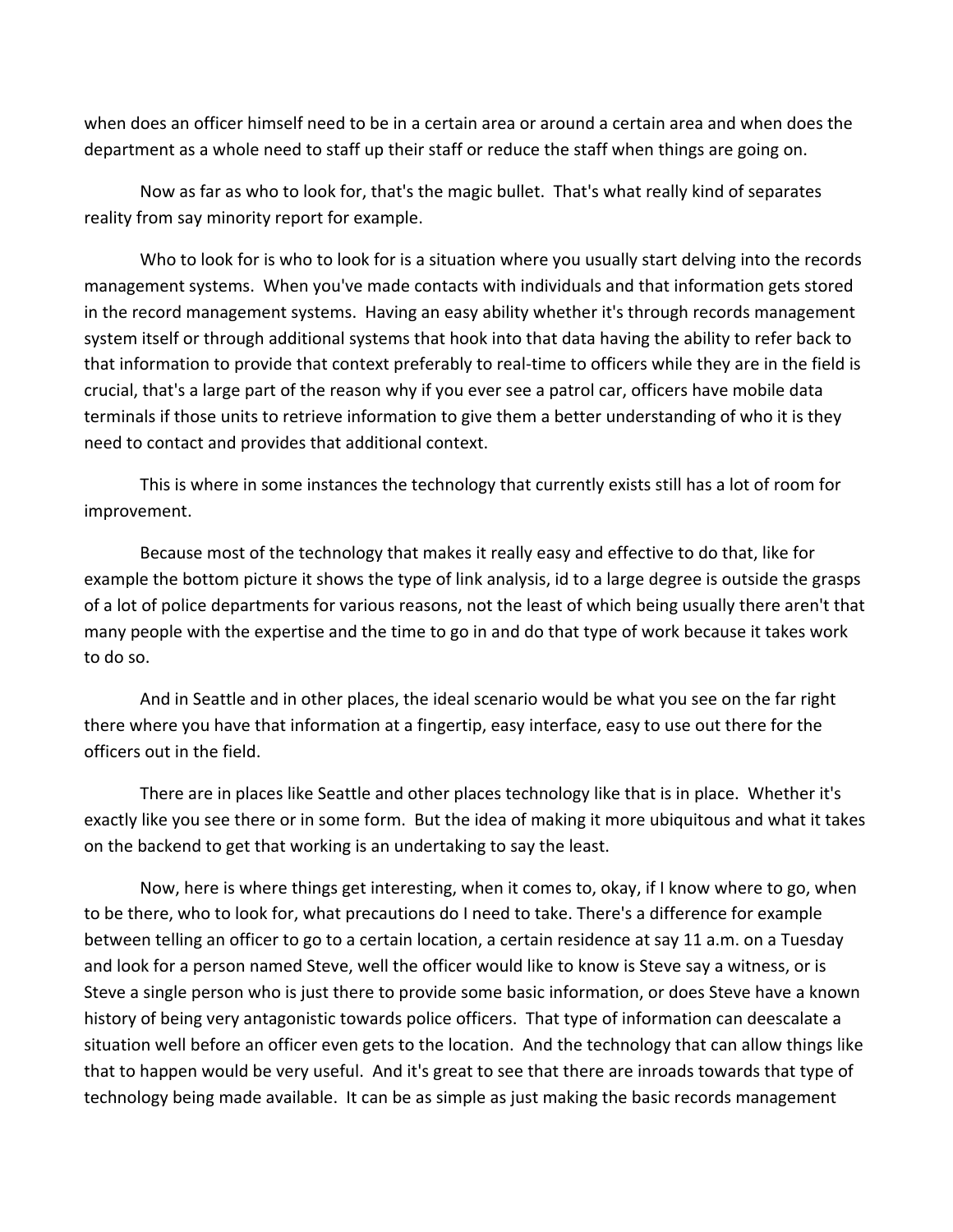when does an officer himself need to be in a certain area or around a certain area and when does the department as a whole need to staff up their staff or reduce the staff when things are going on.

Now as far as who to look for, that's the magic bullet. That's what really kind of separates reality from say minority report for example.

Who to look for is who to look for is a situation where you usually start delving into the records management systems. When you've made contacts with individuals and that information gets stored in the record management systems. Having an easy ability whether it's through records management system itself or through additional systems that hook into that data having the ability to refer back to that information to provide that context preferably to real-time to officers while they are in the field is crucial, that's a large part of the reason why if you ever see a patrol car, officers have mobile data terminals if those units to retrieve information to give them a better understanding of who it is they need to contact and provides that additional context.

This is where in some instances the technology that currently exists still has a lot of room for improvement.

Because most of the technology that makes it really easy and effective to do that, like for example the bottom picture it shows the type of link analysis, id to a large degree is outside the grasps of a lot of police departments for various reasons, not the least of which being usually there aren't that many people with the expertise and the time to go in and do that type of work because it takes work to do so.

And in Seattle and in other places, the ideal scenario would be what you see on the far right there where you have that information at a fingertip, easy interface, easy to use out there for the officers out in the field.

There are in places like Seattle and other places technology like that is in place. Whether it's exactly like you see there or in some form. But the idea of making it more ubiquitous and what it takes on the backend to get that working is an undertaking to say the least.

Now, here is where things get interesting, when it comes to, okay, if I know where to go, when to be there, who to look for, what precautions do I need to take. There's a difference for example between telling an officer to go to a certain location, a certain residence at say 11 a.m. on a Tuesday and look for a person named Steve, well the officer would like to know is Steve say a witness, or is Steve a single person who is just there to provide some basic information, or does Steve have a known history of being very antagonistic towards police officers. That type of information can deescalate a situation well before an officer even gets to the location. And the technology that can allow things like that to happen would be very useful. And it's great to see that there are inroads towards that type of technology being made available. It can be as simple as just making the basic records management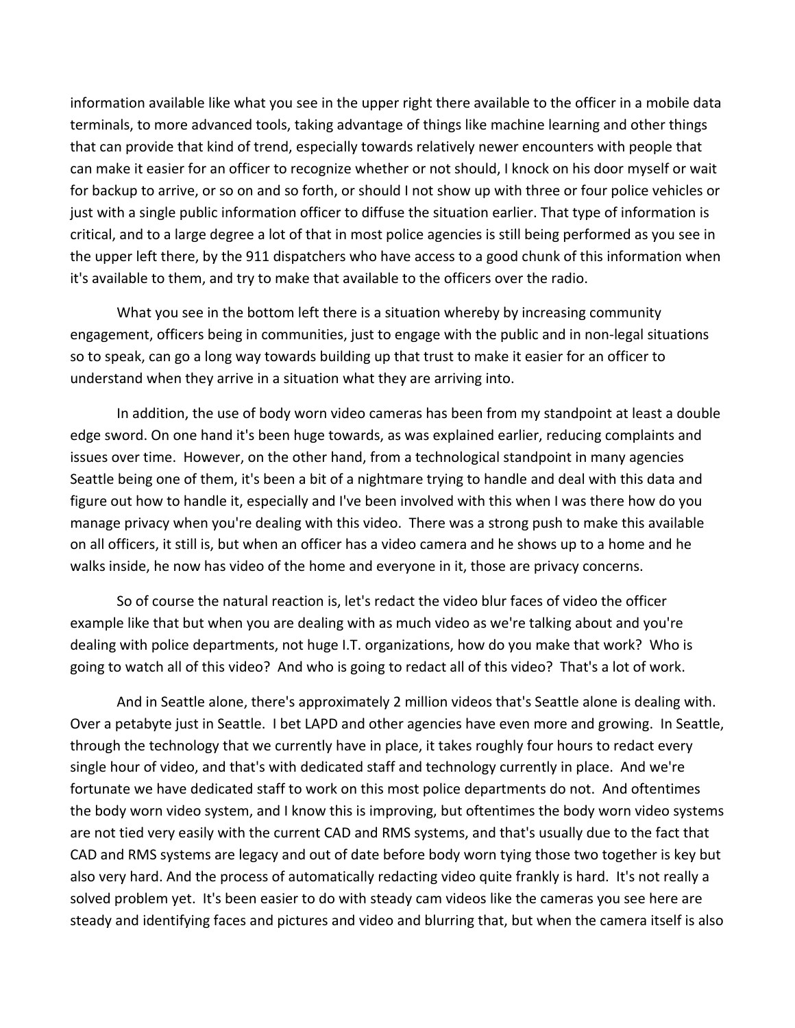information available like what you see in the upper right there available to the officer in a mobile data terminals, to more advanced tools, taking advantage of things like machine learning and other things that can provide that kind of trend, especially towards relatively newer encounters with people that can make it easier for an officer to recognize whether or not should, I knock on his door myself or wait for backup to arrive, or so on and so forth, or should I not show up with three or four police vehicles or just with a single public information officer to diffuse the situation earlier. That type of information is critical, and to a large degree a lot of that in most police agencies is still being performed as you see in the upper left there, by the 911 dispatchers who have access to a good chunk of this information when it's available to them, and try to make that available to the officers over the radio.

What you see in the bottom left there is a situation whereby by increasing community engagement, officers being in communities, just to engage with the public and in non-legal situations so to speak, can go a long way towards building up that trust to make it easier for an officer to understand when they arrive in a situation what they are arriving into.

In addition, the use of body worn video cameras has been from my standpoint at least a double edge sword. On one hand it's been huge towards, as was explained earlier, reducing complaints and issues over time. However, on the other hand, from a technological standpoint in many agencies Seattle being one of them, it's been a bit of a nightmare trying to handle and deal with this data and figure out how to handle it, especially and I've been involved with this when I was there how do you manage privacy when you're dealing with this video. There was a strong push to make this available on all officers, it still is, but when an officer has a video camera and he shows up to a home and he walks inside, he now has video of the home and everyone in it, those are privacy concerns.

So of course the natural reaction is, let's redact the video blur faces of video the officer example like that but when you are dealing with as much video as we're talking about and you're dealing with police departments, not huge I.T. organizations, how do you make that work? Who is going to watch all of this video? And who is going to redact all of this video? That's a lot of work.

And in Seattle alone, there's approximately 2 million videos that's Seattle alone is dealing with. Over a petabyte just in Seattle. I bet LAPD and other agencies have even more and growing. In Seattle, through the technology that we currently have in place, it takes roughly four hours to redact every single hour of video, and that's with dedicated staff and technology currently in place. And we're fortunate we have dedicated staff to work on this most police departments do not. And oftentimes the body worn video system, and I know this is improving, but oftentimes the body worn video systems are not tied very easily with the current CAD and RMS systems, and that's usually due to the fact that CAD and RMS systems are legacy and out of date before body worn tying those two together is key but also very hard. And the process of automatically redacting video quite frankly is hard. It's not really a solved problem yet. It's been easier to do with steady cam videos like the cameras you see here are steady and identifying faces and pictures and video and blurring that, but when the camera itself is also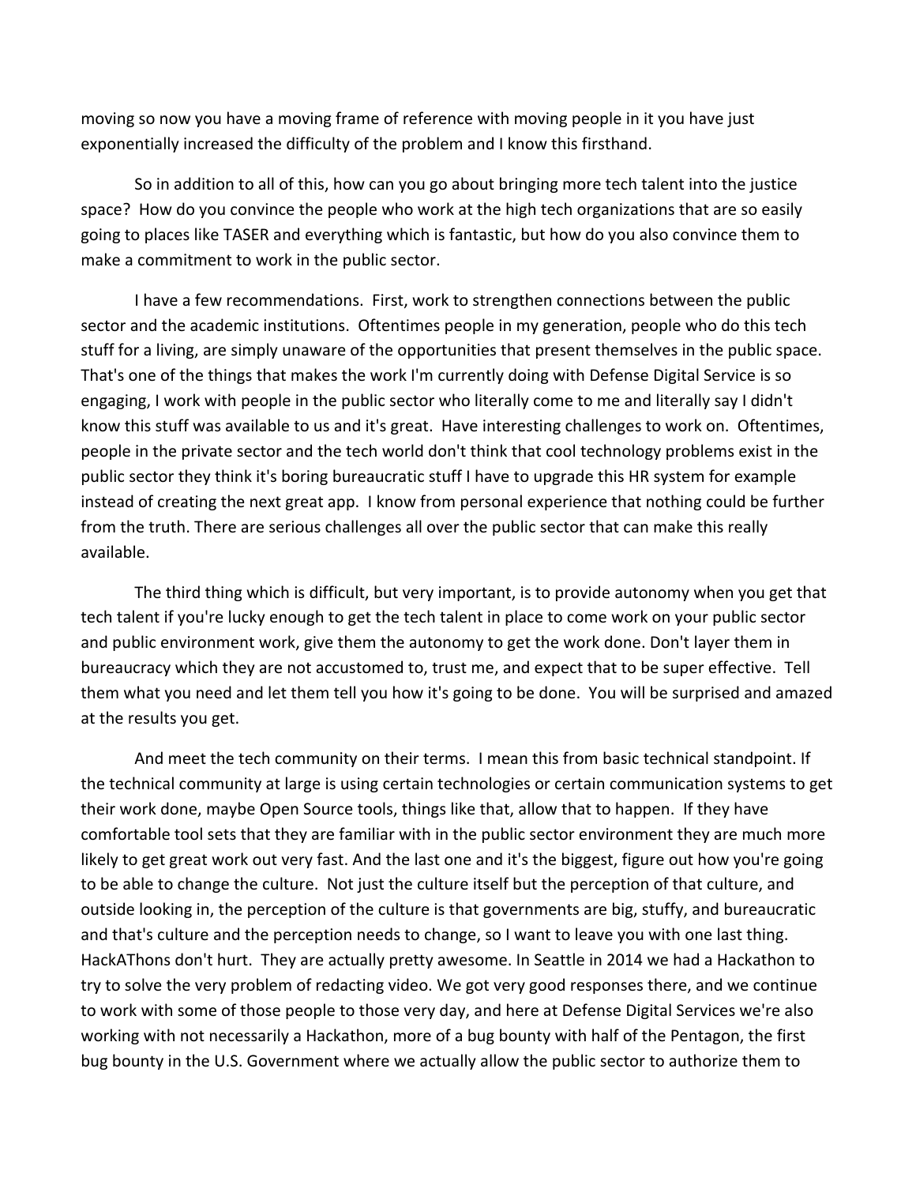moving so now you have a moving frame of reference with moving people in it you have just exponentially increased the difficulty of the problem and I know this firsthand.

So in addition to all of this, how can you go about bringing more tech talent into the justice space? How do you convince the people who work at the high tech organizations that are so easily going to places like TASER and everything which is fantastic, but how do you also convince them to make a commitment to work in the public sector.

I have a few recommendations. First, work to strengthen connections between the public sector and the academic institutions. Oftentimes people in my generation, people who do this tech stuff for a living, are simply unaware of the opportunities that present themselves in the public space. That's one of the things that makes the work I'm currently doing with Defense Digital Service is so engaging, I work with people in the public sector who literally come to me and literally say I didn't know this stuff was available to us and it's great. Have interesting challenges to work on. Oftentimes, people in the private sector and the tech world don't think that cool technology problems exist in the public sector they think it's boring bureaucratic stuff I have to upgrade this HR system for example instead of creating the next great app. I know from personal experience that nothing could be further from the truth. There are serious challenges all over the public sector that can make this really available.

The third thing which is difficult, but very important, is to provide autonomy when you get that tech talent if you're lucky enough to get the tech talent in place to come work on your public sector and public environment work, give them the autonomy to get the work done. Don't layer them in bureaucracy which they are not accustomed to, trust me, and expect that to be super effective. Tell them what you need and let them tell you how it's going to be done. You will be surprised and amazed at the results you get.

And meet the tech community on their terms. I mean this from basic technical standpoint. If the technical community at large is using certain technologies or certain communication systems to get their work done, maybe Open Source tools, things like that, allow that to happen. If they have comfortable tool sets that they are familiar with in the public sector environment they are much more likely to get great work out very fast. And the last one and it's the biggest, figure out how you're going to be able to change the culture. Not just the culture itself but the perception of that culture, and outside looking in, the perception of the culture is that governments are big, stuffy, and bureaucratic and that's culture and the perception needs to change, so I want to leave you with one last thing. HackAThons don't hurt. They are actually pretty awesome. In Seattle in 2014 we had a Hackathon to try to solve the very problem of redacting video. We got very good responses there, and we continue to work with some of those people to those very day, and here at Defense Digital Services we're also working with not necessarily a Hackathon, more of a bug bounty with half of the Pentagon, the first bug bounty in the U.S. Government where we actually allow the public sector to authorize them to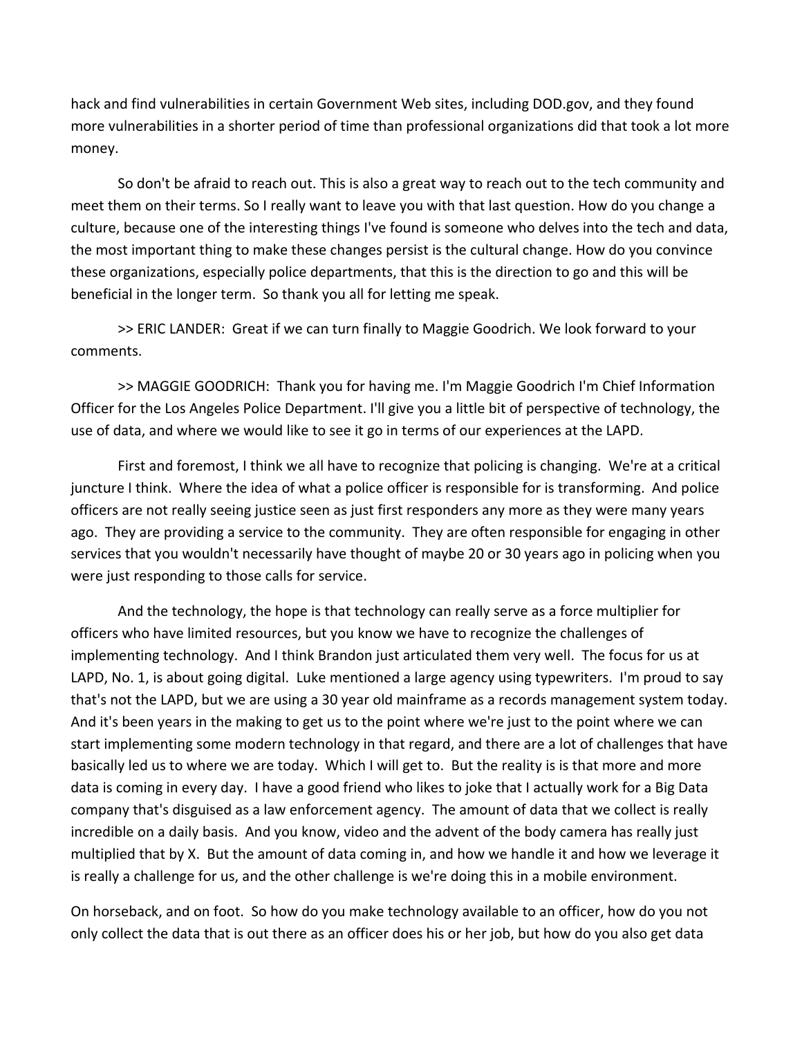hack and find vulnerabilities in certain Government Web sites, including DOD.gov, and they found more vulnerabilities in a shorter period of time than professional organizations did that took a lot more money.

So don't be afraid to reach out. This is also a great way to reach out to the tech community and meet them on their terms. So I really want to leave you with that last question. How do you change a culture, because one of the interesting things I've found is someone who delves into the tech and data, the most important thing to make these changes persist is the cultural change. How do you convince these organizations, especially police departments, that this is the direction to go and this will be beneficial in the longer term. So thank you all for letting me speak.

>> ERIC LANDER: Great if we can turn finally to Maggie Goodrich. We look forward to your comments.

>> MAGGIE GOODRICH: Thank you for having me. I'm Maggie Goodrich I'm Chief Information Officer for the Los Angeles Police Department. I'll give you a little bit of perspective of technology, the use of data, and where we would like to see it go in terms of our experiences at the LAPD.

First and foremost, I think we all have to recognize that policing is changing. We're at a critical juncture I think. Where the idea of what a police officer is responsible for is transforming. And police officers are not really seeing justice seen as just first responders any more as they were many years ago. They are providing a service to the community. They are often responsible for engaging in other services that you wouldn't necessarily have thought of maybe 20 or 30 years ago in policing when you were just responding to those calls for service.

And the technology, the hope is that technology can really serve as a force multiplier for officers who have limited resources, but you know we have to recognize the challenges of implementing technology. And I think Brandon just articulated them very well. The focus for us at LAPD, No. 1, is about going digital. Luke mentioned a large agency using typewriters. I'm proud to say that's not the LAPD, but we are using a 30 year old mainframe as a records management system today. And it's been years in the making to get us to the point where we're just to the point where we can start implementing some modern technology in that regard, and there are a lot of challenges that have basically led us to where we are today. Which I will get to. But the reality is is that more and more data is coming in every day. I have a good friend who likes to joke that I actually work for a Big Data company that's disguised as a law enforcement agency. The amount of data that we collect is really incredible on a daily basis. And you know, video and the advent of the body camera has really just multiplied that by X. But the amount of data coming in, and how we handle it and how we leverage it is really a challenge for us, and the other challenge is we're doing this in a mobile environment.

On horseback, and on foot. So how do you make technology available to an officer, how do you not only collect the data that is out there as an officer does his or her job, but how do you also get data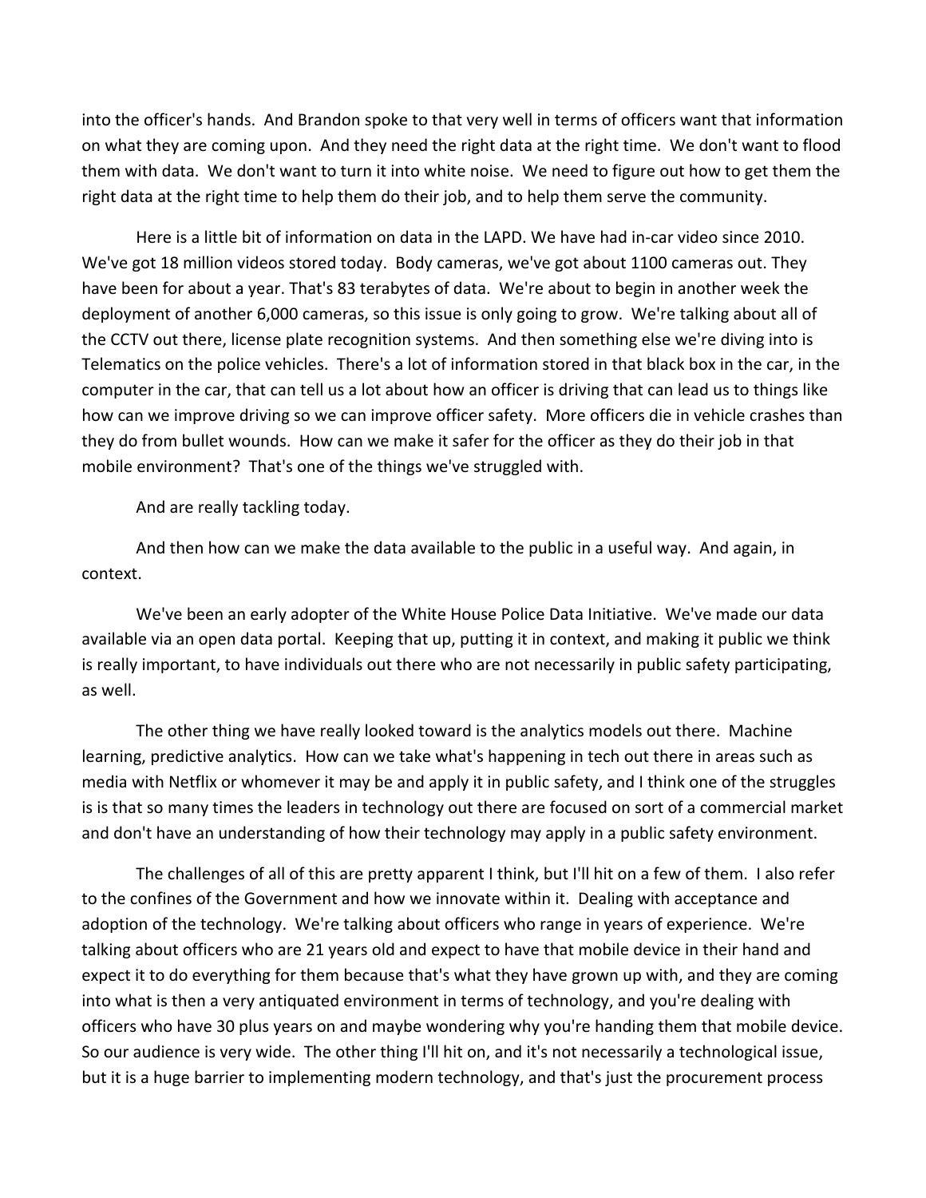into the officer's hands. And Brandon spoke to that very well in terms of officers want that information on what they are coming upon. And they need the right data at the right time. We don't want to flood them with data. We don't want to turn it into white noise. We need to figure out how to get them the right data at the right time to help them do their job, and to help them serve the community.

Here is a little bit of information on data in the LAPD. We have had in-car video since 2010. We've got 18 million videos stored today. Body cameras, we've got about 1100 cameras out. They have been for about a year. That's 83 terabytes of data. We're about to begin in another week the deployment of another 6,000 cameras, so this issue is only going to grow. We're talking about all of the CCTV out there, license plate recognition systems. And then something else we're diving into is Telematics on the police vehicles. There's a lot of information stored in that black box in the car, in the computer in the car, that can tell us a lot about how an officer is driving that can lead us to things like how can we improve driving so we can improve officer safety. More officers die in vehicle crashes than they do from bullet wounds. How can we make it safer for the officer as they do their job in that mobile environment? That's one of the things we've struggled with.

And are really tackling today.

And then how can we make the data available to the public in a useful way. And again, in context.

We've been an early adopter of the White House Police Data Initiative. We've made our data available via an open data portal. Keeping that up, putting it in context, and making it public we think is really important, to have individuals out there who are not necessarily in public safety participating, as well.

The other thing we have really looked toward is the analytics models out there. Machine learning, predictive analytics. How can we take what's happening in tech out there in areas such as media with Netflix or whomever it may be and apply it in public safety, and I think one of the struggles is is that so many times the leaders in technology out there are focused on sort of a commercial market and don't have an understanding of how their technology may apply in a public safety environment.

The challenges of all of this are pretty apparent I think, but I'll hit on a few of them. I also refer to the confines of the Government and how we innovate within it. Dealing with acceptance and adoption of the technology. We're talking about officers who range in years of experience. We're talking about officers who are 21 years old and expect to have that mobile device in their hand and expect it to do everything for them because that's what they have grown up with, and they are coming into what is then a very antiquated environment in terms of technology, and you're dealing with officers who have 30 plus years on and maybe wondering why you're handing them that mobile device. So our audience is very wide. The other thing I'll hit on, and it's not necessarily a technological issue, but it is a huge barrier to implementing modern technology, and that's just the procurement process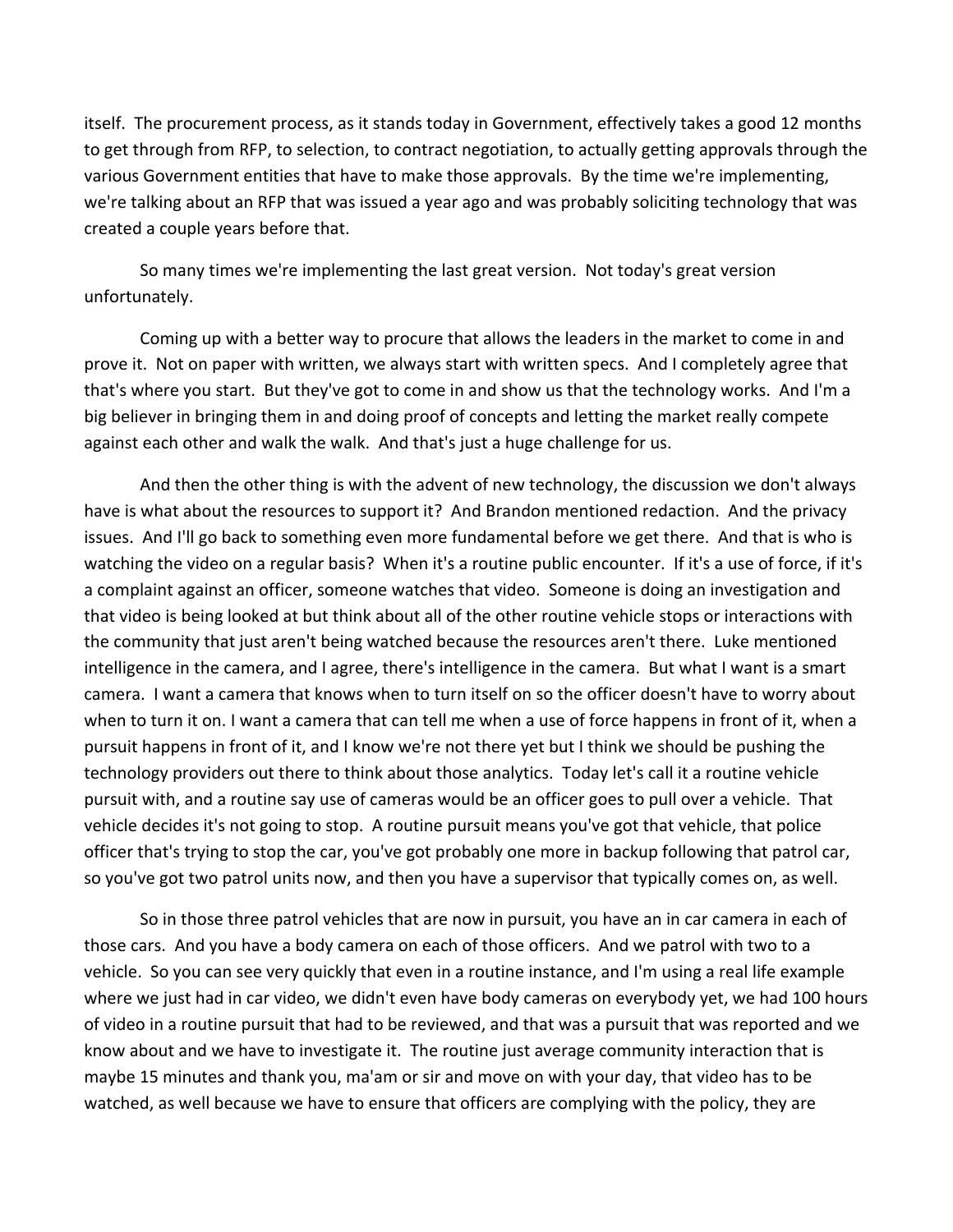itself. The procurement process, as it stands today in Government, effectively takes a good 12 months to get through from RFP, to selection, to contract negotiation, to actually getting approvals through the various Government entities that have to make those approvals. By the time we're implementing, we're talking about an RFP that was issued a year ago and was probably soliciting technology that was created a couple years before that.

So many times we're implementing the last great version. Not today's great version unfortunately.

Coming up with a better way to procure that allows the leaders in the market to come in and prove it. Not on paper with written, we always start with written specs. And I completely agree that that's where you start. But they've got to come in and show us that the technology works. And I'm a big believer in bringing them in and doing proof of concepts and letting the market really compete against each other and walk the walk. And that's just a huge challenge for us.

And then the other thing is with the advent of new technology, the discussion we don't always have is what about the resources to support it? And Brandon mentioned redaction. And the privacy issues. And I'll go back to something even more fundamental before we get there. And that is who is watching the video on a regular basis? When it's a routine public encounter. If it's a use of force, if it's a complaint against an officer, someone watches that video. Someone is doing an investigation and that video is being looked at but think about all of the other routine vehicle stops or interactions with the community that just aren't being watched because the resources aren't there. Luke mentioned intelligence in the camera, and I agree, there's intelligence in the camera. But what I want is a smart camera. I want a camera that knows when to turn itself on so the officer doesn't have to worry about when to turn it on. I want a camera that can tell me when a use of force happens in front of it, when a pursuit happens in front of it, and I know we're not there yet but I think we should be pushing the technology providers out there to think about those analytics. Today let's call it a routine vehicle pursuit with, and a routine say use of cameras would be an officer goes to pull over a vehicle. That vehicle decides it's not going to stop. A routine pursuit means you've got that vehicle, that police officer that's trying to stop the car, you've got probably one more in backup following that patrol car, so you've got two patrol units now, and then you have a supervisor that typically comes on, as well.

So in those three patrol vehicles that are now in pursuit, you have an in car camera in each of those cars. And you have a body camera on each of those officers. And we patrol with two to a vehicle. So you can see very quickly that even in a routine instance, and I'm using a real life example where we just had in car video, we didn't even have body cameras on everybody yet, we had 100 hours of video in a routine pursuit that had to be reviewed, and that was a pursuit that was reported and we know about and we have to investigate it. The routine just average community interaction that is maybe 15 minutes and thank you, ma'am or sir and move on with your day, that video has to be watched, as well because we have to ensure that officers are complying with the policy, they are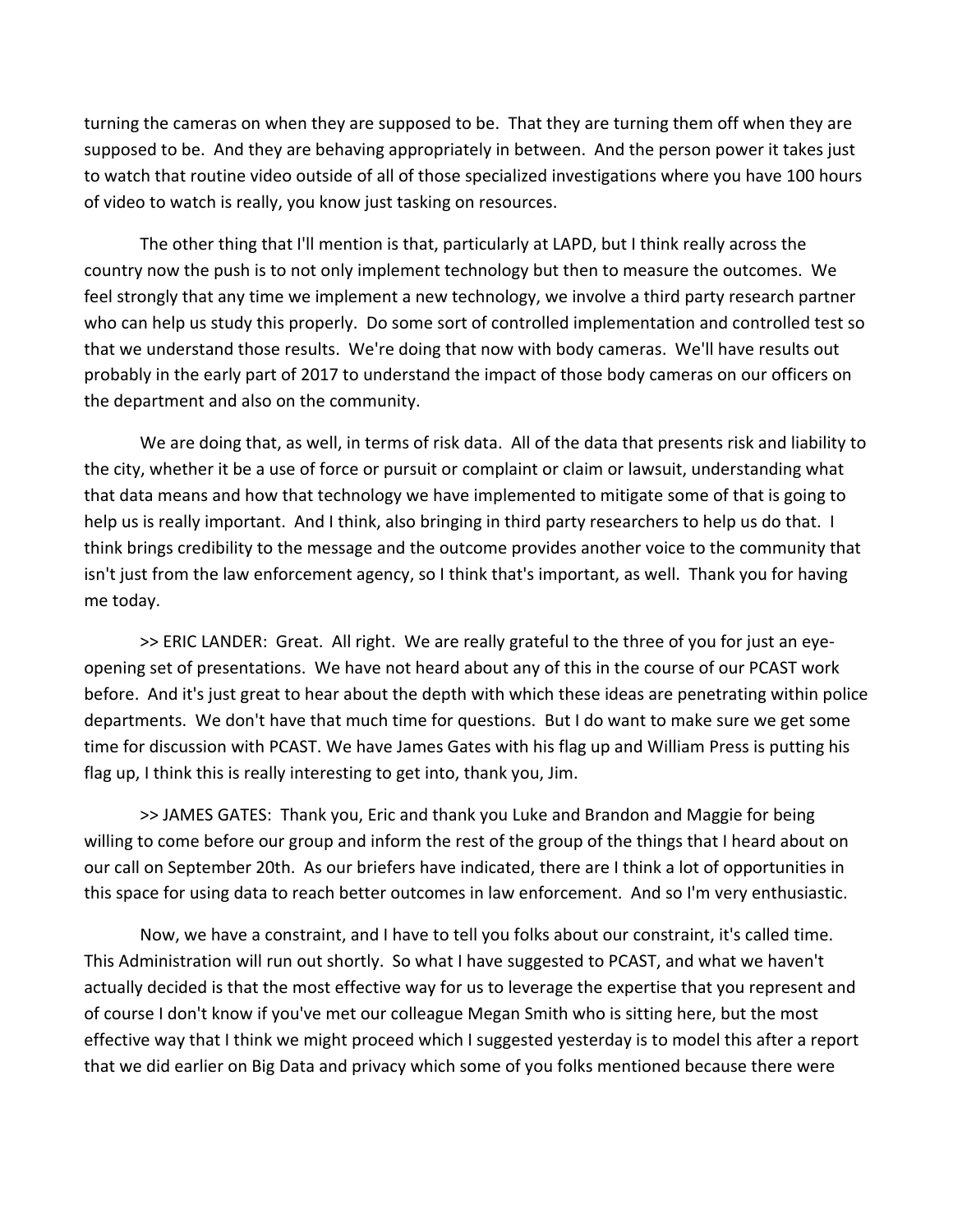turning the cameras on when they are supposed to be. That they are turning them off when they are supposed to be. And they are behaving appropriately in between. And the person power it takes just to watch that routine video outside of all of those specialized investigations where you have 100 hours of video to watch is really, you know just tasking on resources.

The other thing that I'll mention is that, particularly at LAPD, but I think really across the country now the push is to not only implement technology but then to measure the outcomes. We feel strongly that any time we implement a new technology, we involve a third party research partner who can help us study this properly. Do some sort of controlled implementation and controlled test so that we understand those results. We're doing that now with body cameras. We'll have results out probably in the early part of 2017 to understand the impact of those body cameras on our officers on the department and also on the community.

We are doing that, as well, in terms of risk data. All of the data that presents risk and liability to the city, whether it be a use of force or pursuit or complaint or claim or lawsuit, understanding what that data means and how that technology we have implemented to mitigate some of that is going to help us is really important. And I think, also bringing in third party researchers to help us do that. I think brings credibility to the message and the outcome provides another voice to the community that isn't just from the law enforcement agency, so I think that's important, as well. Thank you for having me today.

>> ERIC LANDER: Great. All right. We are really grateful to the three of you for just an eye-opening set of presentations. We have not heard about any of this in the course of our PCAST work before. And it's just great to hear about the depth with which these ideas are penetrating within police departments. We don't have that much time for questions. But I do want to make sure we get some time for discussion with PCAST. We have James Gates with his flag up and William Press is putting his flag up, I think this is really interesting to get into, thank you, Jim.

>> JAMES GATES: Thank you, Eric and thank you Luke and Brandon and Maggie for being willing to come before our group and inform the rest of the group of the things that I heard about on our call on September 20th. As our briefers have indicated, there are I think a lot of opportunities in this space for using data to reach better outcomes in law enforcement. And so I'm very enthusiastic.

Now, we have a constraint, and I have to tell you folks about our constraint, it's called time. This Administration will run out shortly. So what I have suggested to PCAST, and what we haven't actually decided is that the most effective way for us to leverage the expertise that you represent and of course I don't know if you've met our colleague Megan Smith who is sitting here, but the most effective way that I think we might proceed which I suggested yesterday is to model this after a report that we did earlier on Big Data and privacy which some of you folks mentioned because there were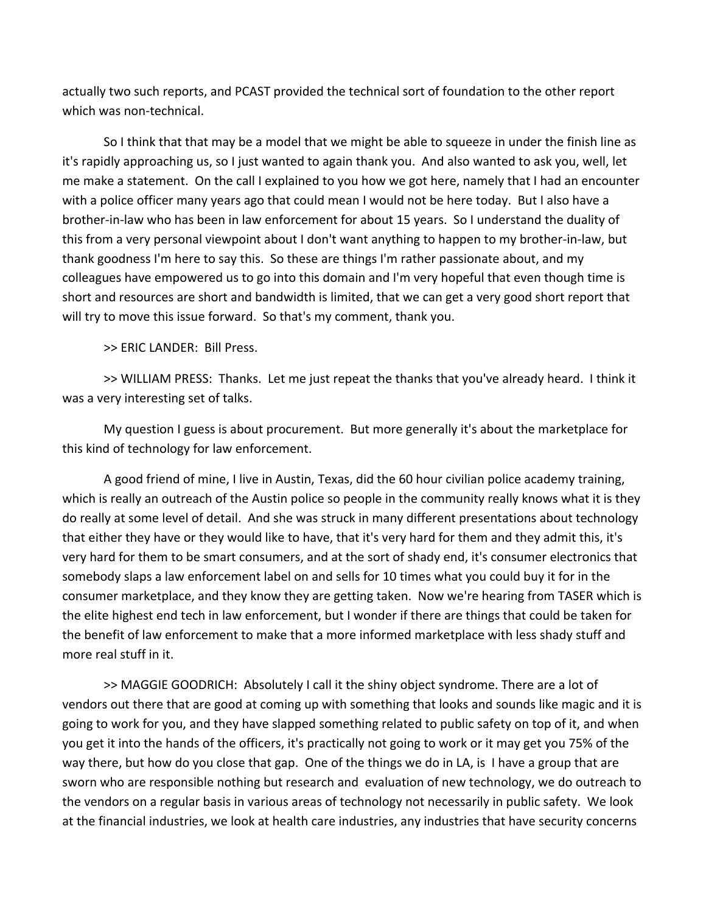actually two such reports, and PCAST provided the technical sort of foundation to the other report which was non-technical.

So I think that that may be a model that we might be able to squeeze in under the finish line as it's rapidly approaching us, so I just wanted to again thank you. And also wanted to ask you, well, let me make a statement. On the call I explained to you how we got here, namely that I had an encounter with a police officer many years ago that could mean I would not be here today. But I also have a brother-in-law who has been in law enforcement for about 15 years. So I understand the duality of this from a very personal viewpoint about I don't want anything to happen to my brother-in-law, but thank goodness I'm here to say this. So these are things I'm rather passionate about, and my colleagues have empowered us to go into this domain and I'm very hopeful that even though time is short and resources are short and bandwidth is limited, that we can get a very good short report that will try to move this issue forward. So that's my comment, thank you.

>> ERIC LANDER: Bill Press.

>> WILLIAM PRESS: Thanks. Let me just repeat the thanks that you've already heard. I think it was a very interesting set of talks.

My question I guess is about procurement. But more generally it's about the marketplace for this kind of technology for law enforcement.

A good friend of mine, I live in Austin, Texas, did the 60 hour civilian police academy training, which is really an outreach of the Austin police so people in the community really knows what it is they do really at some level of detail. And she was struck in many different presentations about technology that either they have or they would like to have, that it's very hard for them and they admit this, it's very hard for them to be smart consumers, and at the sort of shady end, it's consumer electronics that somebody slaps a law enforcement label on and sells for 10 times what you could buy it for in the consumer marketplace, and they know they are getting taken. Now we're hearing from TASER which is the elite highest end tech in law enforcement, but I wonder if there are things that could be taken for the benefit of law enforcement to make that a more informed marketplace with less shady stuff and more real stuff in it.

>> MAGGIE GOODRICH: Absolutely I call it the shiny object syndrome. There are a lot of vendors out there that are good at coming up with something that looks and sounds like magic and it is going to work for you, and they have slapped something related to public safety on top of it, and when you get it into the hands of the officers, it's practically not going to work or it may get you 75% of the way there, but how do you close that gap. One of the things we do in LA, is I have a group that are sworn who are responsible nothing but research and evaluation of new technology, we do outreach to the vendors on a regular basis in various areas of technology not necessarily in public safety. We look at the financial industries, we look at health care industries, any industries that have security concerns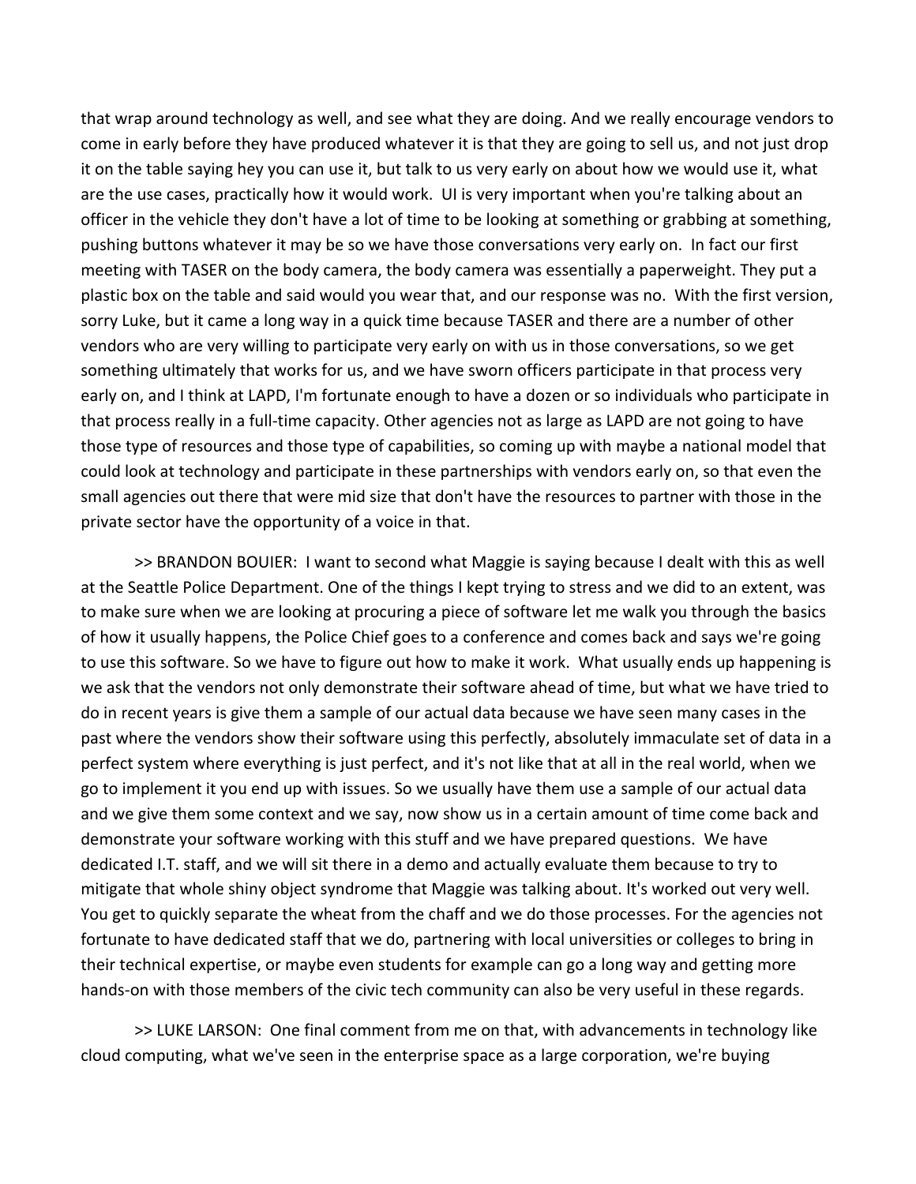that wrap around technology as well, and see what they are doing. And we really encourage vendors to come in early before they have produced whatever it is that they are going to sell us, and not just drop it on the table saying hey you can use it, but talk to us very early on about how we would use it, what are the use cases, practically how it would work.  UI is very important when you're talking about an officer in the vehicle they don't have a lot of time to be looking at something or grabbing at something, pushing buttons whatever it may be so we have those conversations very early on.  In fact our first meeting with TASER on the body camera, the body camera was essentially a paperweight. They put a plastic box on the table and said would you wear that, and our response was no.  With the first version, sorry Luke, but it came a long way in a quick time because TASER and there are a number of other vendors who are very willing to participate very early on with us in those conversations, so we get something ultimately that works for us, and we have sworn officers participate in that process very early on, and I think at LAPD, I'm fortunate enough to have a dozen or so individuals who participate in that process really in a full-time capacity. Other agencies not as large as LAPD are not going to have those type of resources and those type of capabilities, so coming up with maybe a national model that could look at technology and participate in these partnerships with vendors early on, so that even the small agencies out there that were mid size that don't have the resources to partner with those in the private sector have the opportunity of a voice in that.

>> BRANDON BOUIER:  I want to second what Maggie is saying because I dealt with this as well at the Seattle Police Department. One of the things I kept trying to stress and we did to an extent, was to make sure when we are looking at procuring a piece of software let me walk you through the basics of how it usually happens, the Police Chief goes to a conference and comes back and says we're going to use this software. So we have to figure out how to make it work.  What usually ends up happening is we ask that the vendors not only demonstrate their software ahead of time, but what we have tried to do in recent years is give them a sample of our actual data because we have seen many cases in the past where the vendors show their software using this perfectly, absolutely immaculate set of data in a perfect system where everything is just perfect, and it's not like that at all in the real world, when we go to implement it you end up with issues. So we usually have them use a sample of our actual data and we give them some context and we say, now show us in a certain amount of time come back and demonstrate your software working with this stuff and we have prepared questions.  We have dedicated I.T. staff, and we will sit there in a demo and actually evaluate them because to try to mitigate that whole shiny object syndrome that Maggie was talking about. It's worked out very well. You get to quickly separate the wheat from the chaff and we do those processes. For the agencies not fortunate to have dedicated staff that we do, partnering with local universities or colleges to bring in their technical expertise, or maybe even students for example can go a long way and getting more hands-on with those members of the civic tech community can also be very useful in these regards.

>> LUKE LARSON:  One final comment from me on that, with advancements in technology like cloud computing, what we've seen in the enterprise space as a large corporation, we're buying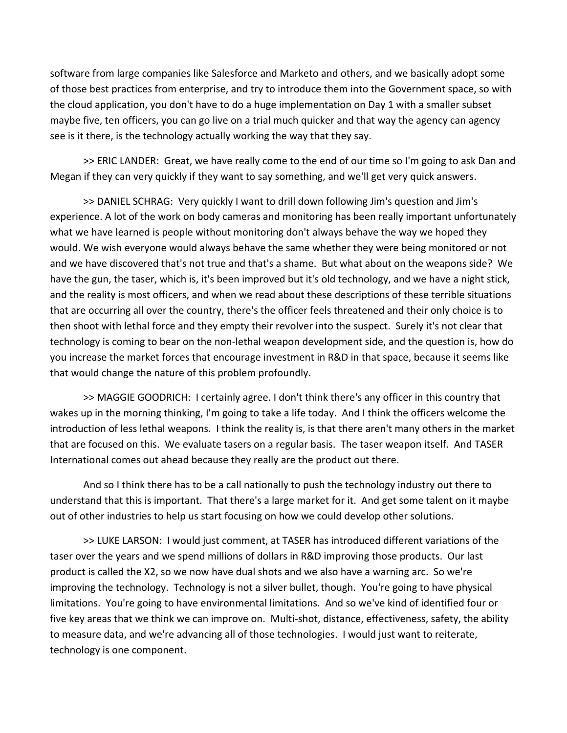software from large companies like Salesforce and Marketo and others, and we basically adopt some of those best practices from enterprise, and try to introduce them into the Government space, so with the cloud application, you don't have to do a huge implementation on Day 1 with a smaller subset maybe five, ten officers, you can go live on a trial much quicker and that way the agency can agency see is it there, is the technology actually working the way that they say.

>> ERIC LANDER: Great, we have really come to the end of our time so I'm going to ask Dan and Megan if they can very quickly if they want to say something, and we'll get very quick answers.

>> DANIEL SCHRAG: Very quickly I want to drill down following Jim's question and Jim's experience. A lot of the work on body cameras and monitoring has been really important unfortunately what we have learned is people without monitoring don't always behave the way we hoped they would. We wish everyone would always behave the same whether they were being monitored or not and we have discovered that's not true and that's a shame. But what about on the weapons side? We have the gun, the taser, which is, it's been improved but it's old technology, and we have a night stick, and the reality is most officers, and when we read about these descriptions of these terrible situations that are occurring all over the country, there's the officer feels threatened and their only choice is to then shoot with lethal force and they empty their revolver into the suspect. Surely it's not clear that technology is coming to bear on the non-lethal weapon development side, and the question is, how do you increase the market forces that encourage investment in R&D in that space, because it seems like that would change the nature of this problem profoundly.

>> MAGGIE GOODRICH: I certainly agree. I don't think there's any officer in this country that wakes up in the morning thinking, I'm going to take a life today. And I think the officers welcome the introduction of less lethal weapons. I think the reality is, is that there aren't many others in the market that are focused on this. We evaluate tasers on a regular basis. The taser weapon itself. And TASER International comes out ahead because they really are the product out there.

And so I think there has to be a call nationally to push the technology industry out there to understand that this is important. That there's a large market for it. And get some talent on it maybe out of other industries to help us start focusing on how we could develop other solutions.

>> LUKE LARSON: I would just comment, at TASER has introduced different variations of the taser over the years and we spend millions of dollars in R&D improving those products. Our last product is called the X2, so we now have dual shots and we also have a warning arc. So we're improving the technology. Technology is not a silver bullet, though. You're going to have physical limitations. You're going to have environmental limitations. And so we've kind of identified four or five key areas that we think we can improve on. Multi-shot, distance, effectiveness, safety, the ability to measure data, and we're advancing all of those technologies. I would just want to reiterate, technology is one component.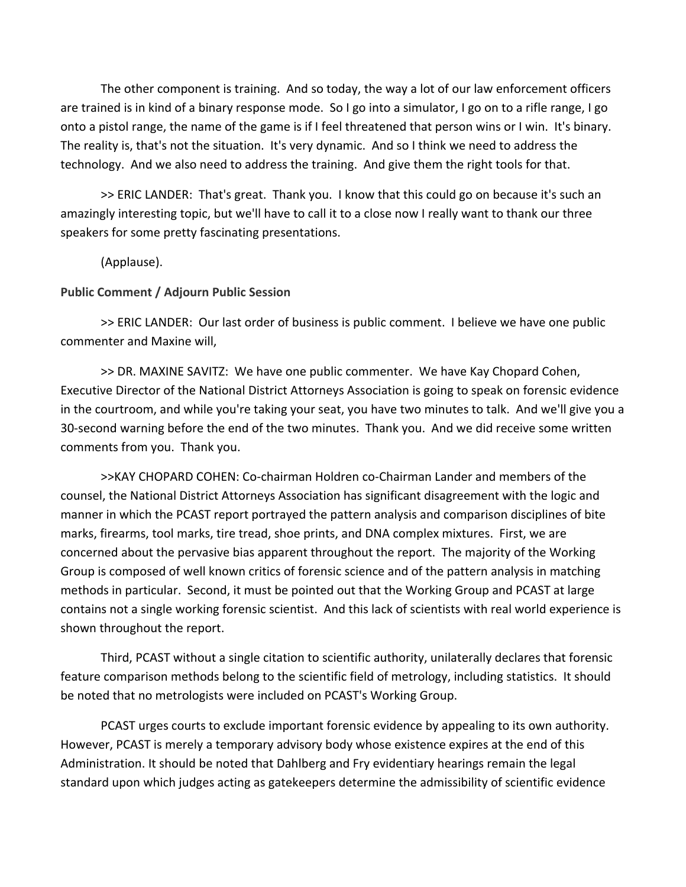The other component is training. And so today, the way a lot of our law enforcement officers are trained is in kind of a binary response mode. So I go into a simulator, I go on to a rifle range, I go onto a pistol range, the name of the game is if I feel threatened that person wins or I win. It's binary. The reality is, that's not the situation. It's very dynamic. And so I think we need to address the technology. And we also need to address the training. And give them the right tools for that.

>> ERIC LANDER: That's great. Thank you. I know that this could go on because it's such an amazingly interesting topic, but we'll have to call it to a close now I really want to thank our three speakers for some pretty fascinating presentations.

(Applause).

**Public Comment / Adjourn Public Session**

>> ERIC LANDER: Our last order of business is public comment. I believe we have one public commenter and Maxine will,

>> DR. MAXINE SAVITZ: We have one public commenter. We have Kay Chopard Cohen, Executive Director of the National District Attorneys Association is going to speak on forensic evidence in the courtroom, and while you're taking your seat, you have two minutes to talk. And we'll give you a 30-second warning before the end of the two minutes. Thank you. And we did receive some written comments from you. Thank you.

>>KAY CHOPARD COHEN: Co-chairman Holdren co-Chairman Lander and members of the counsel, the National District Attorneys Association has significant disagreement with the logic and manner in which the PCAST report portrayed the pattern analysis and comparison disciplines of bite marks, firearms, tool marks, tire tread, shoe prints, and DNA complex mixtures. First, we are concerned about the pervasive bias apparent throughout the report. The majority of the Working Group is composed of well known critics of forensic science and of the pattern analysis in matching methods in particular. Second, it must be pointed out that the Working Group and PCAST at large contains not a single working forensic scientist. And this lack of scientists with real world experience is shown throughout the report.

Third, PCAST without a single citation to scientific authority, unilaterally declares that forensic feature comparison methods belong to the scientific field of metrology, including statistics. It should be noted that no metrologists were included on PCAST's Working Group.

PCAST urges courts to exclude important forensic evidence by appealing to its own authority. However, PCAST is merely a temporary advisory body whose existence expires at the end of this Administration. It should be noted that Dahlberg and Fry evidentiary hearings remain the legal standard upon which judges acting as gatekeepers determine the admissibility of scientific evidence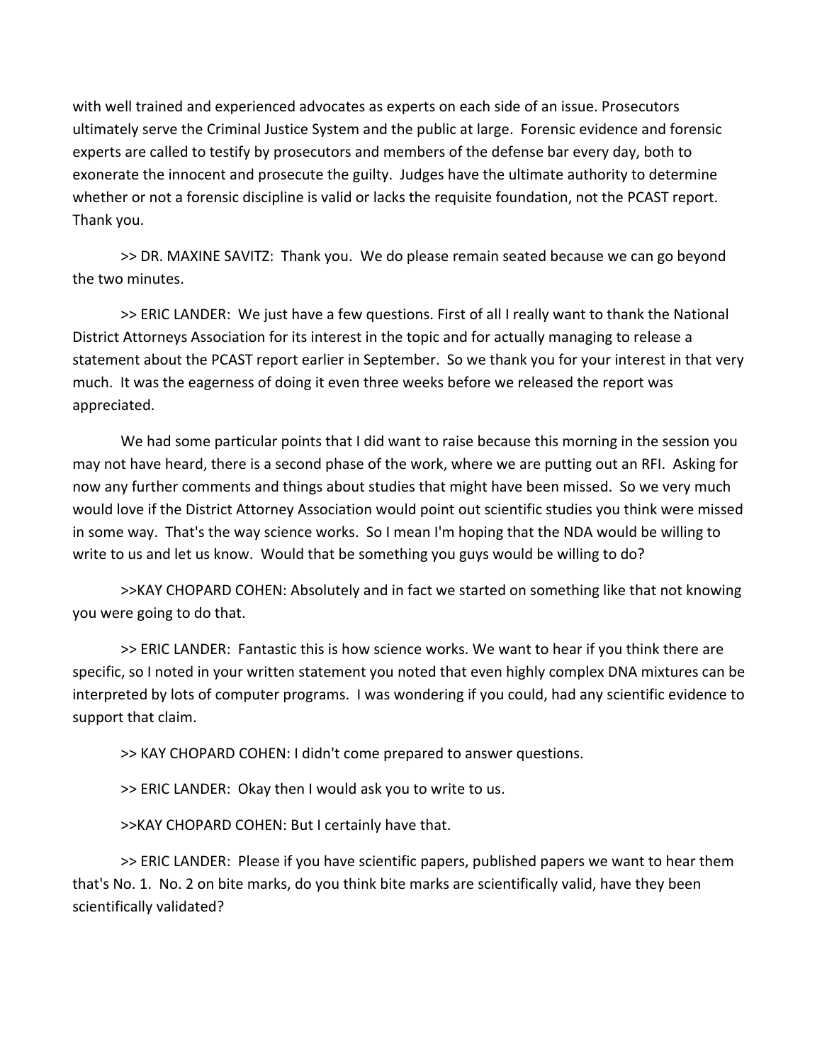with well trained and experienced advocates as experts on each side of an issue. Prosecutors ultimately serve the Criminal Justice System and the public at large. Forensic evidence and forensic experts are called to testify by prosecutors and members of the defense bar every day, both to exonerate the innocent and prosecute the guilty. Judges have the ultimate authority to determine whether or not a forensic discipline is valid or lacks the requisite foundation, not the PCAST report. Thank you.

>> DR. MAXINE SAVITZ: Thank you. We do please remain seated because we can go beyond the two minutes.

>> ERIC LANDER: We just have a few questions. First of all I really want to thank the National District Attorneys Association for its interest in the topic and for actually managing to release a statement about the PCAST report earlier in September. So we thank you for your interest in that very much. It was the eagerness of doing it even three weeks before we released the report was appreciated.

We had some particular points that I did want to raise because this morning in the session you may not have heard, there is a second phase of the work, where we are putting out an RFI. Asking for now any further comments and things about studies that might have been missed. So we very much would love if the District Attorney Association would point out scientific studies you think were missed in some way. That's the way science works. So I mean I'm hoping that the NDA would be willing to write to us and let us know. Would that be something you guys would be willing to do?

>>KAY CHOPARD COHEN: Absolutely and in fact we started on something like that not knowing you were going to do that.

>> ERIC LANDER: Fantastic this is how science works. We want to hear if you think there are specific, so I noted in your written statement you noted that even highly complex DNA mixtures can be interpreted by lots of computer programs. I was wondering if you could, had any scientific evidence to support that claim.

>> KAY CHOPARD COHEN: I didn't come prepared to answer questions.

>> ERIC LANDER: Okay then I would ask you to write to us.

>>KAY CHOPARD COHEN: But I certainly have that.

>> ERIC LANDER: Please if you have scientific papers, published papers we want to hear them that's No. 1. No. 2 on bite marks, do you think bite marks are scientifically valid, have they been scientifically validated?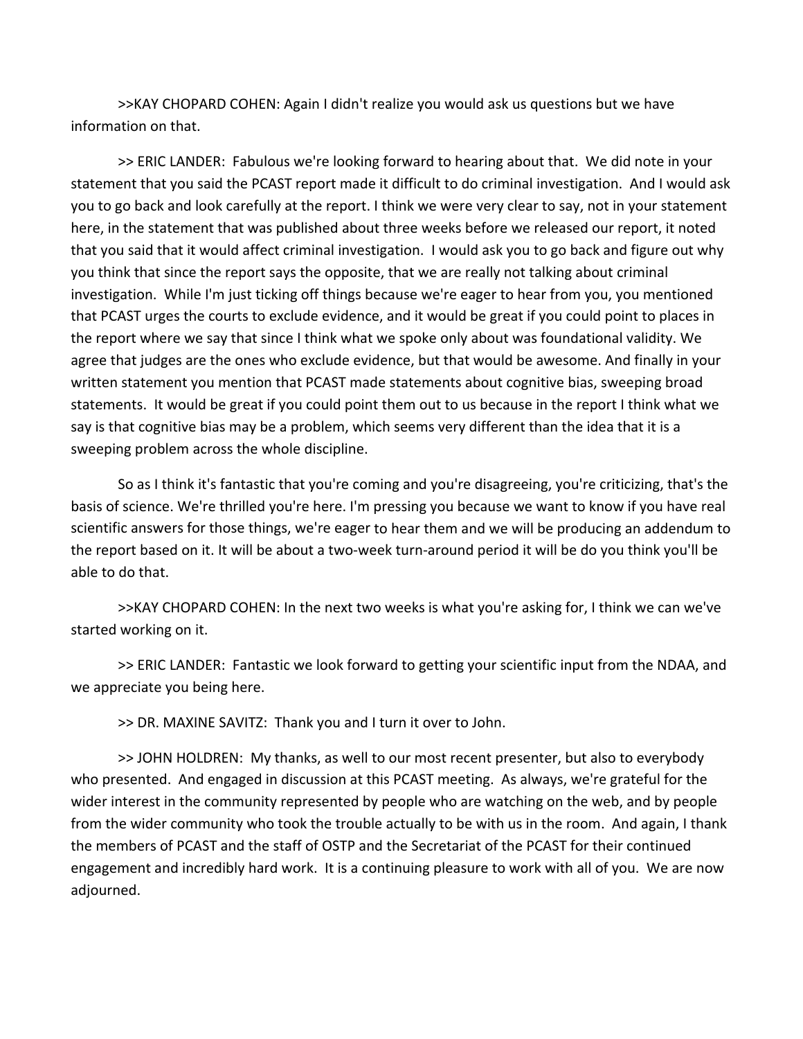>>KAY CHOPARD COHEN: Again I didn't realize you would ask us questions but we have information on that.

>> ERIC LANDER: Fabulous we're looking forward to hearing about that. We did note in your statement that you said the PCAST report made it difficult to do criminal investigation. And I would ask you to go back and look carefully at the report. I think we were very clear to say, not in your statement here, in the statement that was published about three weeks before we released our report, it noted that you said that it would affect criminal investigation. I would ask you to go back and figure out why you think that since the report says the opposite, that we are really not talking about criminal investigation. While I'm just ticking off things because we're eager to hear from you, you mentioned that PCAST urges the courts to exclude evidence, and it would be great if you could point to places in the report where we say that since I think what we spoke only about was foundational validity. We agree that judges are the ones who exclude evidence, but that would be awesome. And finally in your written statement you mention that PCAST made statements about cognitive bias, sweeping broad statements. It would be great if you could point them out to us because in the report I think what we say is that cognitive bias may be a problem, which seems very different than the idea that it is a sweeping problem across the whole discipline.

So as I think it's fantastic that you're coming and you're disagreeing, you're criticizing, that's the basis of science. We're thrilled you're here. I'm pressing you because we want to know if you have real scientific answers for those things, we're eager to hear them and we will be producing an addendum to the report based on it. It will be about a two-week turn-around period it will be do you think you'll be able to do that.

>>KAY CHOPARD COHEN: In the next two weeks is what you're asking for, I think we can we've started working on it.

>> ERIC LANDER: Fantastic we look forward to getting your scientific input from the NDAA, and we appreciate you being here.

>> DR. MAXINE SAVITZ: Thank you and I turn it over to John.

>> JOHN HOLDREN: My thanks, as well to our most recent presenter, but also to everybody who presented. And engaged in discussion at this PCAST meeting. As always, we're grateful for the wider interest in the community represented by people who are watching on the web, and by people from the wider community who took the trouble actually to be with us in the room. And again, I thank the members of PCAST and the staff of OSTP and the Secretariat of the PCAST for their continued engagement and incredibly hard work. It is a continuing pleasure to work with all of you. We are now adjourned.